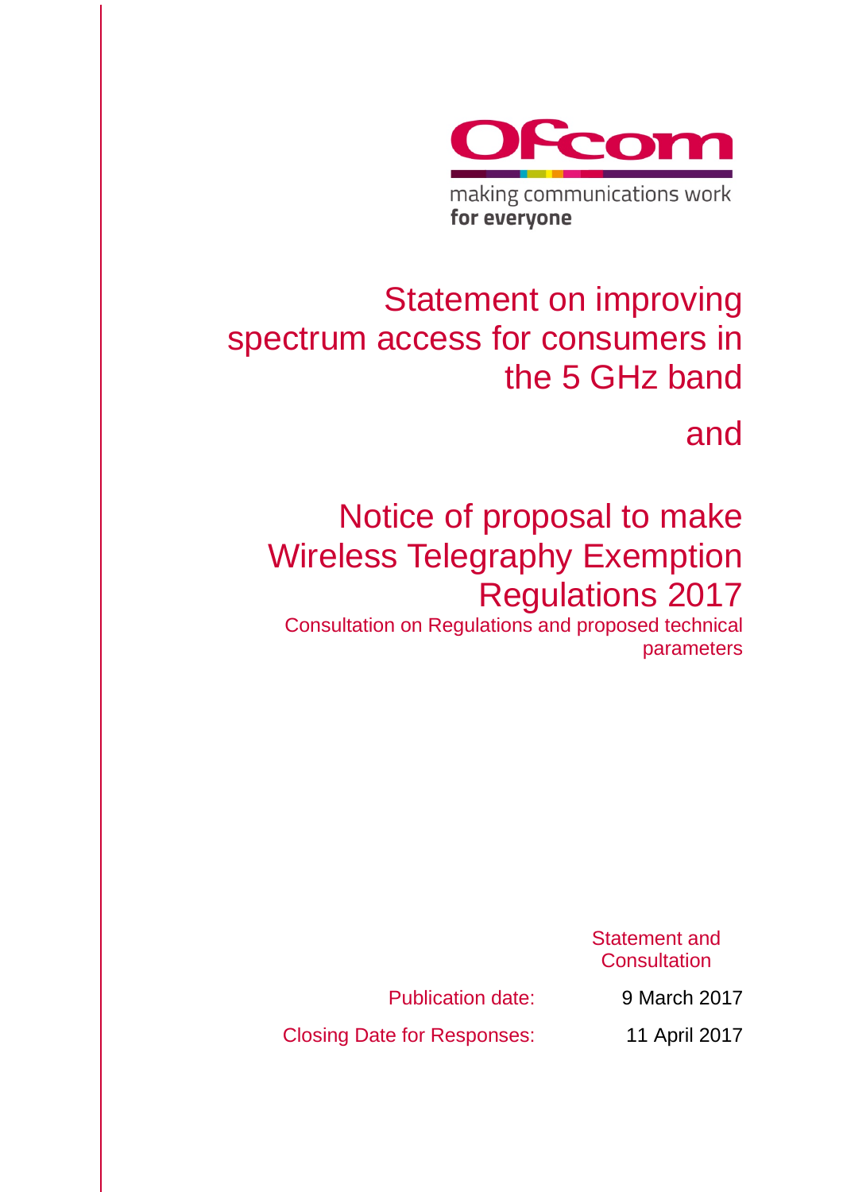Ofcom

making communications work
**for everyone**

# Statement on improving spectrum access for consumers in the 5 GHz band

# and

# Notice of proposal to make Wireless Telegraphy Exemption Regulations 2017

Consultation on Regulations and proposed technical parameters

Statement and Consultation

Publication date: 9 March 2017

Closing Date for Responses: 11 April 2017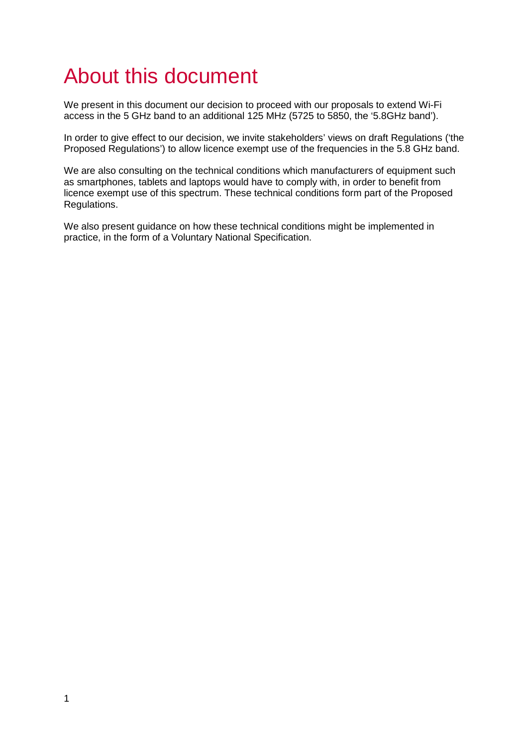# About this document

We present in this document our decision to proceed with our proposals to extend Wi-Fi access in the 5 GHz band to an additional 125 MHz (5725 to 5850, the '5.8GHz band').

In order to give effect to our decision, we invite stakeholders' views on draft Regulations ('the Proposed Regulations') to allow licence exempt use of the frequencies in the 5.8 GHz band.

We are also consulting on the technical conditions which manufacturers of equipment such as smartphones, tablets and laptops would have to comply with, in order to benefit from licence exempt use of this spectrum. These technical conditions form part of the Proposed Regulations.

We also present guidance on how these technical conditions might be implemented in practice, in the form of a Voluntary National Specification.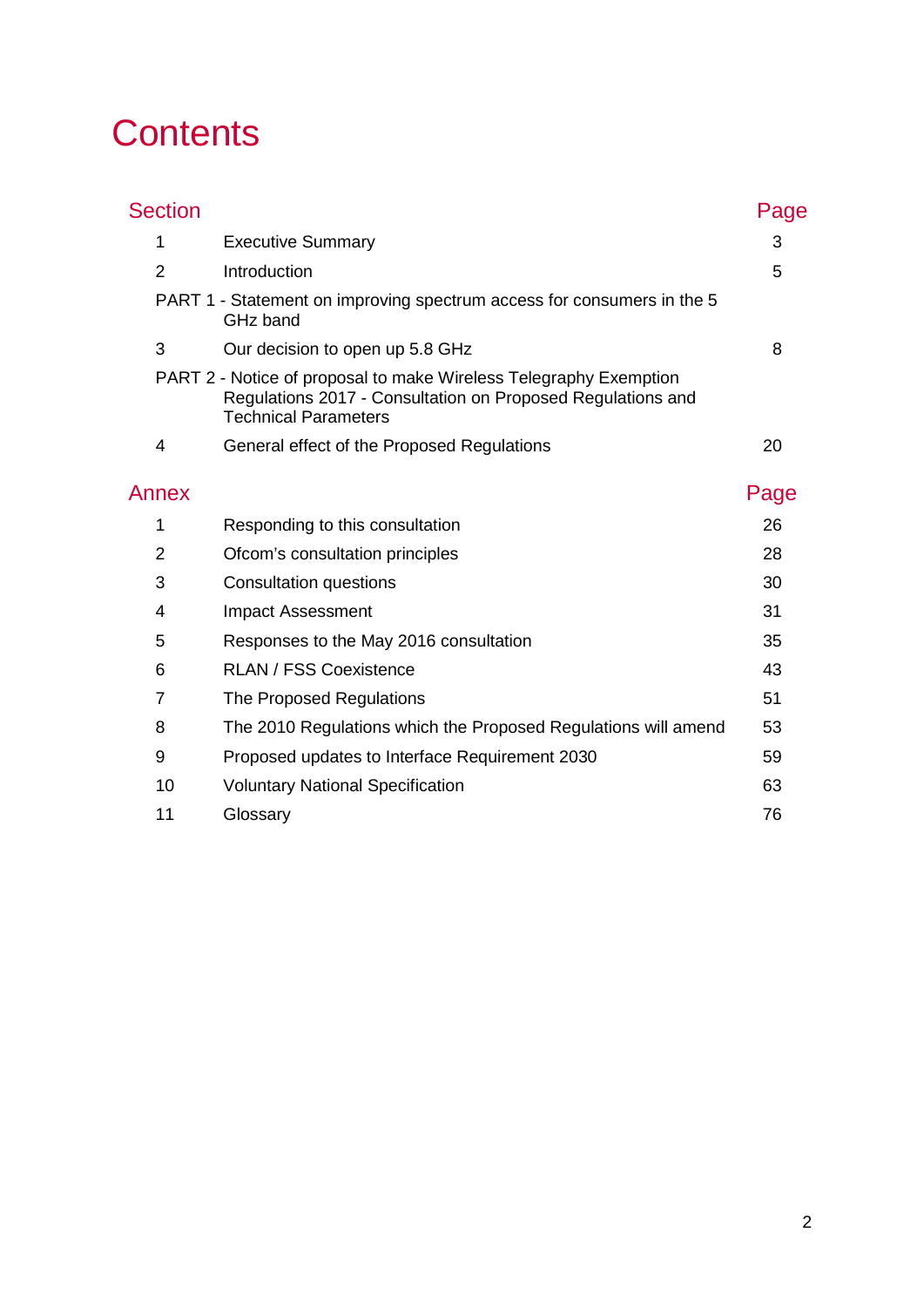# Contents

| Section | | Page |
|---|---|---|
| 1 | Executive Summary | 3 |
| 2 | Introduction | 5 |
| PART 1 - Statement on improving spectrum access for consumers in the 5 GHz band | | |
| 3 | Our decision to open up 5.8 GHz | 8 |
| PART 2 - Notice of proposal to make Wireless Telegraphy Exemption Regulations 2017 - Consultation on Proposed Regulations and Technical Parameters | | |
| 4 | General effect of the Proposed Regulations | 20 |

| Annex | | Page |
|---|---|---|
| 1 | Responding to this consultation | 26 |
| 2 | Ofcom's consultation principles | 28 |
| 3 | Consultation questions | 30 |
| 4 | Impact Assessment | 31 |
| 5 | Responses to the May 2016 consultation | 35 |
| 6 | RLAN / FSS Coexistence | 43 |
| 7 | The Proposed Regulations | 51 |
| 8 | The 2010 Regulations which the Proposed Regulations will amend | 53 |
| 9 | Proposed updates to Interface Requirement 2030 | 59 |
| 10 | Voluntary National Specification | 63 |
| 11 | Glossary | 76 |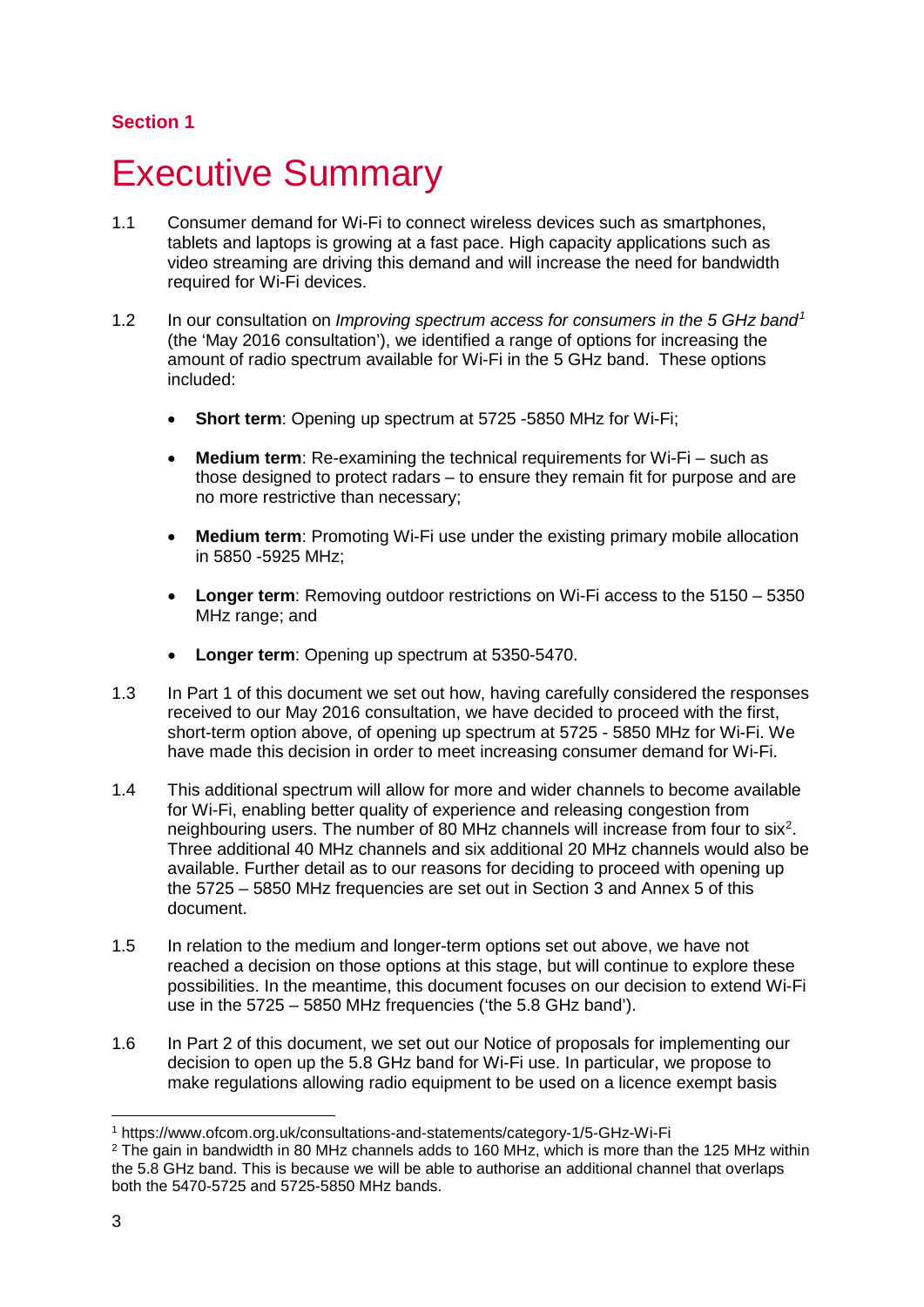**Section 1**

# Executive Summary

1.1 Consumer demand for Wi-Fi to connect wireless devices such as smartphones, tablets and laptops is growing at a fast pace. High capacity applications such as video streaming are driving this demand and will increase the need for bandwidth required for Wi-Fi devices.

1.2 In our consultation on *Improving spectrum access for consumers in the 5 GHz band*[1] (the 'May 2016 consultation'), we identified a range of options for increasing the amount of radio spectrum available for Wi-Fi in the 5 GHz band. These options included:

- **Short term**: Opening up spectrum at 5725 -5850 MHz for Wi-Fi;
- **Medium term**: Re-examining the technical requirements for Wi-Fi – such as those designed to protect radars – to ensure they remain fit for purpose and are no more restrictive than necessary;
- **Medium term**: Promoting Wi-Fi use under the existing primary mobile allocation in 5850 -5925 MHz;
- **Longer term**: Removing outdoor restrictions on Wi-Fi access to the 5150 – 5350 MHz range; and
- **Longer term**: Opening up spectrum at 5350-5470.

1.3 In Part 1 of this document we set out how, having carefully considered the responses received to our May 2016 consultation, we have decided to proceed with the first, short-term option above, of opening up spectrum at 5725 - 5850 MHz for Wi-Fi. We have made this decision in order to meet increasing consumer demand for Wi-Fi.

1.4 This additional spectrum will allow for more and wider channels to become available for Wi-Fi, enabling better quality of experience and releasing congestion from neighbouring users. The number of 80 MHz channels will increase from four to six[2]. Three additional 40 MHz channels and six additional 20 MHz channels would also be available. Further detail as to our reasons for deciding to proceed with opening up the 5725 – 5850 MHz frequencies are set out in Section 3 and Annex 5 of this document.

1.5 In relation to the medium and longer-term options set out above, we have not reached a decision on those options at this stage, but will continue to explore these possibilities. In the meantime, this document focuses on our decision to extend Wi-Fi use in the 5725 – 5850 MHz frequencies ('the 5.8 GHz band').

1.6 In Part 2 of this document, we set out our Notice of proposals for implementing our decision to open up the 5.8 GHz band for Wi-Fi use. In particular, we propose to make regulations allowing radio equipment to be used on a licence exempt basis

---

[1] https://www.ofcom.org.uk/consultations-and-statements/category-1/5-GHz-Wi-Fi

[2] The gain in bandwidth in 80 MHz channels adds to 160 MHz, which is more than the 125 MHz within the 5.8 GHz band. This is because we will be able to authorise an additional channel that overlaps both the 5470-5725 and 5725-5850 MHz bands.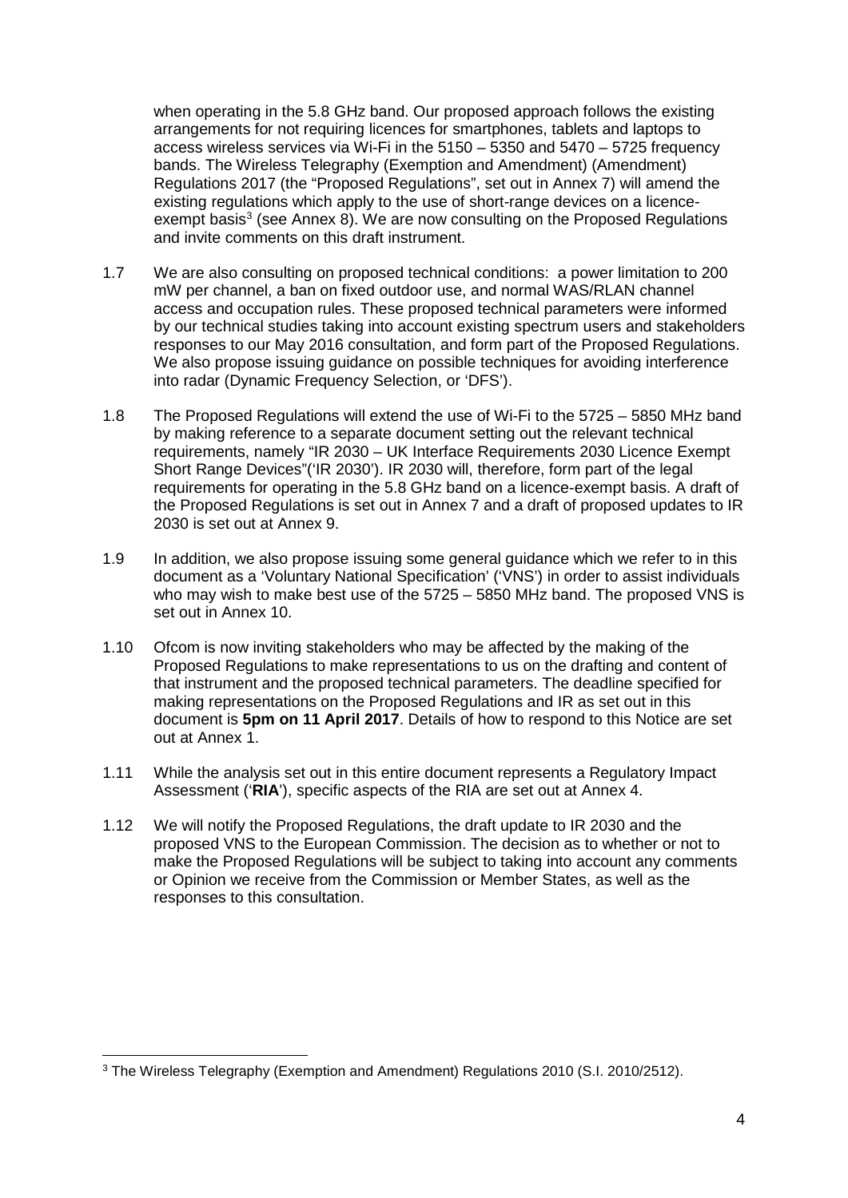when operating in the 5.8 GHz band. Our proposed approach follows the existing arrangements for not requiring licences for smartphones, tablets and laptops to access wireless services via Wi-Fi in the 5150 – 5350 and 5470 – 5725 frequency bands. The Wireless Telegraphy (Exemption and Amendment) (Amendment) Regulations 2017 (the "Proposed Regulations", set out in Annex 7) will amend the existing regulations which apply to the use of short-range devices on a licence-exempt basis[3] (see Annex 8). We are now consulting on the Proposed Regulations and invite comments on this draft instrument.

1.7 We are also consulting on proposed technical conditions: a power limitation to 200 mW per channel, a ban on fixed outdoor use, and normal WAS/RLAN channel access and occupation rules. These proposed technical parameters were informed by our technical studies taking into account existing spectrum users and stakeholders responses to our May 2016 consultation, and form part of the Proposed Regulations. We also propose issuing guidance on possible techniques for avoiding interference into radar (Dynamic Frequency Selection, or 'DFS').

1.8 The Proposed Regulations will extend the use of Wi-Fi to the 5725 – 5850 MHz band by making reference to a separate document setting out the relevant technical requirements, namely "IR 2030 – UK Interface Requirements 2030 Licence Exempt Short Range Devices"('IR 2030'). IR 2030 will, therefore, form part of the legal requirements for operating in the 5.8 GHz band on a licence-exempt basis. A draft of the Proposed Regulations is set out in Annex 7 and a draft of proposed updates to IR 2030 is set out at Annex 9.

1.9 In addition, we also propose issuing some general guidance which we refer to in this document as a 'Voluntary National Specification' ('VNS') in order to assist individuals who may wish to make best use of the 5725 – 5850 MHz band. The proposed VNS is set out in Annex 10.

1.10 Ofcom is now inviting stakeholders who may be affected by the making of the Proposed Regulations to make representations to us on the drafting and content of that instrument and the proposed technical parameters. The deadline specified for making representations on the Proposed Regulations and IR as set out in this document is **5pm on 11 April 2017**. Details of how to respond to this Notice are set out at Annex 1.

1.11 While the analysis set out in this entire document represents a Regulatory Impact Assessment ('**RIA**'), specific aspects of the RIA are set out at Annex 4.

1.12 We will notify the Proposed Regulations, the draft update to IR 2030 and the proposed VNS to the European Commission. The decision as to whether or not to make the Proposed Regulations will be subject to taking into account any comments or Opinion we receive from the Commission or Member States, as well as the responses to this consultation.

[3] The Wireless Telegraphy (Exemption and Amendment) Regulations 2010 (S.I. 2010/2512).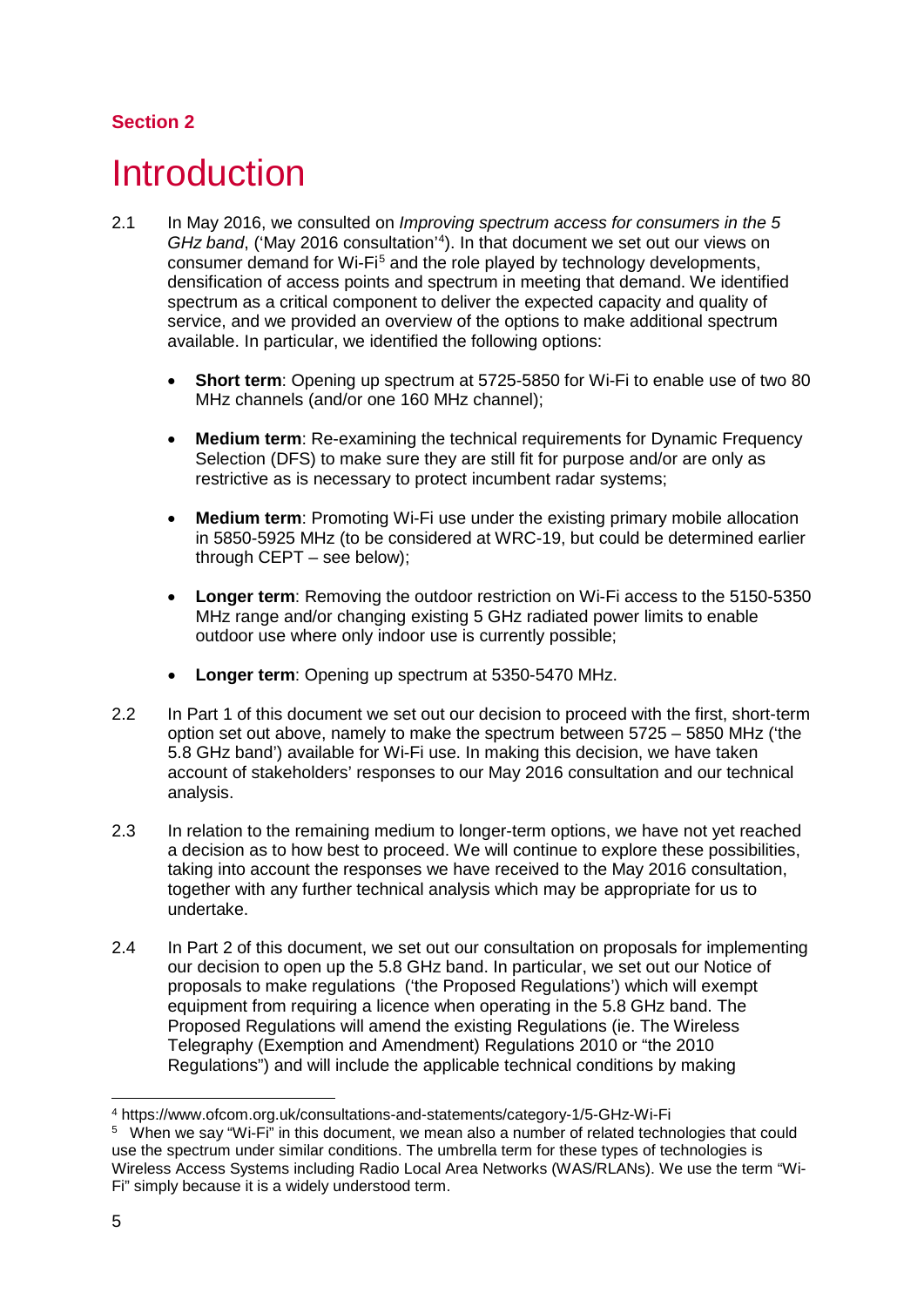**Section 2**

# Introduction

2.1 In May 2016, we consulted on *Improving spectrum access for consumers in the 5 GHz band*, ('May 2016 consultation'[4]). In that document we set out our views on consumer demand for Wi-Fi[5] and the role played by technology developments, densification of access points and spectrum in meeting that demand. We identified spectrum as a critical component to deliver the expected capacity and quality of service, and we provided an overview of the options to make additional spectrum available. In particular, we identified the following options:

- **Short term**: Opening up spectrum at 5725-5850 for Wi-Fi to enable use of two 80 MHz channels (and/or one 160 MHz channel);
- **Medium term**: Re-examining the technical requirements for Dynamic Frequency Selection (DFS) to make sure they are still fit for purpose and/or are only as restrictive as is necessary to protect incumbent radar systems;
- **Medium term**: Promoting Wi-Fi use under the existing primary mobile allocation in 5850-5925 MHz (to be considered at WRC-19, but could be determined earlier through CEPT – see below);
- **Longer term**: Removing the outdoor restriction on Wi-Fi access to the 5150-5350 MHz range and/or changing existing 5 GHz radiated power limits to enable outdoor use where only indoor use is currently possible;
- **Longer term**: Opening up spectrum at 5350-5470 MHz.

2.2 In Part 1 of this document we set out our decision to proceed with the first, short-term option set out above, namely to make the spectrum between 5725 – 5850 MHz ('the 5.8 GHz band') available for Wi-Fi use. In making this decision, we have taken account of stakeholders' responses to our May 2016 consultation and our technical analysis.

2.3 In relation to the remaining medium to longer-term options, we have not yet reached a decision as to how best to proceed. We will continue to explore these possibilities, taking into account the responses we have received to the May 2016 consultation, together with any further technical analysis which may be appropriate for us to undertake.

2.4 In Part 2 of this document, we set out our consultation on proposals for implementing our decision to open up the 5.8 GHz band. In particular, we set out our Notice of proposals to make regulations ('the Proposed Regulations') which will exempt equipment from requiring a licence when operating in the 5.8 GHz band. The Proposed Regulations will amend the existing Regulations (ie. The Wireless Telegraphy (Exemption and Amendment) Regulations 2010 or "the 2010 Regulations") and will include the applicable technical conditions by making

---

[4] https://www.ofcom.org.uk/consultations-and-statements/category-1/5-GHz-Wi-Fi

[5] When we say "Wi-Fi" in this document, we mean also a number of related technologies that could use the spectrum under similar conditions. The umbrella term for these types of technologies is Wireless Access Systems including Radio Local Area Networks (WAS/RLANs). We use the term "Wi-Fi" simply because it is a widely understood term.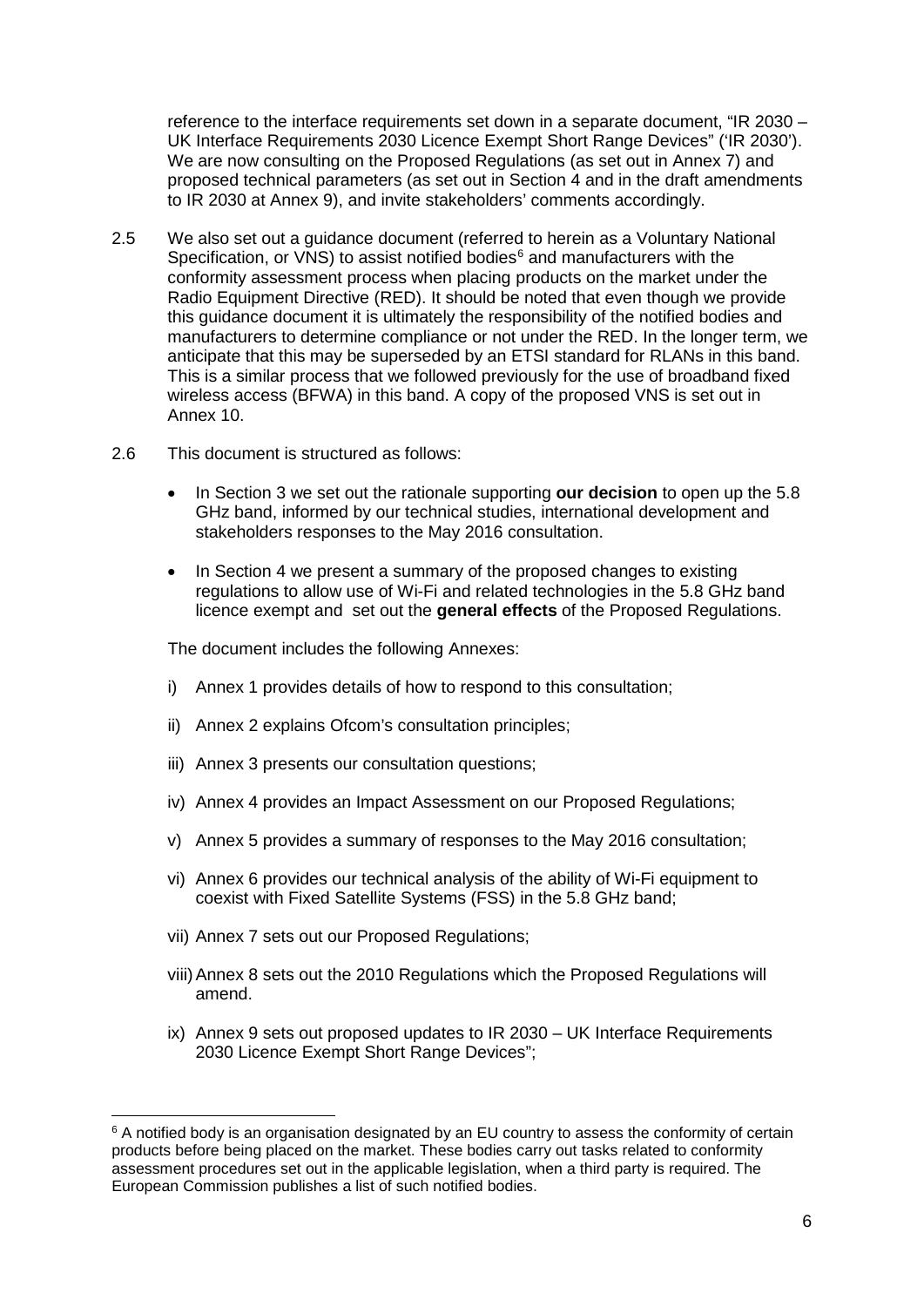reference to the interface requirements set down in a separate document, "IR 2030 – UK Interface Requirements 2030 Licence Exempt Short Range Devices" ('IR 2030'). We are now consulting on the Proposed Regulations (as set out in Annex 7) and proposed technical parameters (as set out in Section 4 and in the draft amendments to IR 2030 at Annex 9), and invite stakeholders' comments accordingly.

2.5 We also set out a guidance document (referred to herein as a Voluntary National Specification, or VNS) to assist notified bodies[6] and manufacturers with the conformity assessment process when placing products on the market under the Radio Equipment Directive (RED). It should be noted that even though we provide this guidance document it is ultimately the responsibility of the notified bodies and manufacturers to determine compliance or not under the RED. In the longer term, we anticipate that this may be superseded by an ETSI standard for RLANs in this band. This is a similar process that we followed previously for the use of broadband fixed wireless access (BFWA) in this band. A copy of the proposed VNS is set out in Annex 10.

2.6 This document is structured as follows:

- In Section 3 we set out the rationale supporting **our decision** to open up the 5.8 GHz band, informed by our technical studies, international development and stakeholders responses to the May 2016 consultation.
- In Section 4 we present a summary of the proposed changes to existing regulations to allow use of Wi-Fi and related technologies in the 5.8 GHz band licence exempt and set out the **general effects** of the Proposed Regulations.

The document includes the following Annexes:

i) Annex 1 provides details of how to respond to this consultation;

ii) Annex 2 explains Ofcom's consultation principles;

iii) Annex 3 presents our consultation questions;

iv) Annex 4 provides an Impact Assessment on our Proposed Regulations;

v) Annex 5 provides a summary of responses to the May 2016 consultation;

vi) Annex 6 provides our technical analysis of the ability of Wi-Fi equipment to coexist with Fixed Satellite Systems (FSS) in the 5.8 GHz band;

vii) Annex 7 sets out our Proposed Regulations;

viii) Annex 8 sets out the 2010 Regulations which the Proposed Regulations will amend.

ix) Annex 9 sets out proposed updates to IR 2030 – UK Interface Requirements 2030 Licence Exempt Short Range Devices";

---

[6] A notified body is an organisation designated by an EU country to assess the conformity of certain products before being placed on the market. These bodies carry out tasks related to conformity assessment procedures set out in the applicable legislation, when a third party is required. The European Commission publishes a list of such notified bodies.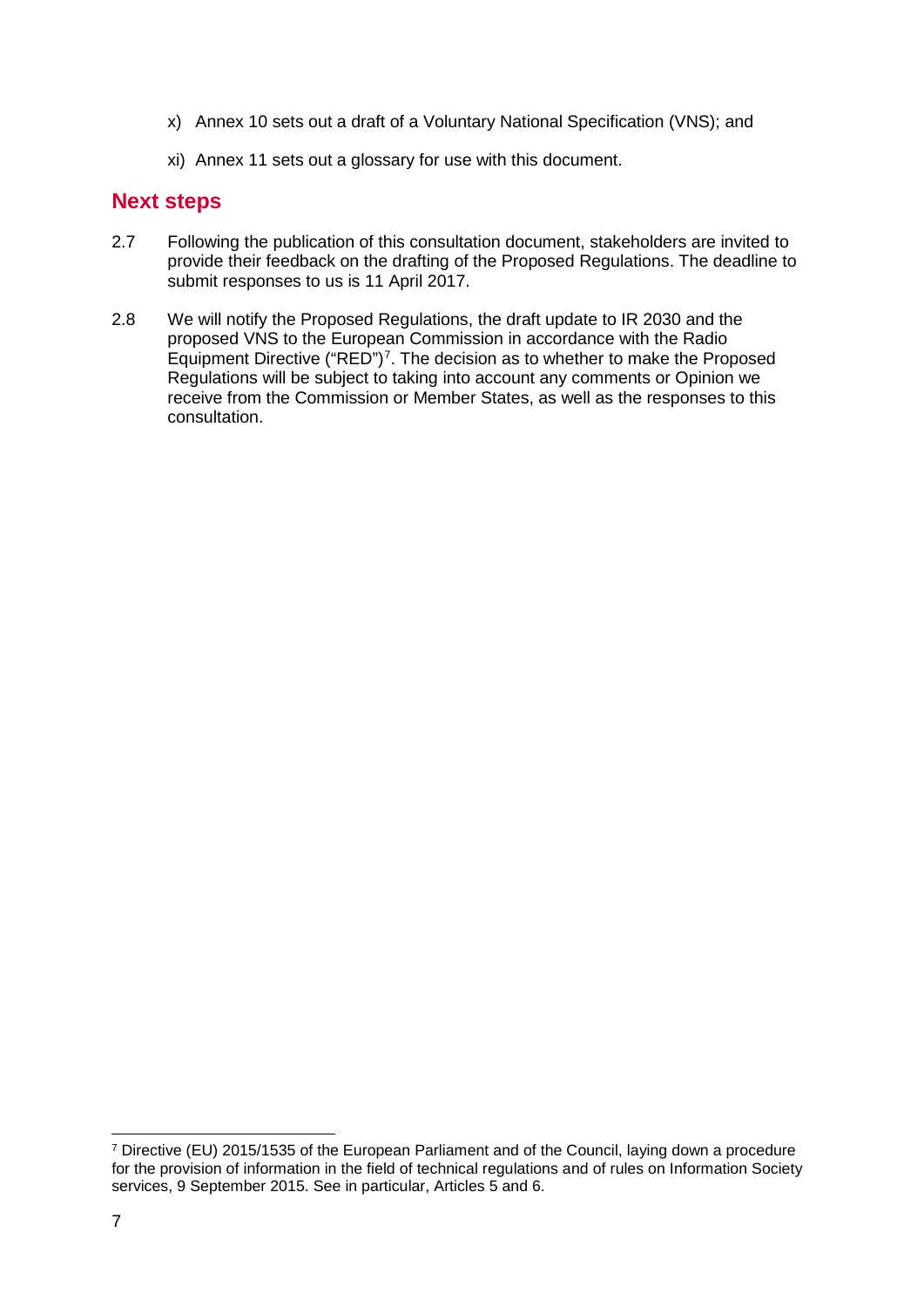x) Annex 10 sets out a draft of a Voluntary National Specification (VNS); and

xi) Annex 11 sets out a glossary for use with this document.

## Next steps

2.7 Following the publication of this consultation document, stakeholders are invited to provide their feedback on the drafting of the Proposed Regulations. The deadline to submit responses to us is 11 April 2017.

2.8 We will notify the Proposed Regulations, the draft update to IR 2030 and the proposed VNS to the European Commission in accordance with the Radio Equipment Directive ("RED")[7]. The decision as to whether to make the Proposed Regulations will be subject to taking into account any comments or Opinion we receive from the Commission or Member States, as well as the responses to this consultation.

[7] Directive (EU) 2015/1535 of the European Parliament and of the Council, laying down a procedure for the provision of information in the field of technical regulations and of rules on Information Society services, 9 September 2015. See in particular, Articles 5 and 6.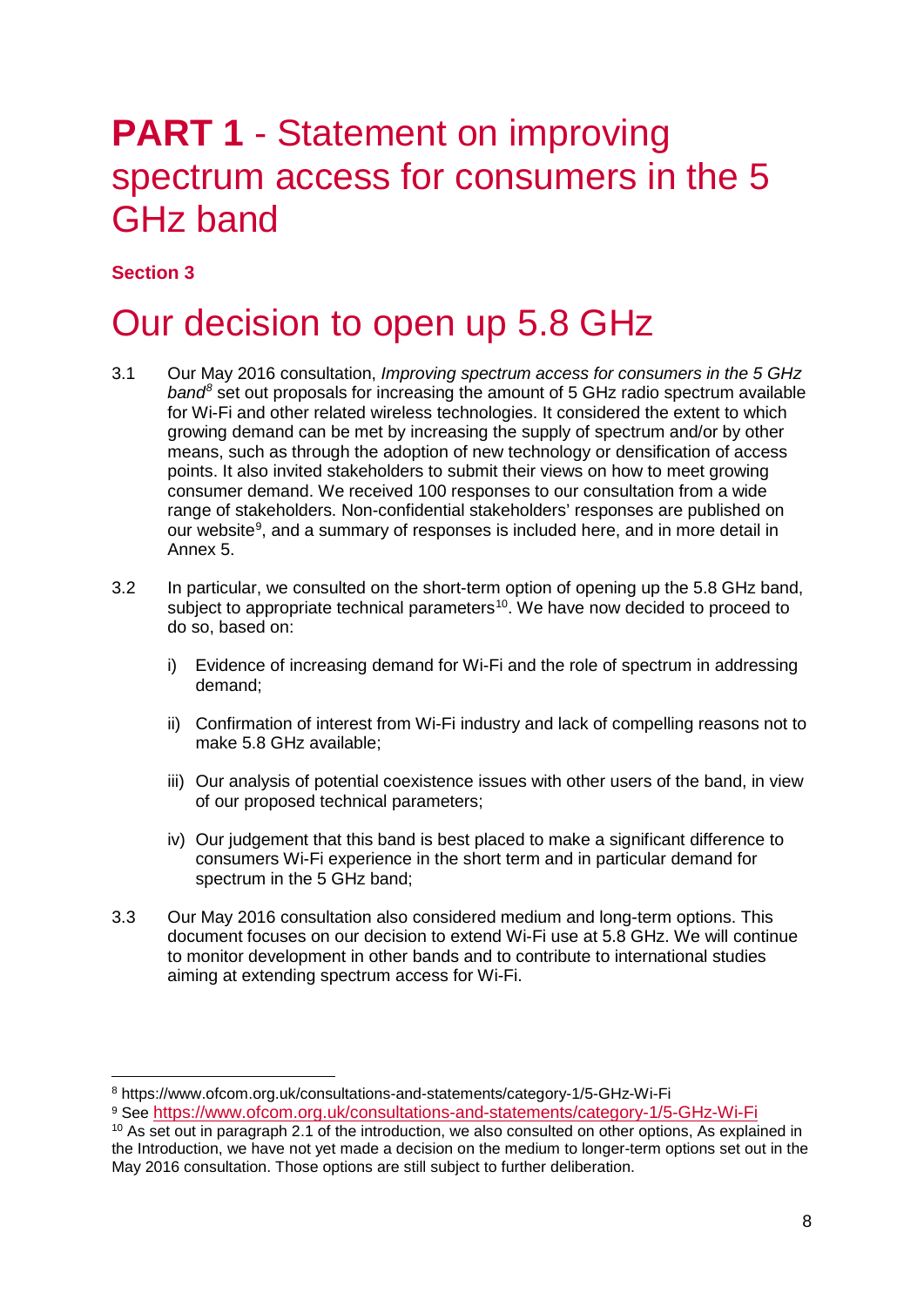# **PART 1** - Statement on improving spectrum access for consumers in the 5 GHz band

**Section 3**

## Our decision to open up 5.8 GHz

3.1 Our May 2016 consultation, *Improving spectrum access for consumers in the 5 GHz band*[8] set out proposals for increasing the amount of 5 GHz radio spectrum available for Wi-Fi and other related wireless technologies. It considered the extent to which growing demand can be met by increasing the supply of spectrum and/or by other means, such as through the adoption of new technology or densification of access points. It also invited stakeholders to submit their views on how to meet growing consumer demand. We received 100 responses to our consultation from a wide range of stakeholders. Non-confidential stakeholders' responses are published on our website[9], and a summary of responses is included here, and in more detail in Annex 5.

3.2 In particular, we consulted on the short-term option of opening up the 5.8 GHz band, subject to appropriate technical parameters[10]. We have now decided to proceed to do so, based on:

i) Evidence of increasing demand for Wi-Fi and the role of spectrum in addressing demand;

ii) Confirmation of interest from Wi-Fi industry and lack of compelling reasons not to make 5.8 GHz available;

iii) Our analysis of potential coexistence issues with other users of the band, in view of our proposed technical parameters;

iv) Our judgement that this band is best placed to make a significant difference to consumers Wi-Fi experience in the short term and in particular demand for spectrum in the 5 GHz band;

3.3 Our May 2016 consultation also considered medium and long-term options. This document focuses on our decision to extend Wi-Fi use at 5.8 GHz. We will continue to monitor development in other bands and to contribute to international studies aiming at extending spectrum access for Wi-Fi.

---

[8] https://www.ofcom.org.uk/consultations-and-statements/category-1/5-GHz-Wi-Fi

[9] See https://www.ofcom.org.uk/consultations-and-statements/category-1/5-GHz-Wi-Fi

[10] As set out in paragraph 2.1 of the introduction, we also consulted on other options, As explained in the Introduction, we have not yet made a decision on the medium to longer-term options set out in the May 2016 consultation. Those options are still subject to further deliberation.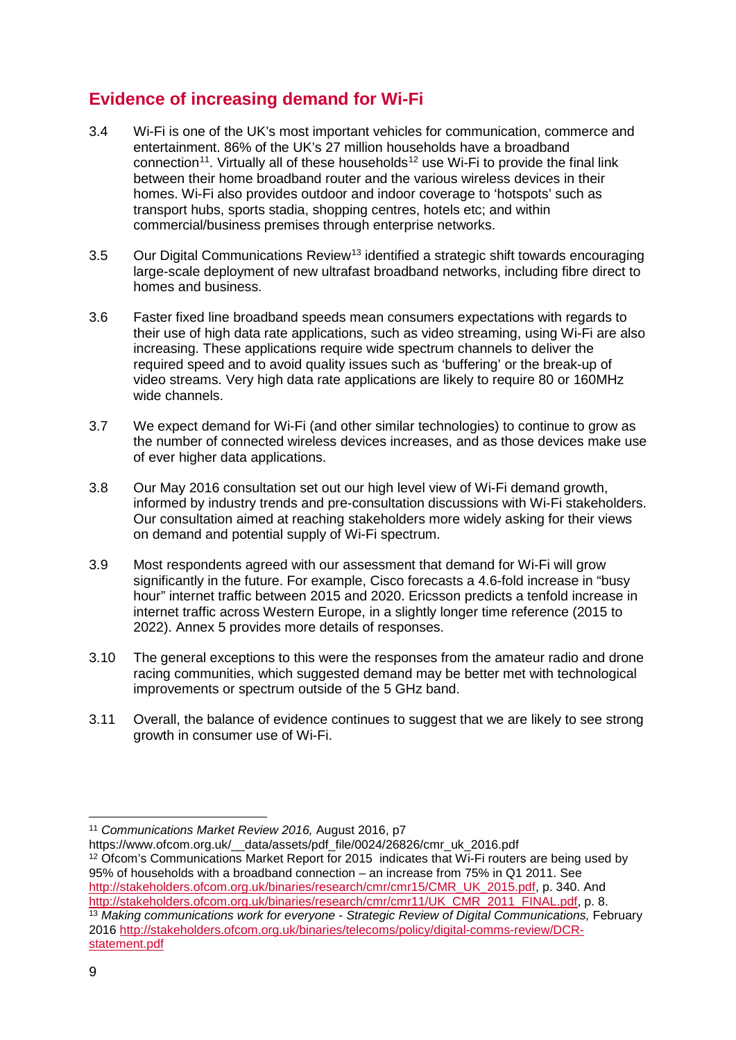## Evidence of increasing demand for Wi-Fi

3.4 Wi-Fi is one of the UK's most important vehicles for communication, commerce and entertainment. 86% of the UK's 27 million households have a broadband connection[11]. Virtually all of these households[12] use Wi-Fi to provide the final link between their home broadband router and the various wireless devices in their homes. Wi-Fi also provides outdoor and indoor coverage to 'hotspots' such as transport hubs, sports stadia, shopping centres, hotels etc; and within commercial/business premises through enterprise networks.

3.5 Our Digital Communications Review[13] identified a strategic shift towards encouraging large-scale deployment of new ultrafast broadband networks, including fibre direct to homes and business.

3.6 Faster fixed line broadband speeds mean consumers expectations with regards to their use of high data rate applications, such as video streaming, using Wi-Fi are also increasing. These applications require wide spectrum channels to deliver the required speed and to avoid quality issues such as 'buffering' or the break-up of video streams. Very high data rate applications are likely to require 80 or 160MHz wide channels.

3.7 We expect demand for Wi-Fi (and other similar technologies) to continue to grow as the number of connected wireless devices increases, and as those devices make use of ever higher data applications.

3.8 Our May 2016 consultation set out our high level view of Wi-Fi demand growth, informed by industry trends and pre-consultation discussions with Wi-Fi stakeholders. Our consultation aimed at reaching stakeholders more widely asking for their views on demand and potential supply of Wi-Fi spectrum.

3.9 Most respondents agreed with our assessment that demand for Wi-Fi will grow significantly in the future. For example, Cisco forecasts a 4.6-fold increase in "busy hour" internet traffic between 2015 and 2020. Ericsson predicts a tenfold increase in internet traffic across Western Europe, in a slightly longer time reference (2015 to 2022). Annex 5 provides more details of responses.

3.10 The general exceptions to this were the responses from the amateur radio and drone racing communities, which suggested demand may be better met with technological improvements or spectrum outside of the 5 GHz band.

3.11 Overall, the balance of evidence continues to suggest that we are likely to see strong growth in consumer use of Wi-Fi.

---

[11] *Communications Market Review 2016,* August 2016, p7 https://www.ofcom.org.uk/__data/assets/pdf_file/0024/26826/cmr_uk_2016.pdf

[12] Ofcom's Communications Market Report for 2015 indicates that Wi-Fi routers are being used by 95% of households with a broadband connection – an increase from 75% in Q1 2011. See http://stakeholders.ofcom.org.uk/binaries/research/cmr/cmr15/CMR_UK_2015.pdf, p. 340. And http://stakeholders.ofcom.org.uk/binaries/research/cmr/cmr11/UK_CMR_2011_FINAL.pdf, p. 8.

[13] *Making communications work for everyone - Strategic Review of Digital Communications,* February 2016 http://stakeholders.ofcom.org.uk/binaries/telecoms/policy/digital-comms-review/DCR-statement.pdf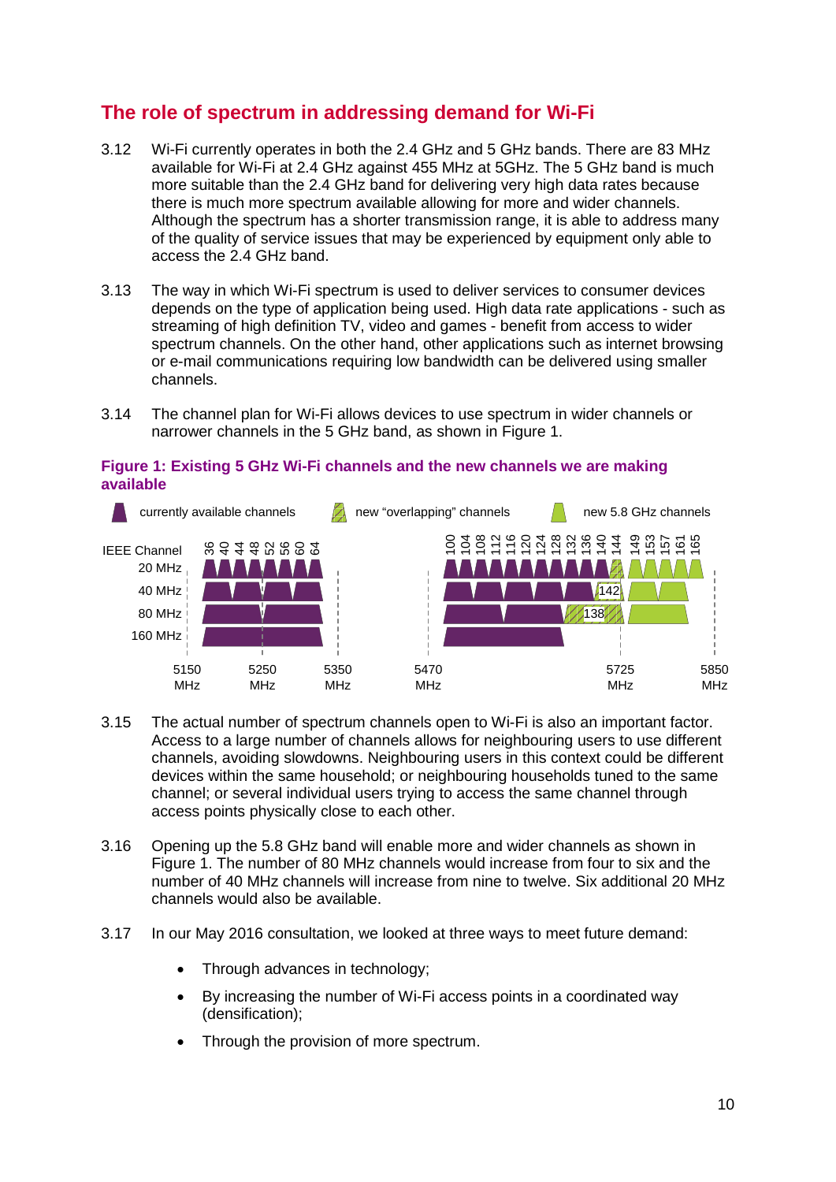## The role of spectrum in addressing demand for Wi-Fi

3.12 Wi-Fi currently operates in both the 2.4 GHz and 5 GHz bands. There are 83 MHz available for Wi-Fi at 2.4 GHz against 455 MHz at 5GHz. The 5 GHz band is much more suitable than the 2.4 GHz band for delivering very high data rates because there is much more spectrum available allowing for more and wider channels. Although the spectrum has a shorter transmission range, it is able to address many of the quality of service issues that may be experienced by equipment only able to access the 2.4 GHz band.

3.13 The way in which Wi-Fi spectrum is used to deliver services to consumer devices depends on the type of application being used. High data rate applications - such as streaming of high definition TV, video and games - benefit from access to wider spectrum channels. On the other hand, other applications such as internet browsing or e-mail communications requiring low bandwidth can be delivered using smaller channels.

3.14 The channel plan for Wi-Fi allows devices to use spectrum in wider channels or narrower channels in the 5 GHz band, as shown in Figure 1.

**Figure 1: Existing 5 GHz Wi-Fi channels and the new channels we are making available**

currently available channels | new “overlapping” channels | new 5.8 GHz channels

IEEE Channel: 36 40 44 48 52 56 60 64 | 100 104 108 112 116 120 124 128 132 136 140 144 149 153 157 161 165

20 MHz, 40 MHz, 80 MHz, 160 MHz

142, 138

5150 MHz, 5250 MHz, 5350 MHz, 5470 MHz, 5725 MHz, 5850 MHz

3.15 The actual number of spectrum channels open to Wi-Fi is also an important factor. Access to a large number of channels allows for neighbouring users to use different channels, avoiding slowdowns. Neighbouring users in this context could be different devices within the same household; or neighbouring households tuned to the same channel; or several individual users trying to access the same channel through access points physically close to each other.

3.16 Opening up the 5.8 GHz band will enable more and wider channels as shown in Figure 1. The number of 80 MHz channels would increase from four to six and the number of 40 MHz channels will increase from nine to twelve. Six additional 20 MHz channels would also be available.

3.17 In our May 2016 consultation, we looked at three ways to meet future demand:

- Through advances in technology;
- By increasing the number of Wi-Fi access points in a coordinated way (densification);
- Through the provision of more spectrum.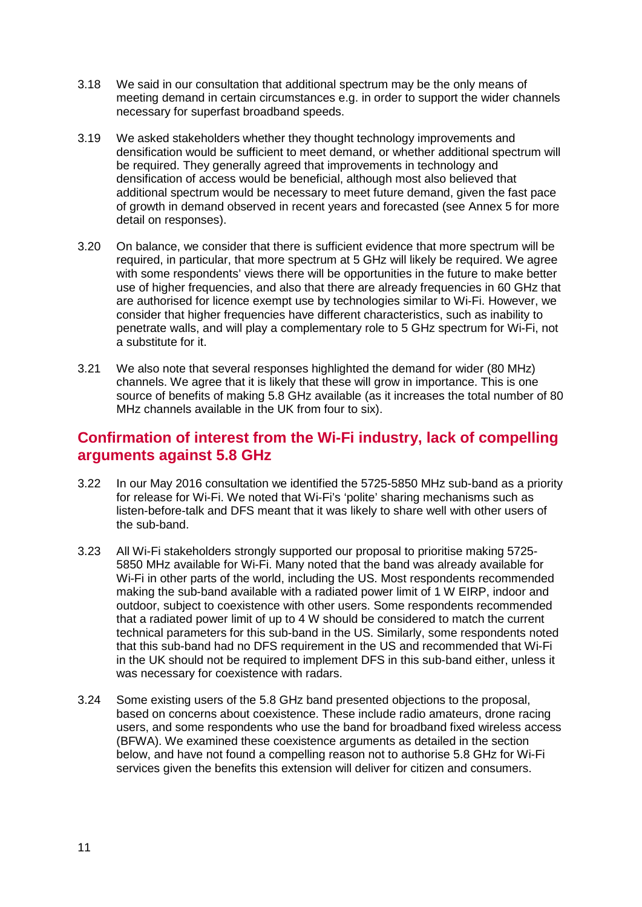3.18 We said in our consultation that additional spectrum may be the only means of meeting demand in certain circumstances e.g. in order to support the wider channels necessary for superfast broadband speeds.

3.19 We asked stakeholders whether they thought technology improvements and densification would be sufficient to meet demand, or whether additional spectrum will be required. They generally agreed that improvements in technology and densification of access would be beneficial, although most also believed that additional spectrum would be necessary to meet future demand, given the fast pace of growth in demand observed in recent years and forecasted (see Annex 5 for more detail on responses).

3.20 On balance, we consider that there is sufficient evidence that more spectrum will be required, in particular, that more spectrum at 5 GHz will likely be required. We agree with some respondents' views there will be opportunities in the future to make better use of higher frequencies, and also that there are already frequencies in 60 GHz that are authorised for licence exempt use by technologies similar to Wi-Fi. However, we consider that higher frequencies have different characteristics, such as inability to penetrate walls, and will play a complementary role to 5 GHz spectrum for Wi-Fi, not a substitute for it.

3.21 We also note that several responses highlighted the demand for wider (80 MHz) channels. We agree that it is likely that these will grow in importance. This is one source of benefits of making 5.8 GHz available (as it increases the total number of 80 MHz channels available in the UK from four to six).

## Confirmation of interest from the Wi-Fi industry, lack of compelling arguments against 5.8 GHz

3.22 In our May 2016 consultation we identified the 5725-5850 MHz sub-band as a priority for release for Wi-Fi. We noted that Wi-Fi's 'polite' sharing mechanisms such as listen-before-talk and DFS meant that it was likely to share well with other users of the sub-band.

3.23 All Wi-Fi stakeholders strongly supported our proposal to prioritise making 5725-5850 MHz available for Wi-Fi. Many noted that the band was already available for Wi-Fi in other parts of the world, including the US. Most respondents recommended making the sub-band available with a radiated power limit of 1 W EIRP, indoor and outdoor, subject to coexistence with other users. Some respondents recommended that a radiated power limit of up to 4 W should be considered to match the current technical parameters for this sub-band in the US. Similarly, some respondents noted that this sub-band had no DFS requirement in the US and recommended that Wi-Fi in the UK should not be required to implement DFS in this sub-band either, unless it was necessary for coexistence with radars.

3.24 Some existing users of the 5.8 GHz band presented objections to the proposal, based on concerns about coexistence. These include radio amateurs, drone racing users, and some respondents who use the band for broadband fixed wireless access (BFWA). We examined these coexistence arguments as detailed in the section below, and have not found a compelling reason not to authorise 5.8 GHz for Wi-Fi services given the benefits this extension will deliver for citizen and consumers.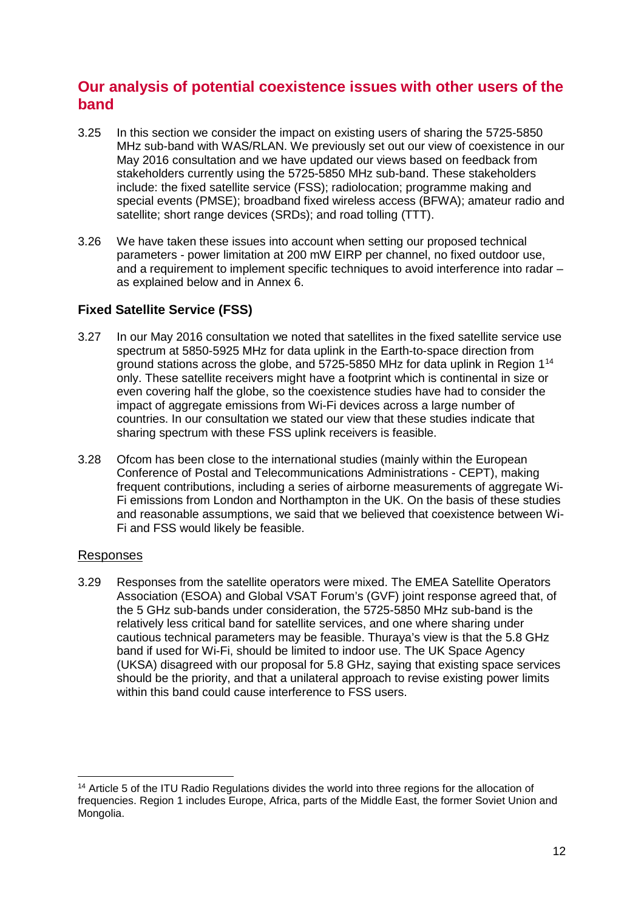## Our analysis of potential coexistence issues with other users of the band

3.25 In this section we consider the impact on existing users of sharing the 5725-5850 MHz sub-band with WAS/RLAN. We previously set out our view of coexistence in our May 2016 consultation and we have updated our views based on feedback from stakeholders currently using the 5725-5850 MHz sub-band. These stakeholders include: the fixed satellite service (FSS); radiolocation; programme making and special events (PMSE); broadband fixed wireless access (BFWA); amateur radio and satellite; short range devices (SRDs); and road tolling (TTT).

3.26 We have taken these issues into account when setting our proposed technical parameters - power limitation at 200 mW EIRP per channel, no fixed outdoor use, and a requirement to implement specific techniques to avoid interference into radar – as explained below and in Annex 6.

### Fixed Satellite Service (FSS)

3.27 In our May 2016 consultation we noted that satellites in the fixed satellite service use spectrum at 5850-5925 MHz for data uplink in the Earth-to-space direction from ground stations across the globe, and 5725-5850 MHz for data uplink in Region 1[14] only. These satellite receivers might have a footprint which is continental in size or even covering half the globe, so the coexistence studies have had to consider the impact of aggregate emissions from Wi-Fi devices across a large number of countries. In our consultation we stated our view that these studies indicate that sharing spectrum with these FSS uplink receivers is feasible.

3.28 Ofcom has been close to the international studies (mainly within the European Conference of Postal and Telecommunications Administrations - CEPT), making frequent contributions, including a series of airborne measurements of aggregate Wi-Fi emissions from London and Northampton in the UK. On the basis of these studies and reasonable assumptions, we said that we believed that coexistence between Wi-Fi and FSS would likely be feasible.

Responses

3.29 Responses from the satellite operators were mixed. The EMEA Satellite Operators Association (ESOA) and Global VSAT Forum's (GVF) joint response agreed that, of the 5 GHz sub-bands under consideration, the 5725-5850 MHz sub-band is the relatively less critical band for satellite services, and one where sharing under cautious technical parameters may be feasible. Thuraya's view is that the 5.8 GHz band if used for Wi-Fi, should be limited to indoor use. The UK Space Agency (UKSA) disagreed with our proposal for 5.8 GHz, saying that existing space services should be the priority, and that a unilateral approach to revise existing power limits within this band could cause interference to FSS users.

[14] Article 5 of the ITU Radio Regulations divides the world into three regions for the allocation of frequencies. Region 1 includes Europe, Africa, parts of the Middle East, the former Soviet Union and Mongolia.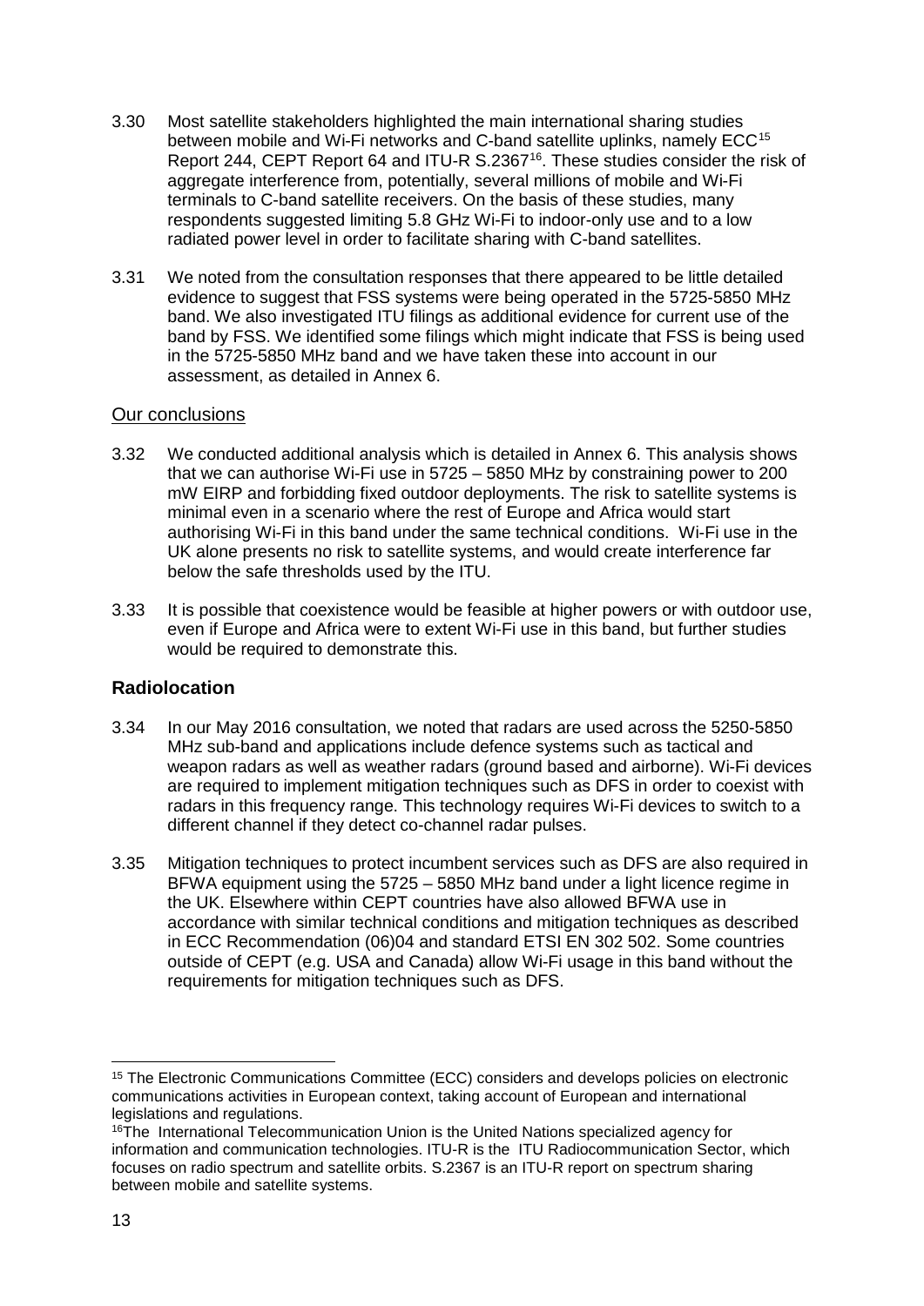3.30 Most satellite stakeholders highlighted the main international sharing studies between mobile and Wi-Fi networks and C-band satellite uplinks, namely ECC[15] Report 244, CEPT Report 64 and ITU-R S.2367[16]. These studies consider the risk of aggregate interference from, potentially, several millions of mobile and Wi-Fi terminals to C-band satellite receivers. On the basis of these studies, many respondents suggested limiting 5.8 GHz Wi-Fi to indoor-only use and to a low radiated power level in order to facilitate sharing with C-band satellites.

3.31 We noted from the consultation responses that there appeared to be little detailed evidence to suggest that FSS systems were being operated in the 5725-5850 MHz band. We also investigated ITU filings as additional evidence for current use of the band by FSS. We identified some filings which might indicate that FSS is being used in the 5725-5850 MHz band and we have taken these into account in our assessment, as detailed in Annex 6.

### Our conclusions

3.32 We conducted additional analysis which is detailed in Annex 6. This analysis shows that we can authorise Wi-Fi use in 5725 – 5850 MHz by constraining power to 200 mW EIRP and forbidding fixed outdoor deployments. The risk to satellite systems is minimal even in a scenario where the rest of Europe and Africa would start authorising Wi-Fi in this band under the same technical conditions. Wi-Fi use in the UK alone presents no risk to satellite systems, and would create interference far below the safe thresholds used by the ITU.

3.33 It is possible that coexistence would be feasible at higher powers or with outdoor use, even if Europe and Africa were to extent Wi-Fi use in this band, but further studies would be required to demonstrate this.

## Radiolocation

3.34 In our May 2016 consultation, we noted that radars are used across the 5250-5850 MHz sub-band and applications include defence systems such as tactical and weapon radars as well as weather radars (ground based and airborne). Wi-Fi devices are required to implement mitigation techniques such as DFS in order to coexist with radars in this frequency range. This technology requires Wi-Fi devices to switch to a different channel if they detect co-channel radar pulses.

3.35 Mitigation techniques to protect incumbent services such as DFS are also required in BFWA equipment using the 5725 – 5850 MHz band under a light licence regime in the UK. Elsewhere within CEPT countries have also allowed BFWA use in accordance with similar technical conditions and mitigation techniques as described in ECC Recommendation (06)04 and standard ETSI EN 302 502. Some countries outside of CEPT (e.g. USA and Canada) allow Wi-Fi usage in this band without the requirements for mitigation techniques such as DFS.

---

[15] The Electronic Communications Committee (ECC) considers and develops policies on electronic communications activities in European context, taking account of European and international legislations and regulations.

[16] The International Telecommunication Union is the United Nations specialized agency for information and communication technologies. ITU-R is the ITU Radiocommunication Sector, which focuses on radio spectrum and satellite orbits. S.2367 is an ITU-R report on spectrum sharing between mobile and satellite systems.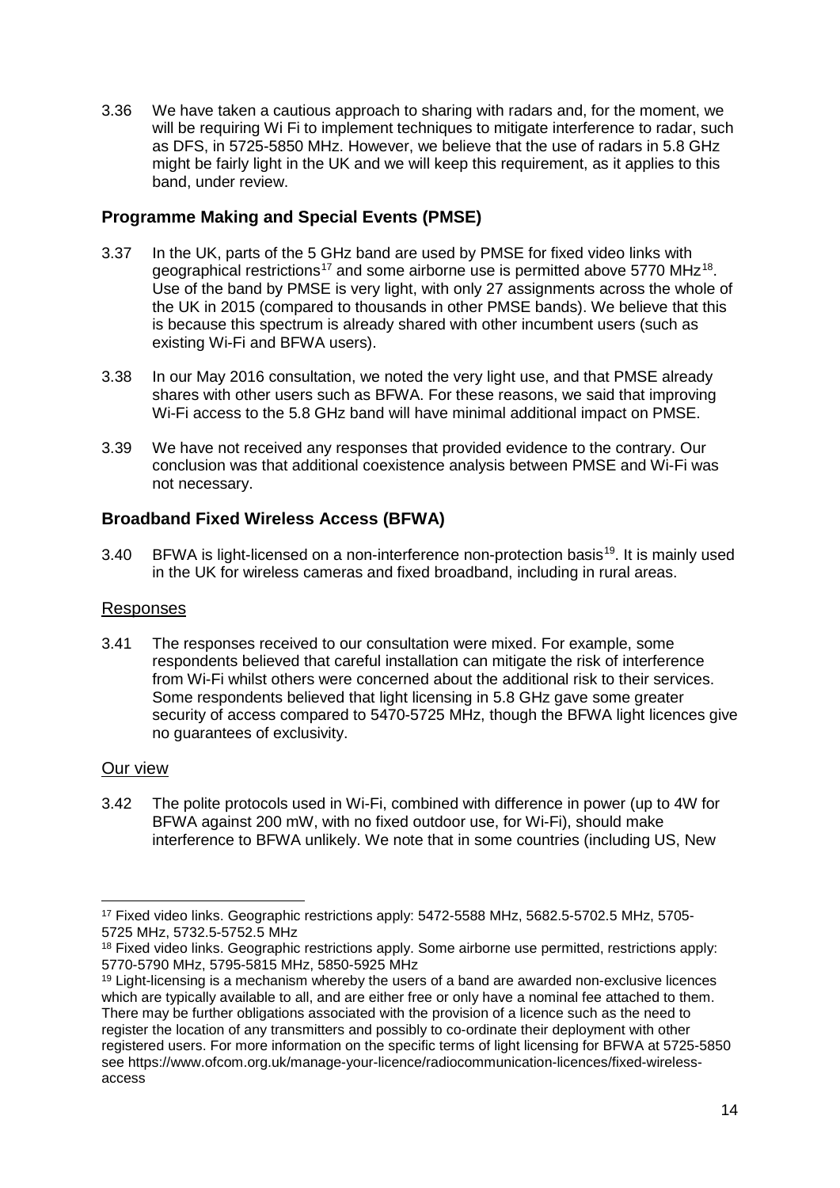3.36 We have taken a cautious approach to sharing with radars and, for the moment, we will be requiring Wi Fi to implement techniques to mitigate interference to radar, such as DFS, in 5725-5850 MHz. However, we believe that the use of radars in 5.8 GHz might be fairly light in the UK and we will keep this requirement, as it applies to this band, under review.

### Programme Making and Special Events (PMSE)

3.37 In the UK, parts of the 5 GHz band are used by PMSE for fixed video links with geographical restrictions[17] and some airborne use is permitted above 5770 MHz[18]. Use of the band by PMSE is very light, with only 27 assignments across the whole of the UK in 2015 (compared to thousands in other PMSE bands). We believe that this is because this spectrum is already shared with other incumbent users (such as existing Wi-Fi and BFWA users).

3.38 In our May 2016 consultation, we noted the very light use, and that PMSE already shares with other users such as BFWA. For these reasons, we said that improving Wi-Fi access to the 5.8 GHz band will have minimal additional impact on PMSE.

3.39 We have not received any responses that provided evidence to the contrary. Our conclusion was that additional coexistence analysis between PMSE and Wi-Fi was not necessary.

### Broadband Fixed Wireless Access (BFWA)

3.40 BFWA is light-licensed on a non-interference non-protection basis[19]. It is mainly used in the UK for wireless cameras and fixed broadband, including in rural areas.

#### Responses

3.41 The responses received to our consultation were mixed. For example, some respondents believed that careful installation can mitigate the risk of interference from Wi-Fi whilst others were concerned about the additional risk to their services. Some respondents believed that light licensing in 5.8 GHz gave some greater security of access compared to 5470-5725 MHz, though the BFWA light licences give no guarantees of exclusivity.

#### Our view

3.42 The polite protocols used in Wi-Fi, combined with difference in power (up to 4W for BFWA against 200 mW, with no fixed outdoor use, for Wi-Fi), should make interference to BFWA unlikely. We note that in some countries (including US, New

---

[17] Fixed video links. Geographic restrictions apply: 5472-5588 MHz, 5682.5-5702.5 MHz, 5705-5725 MHz, 5732.5-5752.5 MHz

[18] Fixed video links. Geographic restrictions apply. Some airborne use permitted, restrictions apply: 5770-5790 MHz, 5795-5815 MHz, 5850-5925 MHz

[19] Light-licensing is a mechanism whereby the users of a band are awarded non-exclusive licences which are typically available to all, and are either free or only have a nominal fee attached to them. There may be further obligations associated with the provision of a licence such as the need to register the location of any transmitters and possibly to co-ordinate their deployment with other registered users. For more information on the specific terms of light licensing for BFWA at 5725-5850 see https://www.ofcom.org.uk/manage-your-licence/radiocommunication-licences/fixed-wireless-access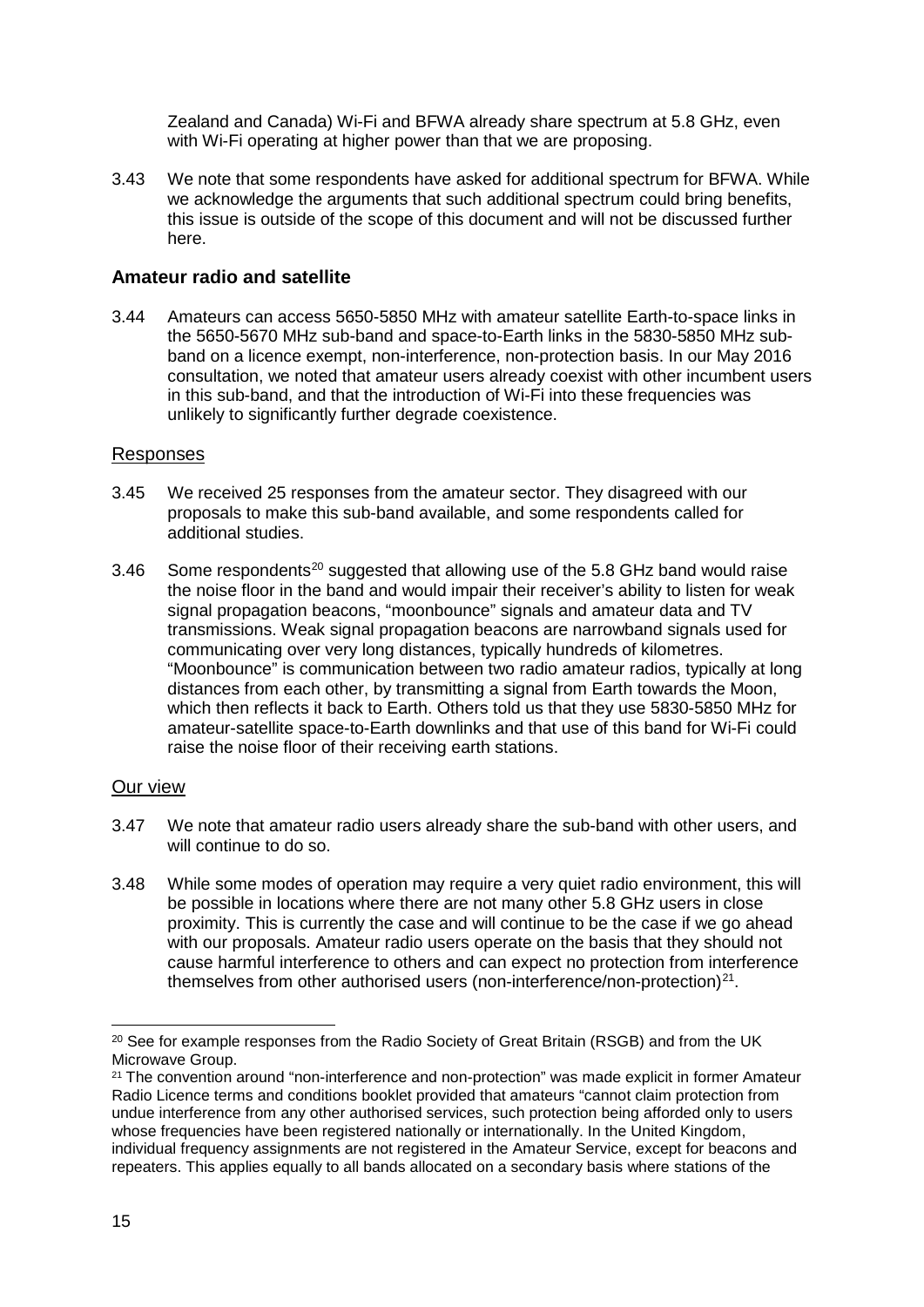Zealand and Canada) Wi-Fi and BFWA already share spectrum at 5.8 GHz, even with Wi-Fi operating at higher power than that we are proposing.

3.43 We note that some respondents have asked for additional spectrum for BFWA. While we acknowledge the arguments that such additional spectrum could bring benefits, this issue is outside of the scope of this document and will not be discussed further here.

### Amateur radio and satellite

3.44 Amateurs can access 5650-5850 MHz with amateur satellite Earth-to-space links in the 5650-5670 MHz sub-band and space-to-Earth links in the 5830-5850 MHz sub-band on a licence exempt, non-interference, non-protection basis. In our May 2016 consultation, we noted that amateur users already coexist with other incumbent users in this sub-band, and that the introduction of Wi-Fi into these frequencies was unlikely to significantly further degrade coexistence.

#### Responses

3.45 We received 25 responses from the amateur sector. They disagreed with our proposals to make this sub-band available, and some respondents called for additional studies.

3.46 Some respondents[20] suggested that allowing use of the 5.8 GHz band would raise the noise floor in the band and would impair their receiver's ability to listen for weak signal propagation beacons, "moonbounce" signals and amateur data and TV transmissions. Weak signal propagation beacons are narrowband signals used for communicating over very long distances, typically hundreds of kilometres. "Moonbounce" is communication between two radio amateur radios, typically at long distances from each other, by transmitting a signal from Earth towards the Moon, which then reflects it back to Earth. Others told us that they use 5830-5850 MHz for amateur-satellite space-to-Earth downlinks and that use of this band for Wi-Fi could raise the noise floor of their receiving earth stations.

#### Our view

3.47 We note that amateur radio users already share the sub-band with other users, and will continue to do so.

3.48 While some modes of operation may require a very quiet radio environment, this will be possible in locations where there are not many other 5.8 GHz users in close proximity. This is currently the case and will continue to be the case if we go ahead with our proposals. Amateur radio users operate on the basis that they should not cause harmful interference to others and can expect no protection from interference themselves from other authorised users (non-interference/non-protection)[21].

---

[20] See for example responses from the Radio Society of Great Britain (RSGB) and from the UK Microwave Group.

[21] The convention around "non-interference and non-protection" was made explicit in former Amateur Radio Licence terms and conditions booklet provided that amateurs "cannot claim protection from undue interference from any other authorised services, such protection being afforded only to users whose frequencies have been registered nationally or internationally. In the United Kingdom, individual frequency assignments are not registered in the Amateur Service, except for beacons and repeaters. This applies equally to all bands allocated on a secondary basis where stations of the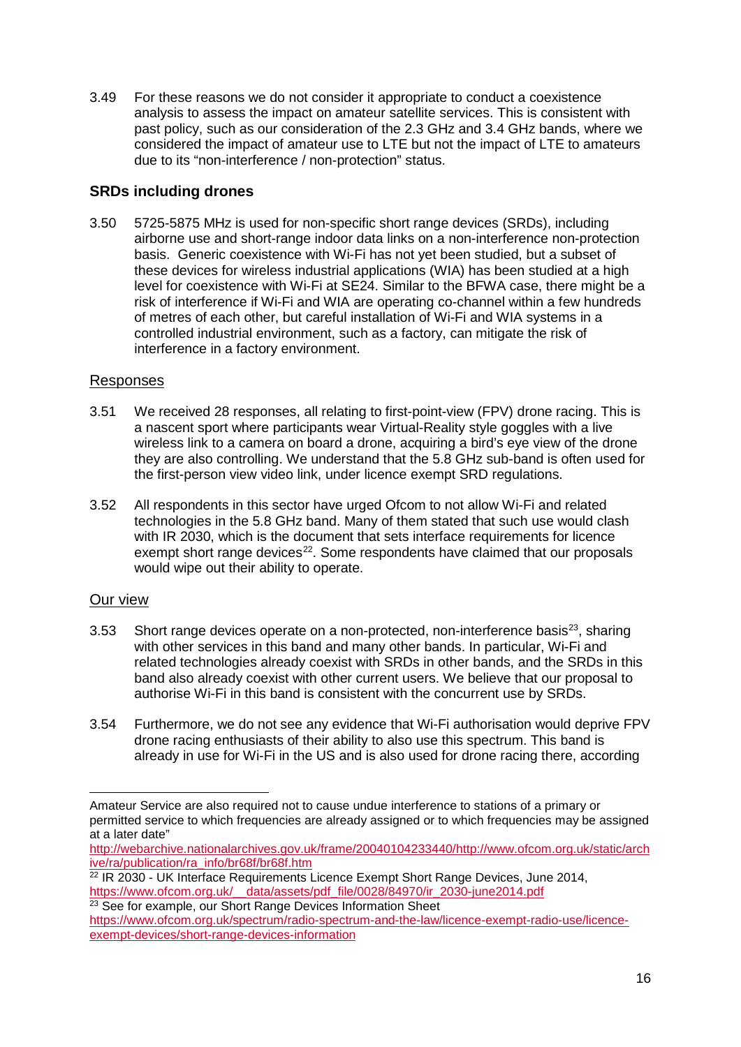3.49 For these reasons we do not consider it appropriate to conduct a coexistence analysis to assess the impact on amateur satellite services. This is consistent with past policy, such as our consideration of the 2.3 GHz and 3.4 GHz bands, where we considered the impact of amateur use to LTE but not the impact of LTE to amateurs due to its "non-interference / non-protection" status.

### SRDs including drones

3.50 5725-5875 MHz is used for non-specific short range devices (SRDs), including airborne use and short-range indoor data links on a non-interference non-protection basis. Generic coexistence with Wi-Fi has not yet been studied, but a subset of these devices for wireless industrial applications (WIA) has been studied at a high level for coexistence with Wi-Fi at SE24. Similar to the BFWA case, there might be a risk of interference if Wi-Fi and WIA are operating co-channel within a few hundreds of metres of each other, but careful installation of Wi-Fi and WIA systems in a controlled industrial environment, such as a factory, can mitigate the risk of interference in a factory environment.

<u>Responses</u>

3.51 We received 28 responses, all relating to first-point-view (FPV) drone racing. This is a nascent sport where participants wear Virtual-Reality style goggles with a live wireless link to a camera on board a drone, acquiring a bird's eye view of the drone they are also controlling. We understand that the 5.8 GHz sub-band is often used for the first-person view video link, under licence exempt SRD regulations.

3.52 All respondents in this sector have urged Ofcom to not allow Wi-Fi and related technologies in the 5.8 GHz band. Many of them stated that such use would clash with IR 2030, which is the document that sets interface requirements for licence exempt short range devices[22]. Some respondents have claimed that our proposals would wipe out their ability to operate.

<u>Our view</u>

3.53 Short range devices operate on a non-protected, non-interference basis[23], sharing with other services in this band and many other bands. In particular, Wi-Fi and related technologies already coexist with SRDs in other bands, and the SRDs in this band also already coexist with other current users. We believe that our proposal to authorise Wi-Fi in this band is consistent with the concurrent use by SRDs.

3.54 Furthermore, we do not see any evidence that Wi-Fi authorisation would deprive FPV drone racing enthusiasts of their ability to also use this spectrum. This band is already in use for Wi-Fi in the US and is also used for drone racing there, according

---

Amateur Service are also required not to cause undue interference to stations of a primary or permitted service to which frequencies are already assigned or to which frequencies may be assigned at a later date"
http://webarchive.nationalarchives.gov.uk/frame/20040104233440/http://www.ofcom.org.uk/static/archive/ra/publication/ra_info/br68f/br68f.htm

[22] IR 2030 - UK Interface Requirements Licence Exempt Short Range Devices, June 2014, https://www.ofcom.org.uk/__data/assets/pdf_file/0028/84970/ir_2030-june2014.pdf

[23] See for example, our Short Range Devices Information Sheet https://www.ofcom.org.uk/spectrum/radio-spectrum-and-the-law/licence-exempt-radio-use/licence-exempt-devices/short-range-devices-information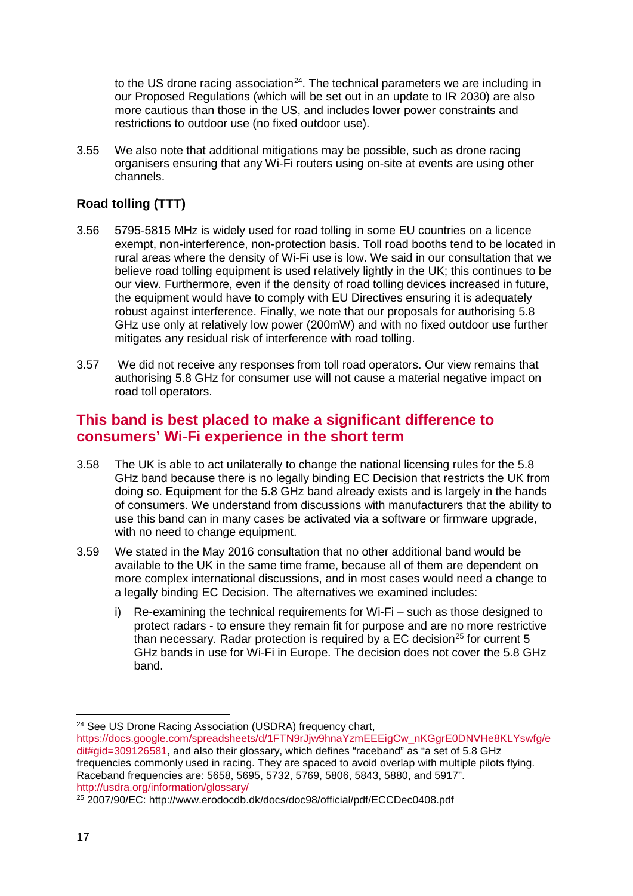to the US drone racing association[24]. The technical parameters we are including in our Proposed Regulations (which will be set out in an update to IR 2030) are also more cautious than those in the US, and includes lower power constraints and restrictions to outdoor use (no fixed outdoor use).

3.55 We also note that additional mitigations may be possible, such as drone racing organisers ensuring that any Wi-Fi routers using on-site at events are using other channels.

### Road tolling (TTT)

3.56 5795-5815 MHz is widely used for road tolling in some EU countries on a licence exempt, non-interference, non-protection basis. Toll road booths tend to be located in rural areas where the density of Wi-Fi use is low. We said in our consultation that we believe road tolling equipment is used relatively lightly in the UK; this continues to be our view. Furthermore, even if the density of road tolling devices increased in future, the equipment would have to comply with EU Directives ensuring it is adequately robust against interference. Finally, we note that our proposals for authorising 5.8 GHz use only at relatively low power (200mW) and with no fixed outdoor use further mitigates any residual risk of interference with road tolling.

3.57 We did not receive any responses from toll road operators. Our view remains that authorising 5.8 GHz for consumer use will not cause a material negative impact on road toll operators.

## This band is best placed to make a significant difference to consumers' Wi-Fi experience in the short term

3.58 The UK is able to act unilaterally to change the national licensing rules for the 5.8 GHz band because there is no legally binding EC Decision that restricts the UK from doing so. Equipment for the 5.8 GHz band already exists and is largely in the hands of consumers. We understand from discussions with manufacturers that the ability to use this band can in many cases be activated via a software or firmware upgrade, with no need to change equipment.

3.59 We stated in the May 2016 consultation that no other additional band would be available to the UK in the same time frame, because all of them are dependent on more complex international discussions, and in most cases would need a change to a legally binding EC Decision. The alternatives we examined includes:

i) Re-examining the technical requirements for Wi-Fi – such as those designed to protect radars - to ensure they remain fit for purpose and are no more restrictive than necessary. Radar protection is required by a EC decision[25] for current 5 GHz bands in use for Wi-Fi in Europe. The decision does not cover the 5.8 GHz band.

---

[24] See US Drone Racing Association (USDRA) frequency chart, https://docs.google.com/spreadsheets/d/1FTN9rJjw9hnaYzmEEEigCw_nKGgrE0DNVHe8KLYswfg/edit#gid=309126581, and also their glossary, which defines "raceband" as "a set of 5.8 GHz frequencies commonly used in racing. They are spaced to avoid overlap with multiple pilots flying. Raceband frequencies are: 5658, 5695, 5732, 5769, 5806, 5843, 5880, and 5917". http://usdra.org/information/glossary/

[25] 2007/90/EC: http://www.erodocdb.dk/docs/doc98/official/pdf/ECCDec0408.pdf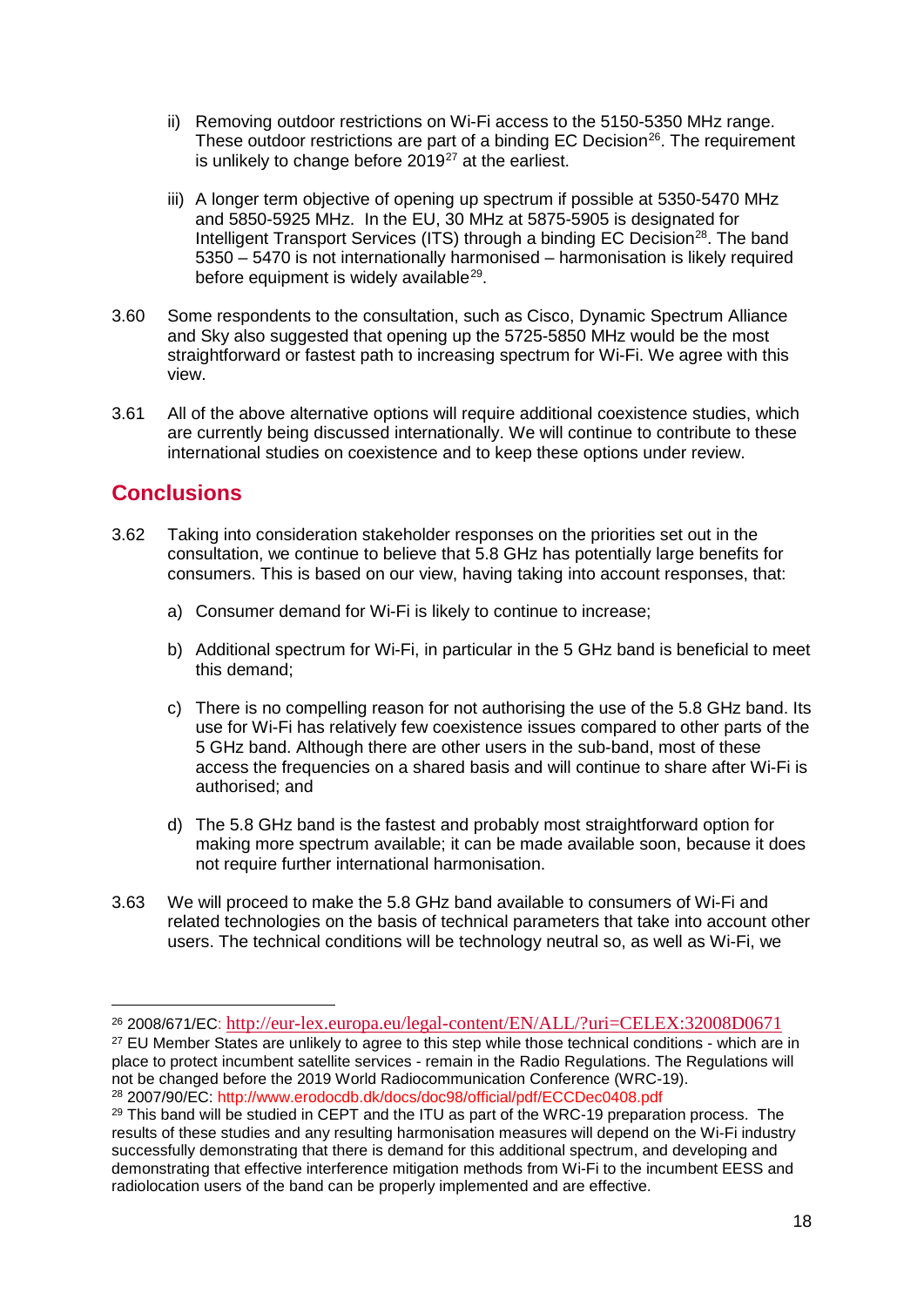ii) Removing outdoor restrictions on Wi-Fi access to the 5150-5350 MHz range. These outdoor restrictions are part of a binding EC Decision[26]. The requirement is unlikely to change before 2019[27] at the earliest.

iii) A longer term objective of opening up spectrum if possible at 5350-5470 MHz and 5850-5925 MHz. In the EU, 30 MHz at 5875-5905 is designated for Intelligent Transport Services (ITS) through a binding EC Decision[28]. The band 5350 – 5470 is not internationally harmonised – harmonisation is likely required before equipment is widely available[29].

3.60 Some respondents to the consultation, such as Cisco, Dynamic Spectrum Alliance and Sky also suggested that opening up the 5725-5850 MHz would be the most straightforward or fastest path to increasing spectrum for Wi-Fi. We agree with this view.

3.61 All of the above alternative options will require additional coexistence studies, which are currently being discussed internationally. We will continue to contribute to these international studies on coexistence and to keep these options under review.

## Conclusions

3.62 Taking into consideration stakeholder responses on the priorities set out in the consultation, we continue to believe that 5.8 GHz has potentially large benefits for consumers. This is based on our view, having taking into account responses, that:

a) Consumer demand for Wi-Fi is likely to continue to increase;

b) Additional spectrum for Wi-Fi, in particular in the 5 GHz band is beneficial to meet this demand;

c) There is no compelling reason for not authorising the use of the 5.8 GHz band. Its use for Wi-Fi has relatively few coexistence issues compared to other parts of the 5 GHz band. Although there are other users in the sub-band, most of these access the frequencies on a shared basis and will continue to share after Wi-Fi is authorised; and

d) The 5.8 GHz band is the fastest and probably most straightforward option for making more spectrum available; it can be made available soon, because it does not require further international harmonisation.

3.63 We will proceed to make the 5.8 GHz band available to consumers of Wi-Fi and related technologies on the basis of technical parameters that take into account other users. The technical conditions will be technology neutral so, as well as Wi-Fi, we

---

[26] 2008/671/EC: http://eur-lex.europa.eu/legal-content/EN/ALL/?uri=CELEX:32008D0671

[27] EU Member States are unlikely to agree to this step while those technical conditions - which are in place to protect incumbent satellite services - remain in the Radio Regulations. The Regulations will not be changed before the 2019 World Radiocommunication Conference (WRC-19).

[28] 2007/90/EC: http://www.erodocdb.dk/docs/doc98/official/pdf/ECCDec0408.pdf

[29] This band will be studied in CEPT and the ITU as part of the WRC-19 preparation process. The results of these studies and any resulting harmonisation measures will depend on the Wi-Fi industry successfully demonstrating that there is demand for this additional spectrum, and developing and demonstrating that effective interference mitigation methods from Wi-Fi to the incumbent EESS and radiolocation users of the band can be properly implemented and are effective.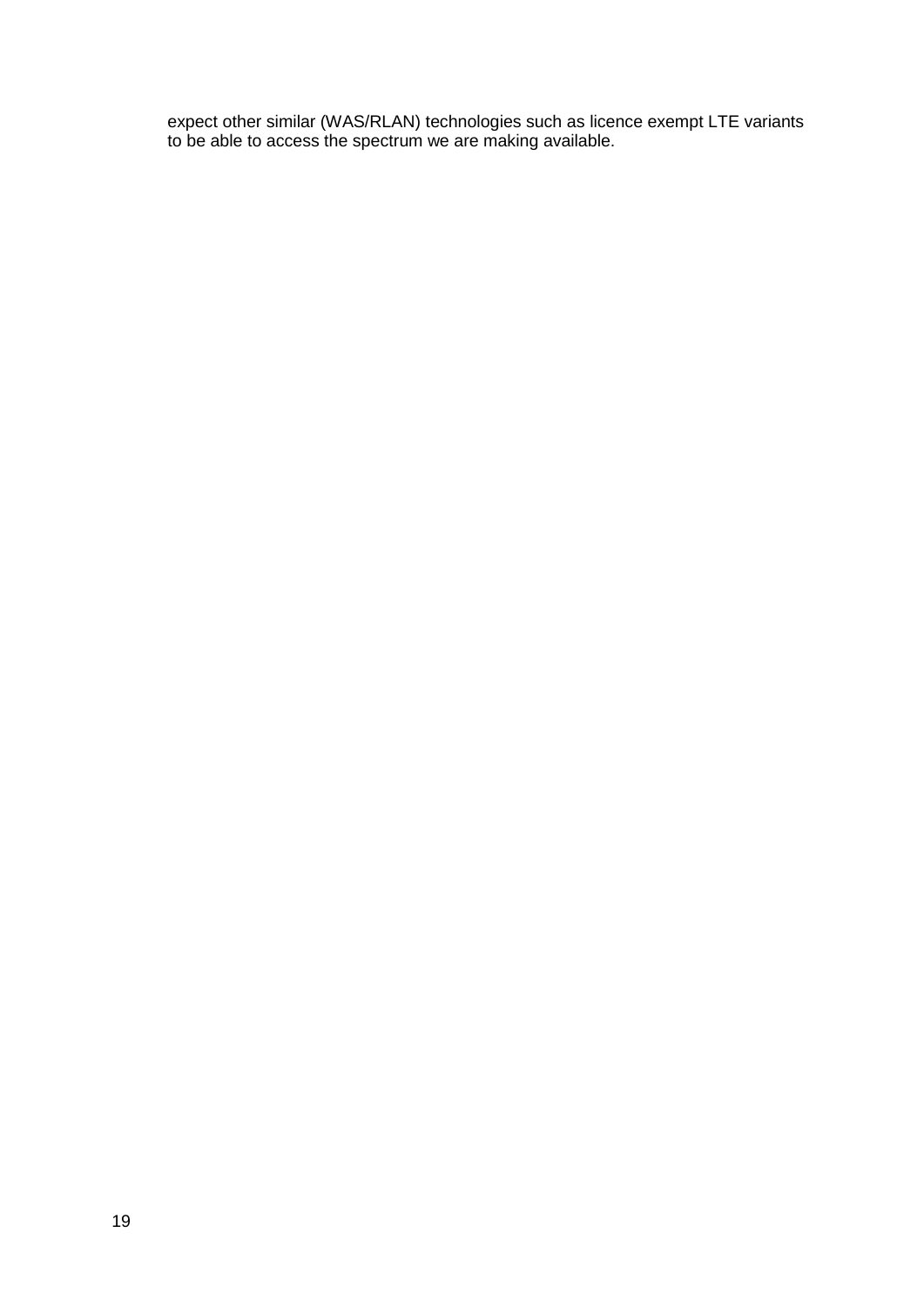expect other similar (WAS/RLAN) technologies such as licence exempt LTE variants to be able to access the spectrum we are making available.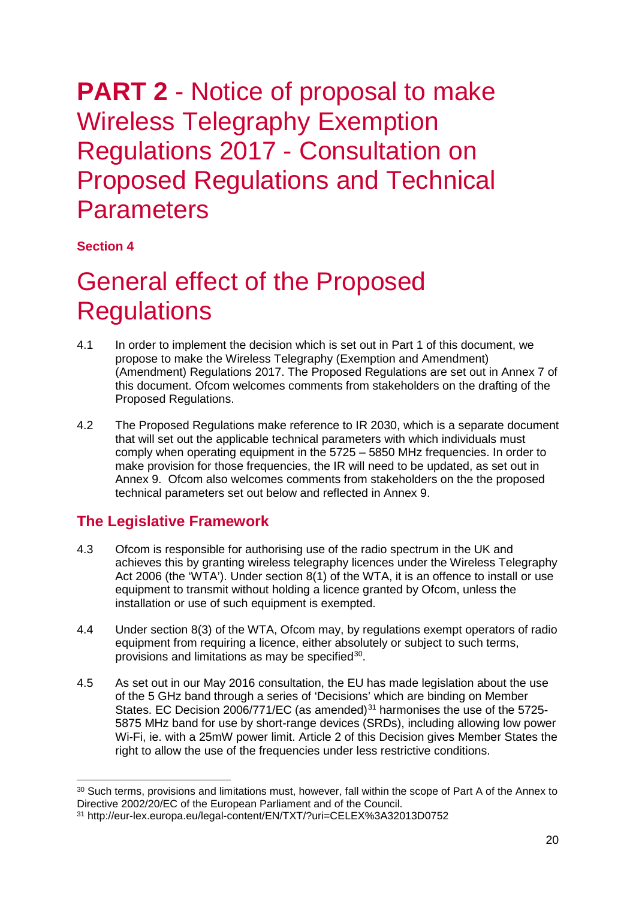# **PART 2** - Notice of proposal to make Wireless Telegraphy Exemption Regulations 2017 - Consultation on Proposed Regulations and Technical Parameters

**Section 4**

## General effect of the Proposed Regulations

4.1 In order to implement the decision which is set out in Part 1 of this document, we propose to make the Wireless Telegraphy (Exemption and Amendment) (Amendment) Regulations 2017. The Proposed Regulations are set out in Annex 7 of this document. Ofcom welcomes comments from stakeholders on the drafting of the Proposed Regulations.

4.2 The Proposed Regulations make reference to IR 2030, which is a separate document that will set out the applicable technical parameters with which individuals must comply when operating equipment in the 5725 – 5850 MHz frequencies. In order to make provision for those frequencies, the IR will need to be updated, as set out in Annex 9. Ofcom also welcomes comments from stakeholders on the the proposed technical parameters set out below and reflected in Annex 9.

### The Legislative Framework

4.3 Ofcom is responsible for authorising use of the radio spectrum in the UK and achieves this by granting wireless telegraphy licences under the Wireless Telegraphy Act 2006 (the 'WTA'). Under section 8(1) of the WTA, it is an offence to install or use equipment to transmit without holding a licence granted by Ofcom, unless the installation or use of such equipment is exempted.

4.4 Under section 8(3) of the WTA, Ofcom may, by regulations exempt operators of radio equipment from requiring a licence, either absolutely or subject to such terms, provisions and limitations as may be specified[30].

4.5 As set out in our May 2016 consultation, the EU has made legislation about the use of the 5 GHz band through a series of 'Decisions' which are binding on Member States. EC Decision 2006/771/EC (as amended)[31] harmonises the use of the 5725-5875 MHz band for use by short-range devices (SRDs), including allowing low power Wi-Fi, ie. with a 25mW power limit. Article 2 of this Decision gives Member States the right to allow the use of the frequencies under less restrictive conditions.

---

[30] Such terms, provisions and limitations must, however, fall within the scope of Part A of the Annex to Directive 2002/20/EC of the European Parliament and of the Council.

[31] http://eur-lex.europa.eu/legal-content/EN/TXT/?uri=CELEX%3A32013D0752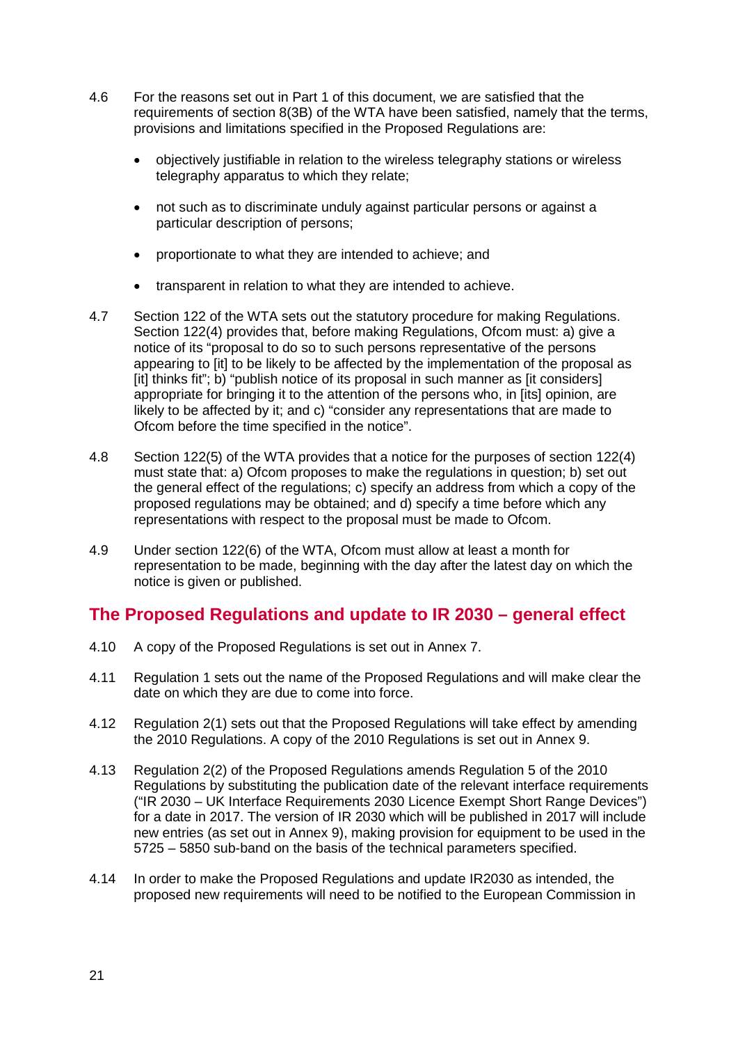4.6 For the reasons set out in Part 1 of this document, we are satisfied that the requirements of section 8(3B) of the WTA have been satisfied, namely that the terms, provisions and limitations specified in the Proposed Regulations are:

- objectively justifiable in relation to the wireless telegraphy stations or wireless telegraphy apparatus to which they relate;
- not such as to discriminate unduly against particular persons or against a particular description of persons;
- proportionate to what they are intended to achieve; and
- transparent in relation to what they are intended to achieve.

4.7 Section 122 of the WTA sets out the statutory procedure for making Regulations. Section 122(4) provides that, before making Regulations, Ofcom must: a) give a notice of its "proposal to do so to such persons representative of the persons appearing to [it] to be likely to be affected by the implementation of the proposal as [it] thinks fit"; b) "publish notice of its proposal in such manner as [it considers] appropriate for bringing it to the attention of the persons who, in [its] opinion, are likely to be affected by it; and c) "consider any representations that are made to Ofcom before the time specified in the notice".

4.8 Section 122(5) of the WTA provides that a notice for the purposes of section 122(4) must state that: a) Ofcom proposes to make the regulations in question; b) set out the general effect of the regulations; c) specify an address from which a copy of the proposed regulations may be obtained; and d) specify a time before which any representations with respect to the proposal must be made to Ofcom.

4.9 Under section 122(6) of the WTA, Ofcom must allow at least a month for representation to be made, beginning with the day after the latest day on which the notice is given or published.

## The Proposed Regulations and update to IR 2030 – general effect

4.10 A copy of the Proposed Regulations is set out in Annex 7.

4.11 Regulation 1 sets out the name of the Proposed Regulations and will make clear the date on which they are due to come into force.

4.12 Regulation 2(1) sets out that the Proposed Regulations will take effect by amending the 2010 Regulations. A copy of the 2010 Regulations is set out in Annex 9.

4.13 Regulation 2(2) of the Proposed Regulations amends Regulation 5 of the 2010 Regulations by substituting the publication date of the relevant interface requirements ("IR 2030 – UK Interface Requirements 2030 Licence Exempt Short Range Devices") for a date in 2017. The version of IR 2030 which will be published in 2017 will include new entries (as set out in Annex 9), making provision for equipment to be used in the 5725 – 5850 sub-band on the basis of the technical parameters specified.

4.14 In order to make the Proposed Regulations and update IR2030 as intended, the proposed new requirements will need to be notified to the European Commission in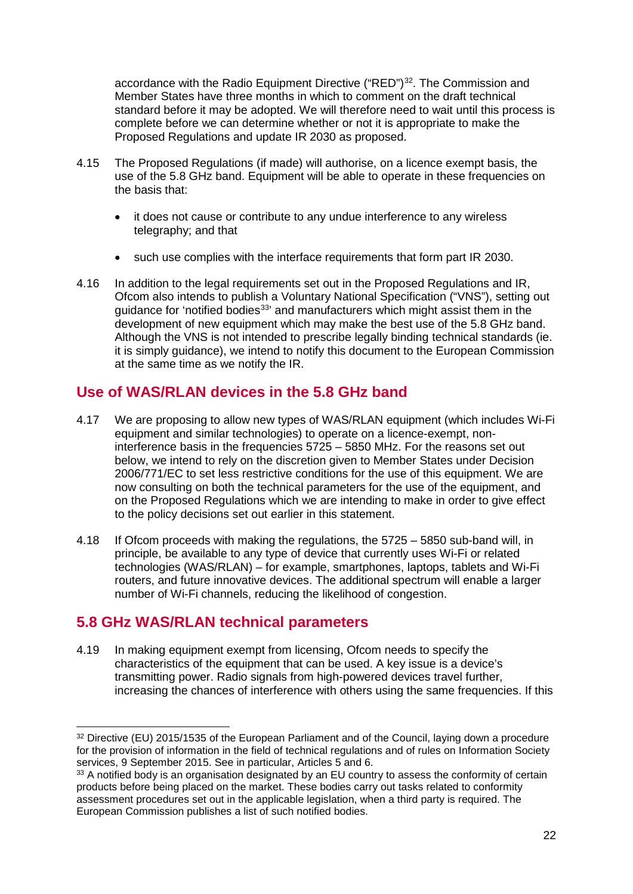accordance with the Radio Equipment Directive ("RED")[32]. The Commission and Member States have three months in which to comment on the draft technical standard before it may be adopted. We will therefore need to wait until this process is complete before we can determine whether or not it is appropriate to make the Proposed Regulations and update IR 2030 as proposed.

4.15 The Proposed Regulations (if made) will authorise, on a licence exempt basis, the use of the 5.8 GHz band. Equipment will be able to operate in these frequencies on the basis that:

- it does not cause or contribute to any undue interference to any wireless telegraphy; and that
- such use complies with the interface requirements that form part IR 2030.

4.16 In addition to the legal requirements set out in the Proposed Regulations and IR, Ofcom also intends to publish a Voluntary National Specification ("VNS"), setting out guidance for 'notified bodies[33]' and manufacturers which might assist them in the development of new equipment which may make the best use of the 5.8 GHz band. Although the VNS is not intended to prescribe legally binding technical standards (ie. it is simply guidance), we intend to notify this document to the European Commission at the same time as we notify the IR.

## Use of WAS/RLAN devices in the 5.8 GHz band

4.17 We are proposing to allow new types of WAS/RLAN equipment (which includes Wi-Fi equipment and similar technologies) to operate on a licence-exempt, non-interference basis in the frequencies 5725 – 5850 MHz. For the reasons set out below, we intend to rely on the discretion given to Member States under Decision 2006/771/EC to set less restrictive conditions for the use of this equipment. We are now consulting on both the technical parameters for the use of the equipment, and on the Proposed Regulations which we are intending to make in order to give effect to the policy decisions set out earlier in this statement.

4.18 If Ofcom proceeds with making the regulations, the 5725 – 5850 sub-band will, in principle, be available to any type of device that currently uses Wi-Fi or related technologies (WAS/RLAN) – for example, smartphones, laptops, tablets and Wi-Fi routers, and future innovative devices. The additional spectrum will enable a larger number of Wi-Fi channels, reducing the likelihood of congestion.

## 5.8 GHz WAS/RLAN technical parameters

4.19 In making equipment exempt from licensing, Ofcom needs to specify the characteristics of the equipment that can be used. A key issue is a device's transmitting power. Radio signals from high-powered devices travel further, increasing the chances of interference with others using the same frequencies. If this

---

[32] Directive (EU) 2015/1535 of the European Parliament and of the Council, laying down a procedure for the provision of information in the field of technical regulations and of rules on Information Society services, 9 September 2015. See in particular, Articles 5 and 6.

[33] A notified body is an organisation designated by an EU country to assess the conformity of certain products before being placed on the market. These bodies carry out tasks related to conformity assessment procedures set out in the applicable legislation, when a third party is required. The European Commission publishes a list of such notified bodies.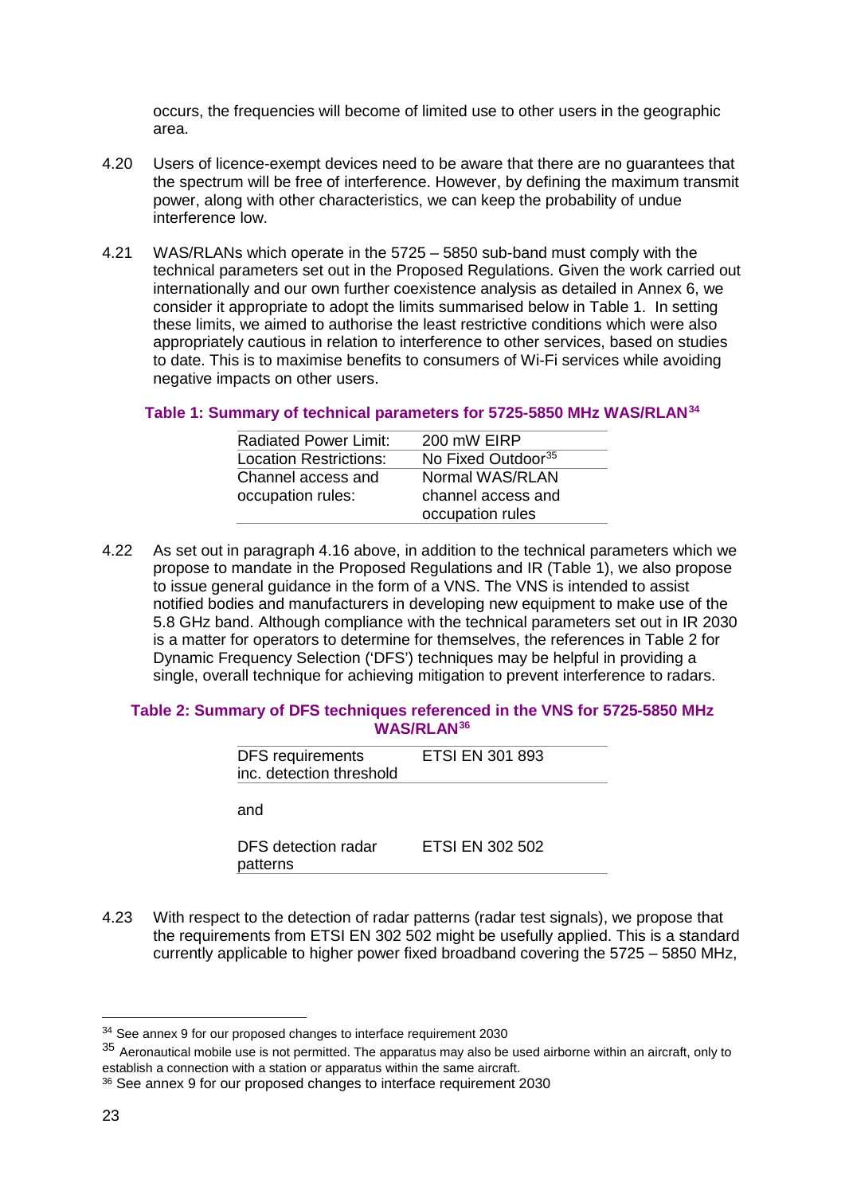occurs, the frequencies will become of limited use to other users in the geographic area.

4.20 Users of licence-exempt devices need to be aware that there are no guarantees that the spectrum will be free of interference. However, by defining the maximum transmit power, along with other characteristics, we can keep the probability of undue interference low.

4.21 WAS/RLANs which operate in the 5725 – 5850 sub-band must comply with the technical parameters set out in the Proposed Regulations. Given the work carried out internationally and our own further coexistence analysis as detailed in Annex 6, we consider it appropriate to adopt the limits summarised below in Table 1. In setting these limits, we aimed to authorise the least restrictive conditions which were also appropriately cautious in relation to interference to other services, based on studies to date. This is to maximise benefits to consumers of Wi-Fi services while avoiding negative impacts on other users.

**Table 1: Summary of technical parameters for 5725-5850 MHz WAS/RLAN[34]**

| | |
|---|---|
| Radiated Power Limit: | 200 mW EIRP |
| Location Restrictions: | No Fixed Outdoor[35] |
| Channel access and occupation rules: | Normal WAS/RLAN channel access and occupation rules |

4.22 As set out in paragraph 4.16 above, in addition to the technical parameters which we propose to mandate in the Proposed Regulations and IR (Table 1), we also propose to issue general guidance in the form of a VNS. The VNS is intended to assist notified bodies and manufacturers in developing new equipment to make use of the 5.8 GHz band. Although compliance with the technical parameters set out in IR 2030 is a matter for operators to determine for themselves, the references in Table 2 for Dynamic Frequency Selection ('DFS') techniques may be helpful in providing a single, overall technique for achieving mitigation to prevent interference to radars.

**Table 2: Summary of DFS techniques referenced in the VNS for 5725-5850 MHz WAS/RLAN[36]**

| | |
|---|---|
| DFS requirements inc. detection threshold | ETSI EN 301 893 |
| and | |
| DFS detection radar patterns | ETSI EN 302 502 |

4.23 With respect to the detection of radar patterns (radar test signals), we propose that the requirements from ETSI EN 302 502 might be usefully applied. This is a standard currently applicable to higher power fixed broadband covering the 5725 – 5850 MHz,

---

[34] See annex 9 for our proposed changes to interface requirement 2030

[35] Aeronautical mobile use is not permitted. The apparatus may also be used airborne within an aircraft, only to establish a connection with a station or apparatus within the same aircraft.

[36] See annex 9 for our proposed changes to interface requirement 2030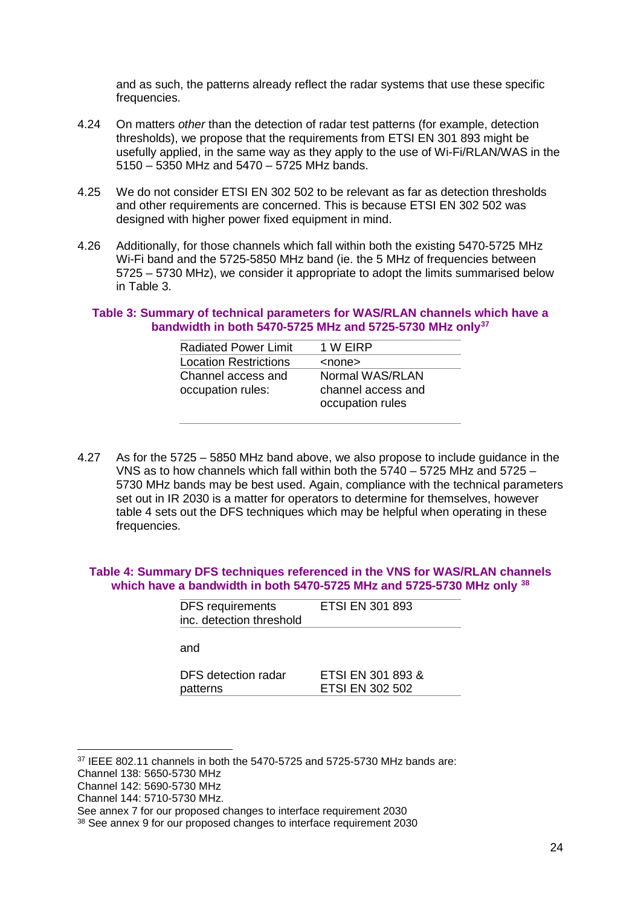and as such, the patterns already reflect the radar systems that use these specific frequencies.

4.24 On matters *other* than the detection of radar test patterns (for example, detection thresholds), we propose that the requirements from ETSI EN 301 893 might be usefully applied, in the same way as they apply to the use of Wi-Fi/RLAN/WAS in the 5150 – 5350 MHz and 5470 – 5725 MHz bands.

4.25 We do not consider ETSI EN 302 502 to be relevant as far as detection thresholds and other requirements are concerned. This is because ETSI EN 302 502 was designed with higher power fixed equipment in mind.

4.26 Additionally, for those channels which fall within both the existing 5470-5725 MHz Wi-Fi band and the 5725-5850 MHz band (ie. the 5 MHz of frequencies between 5725 – 5730 MHz), we consider it appropriate to adopt the limits summarised below in Table 3.

**Table 3: Summary of technical parameters for WAS/RLAN channels which have a bandwidth in both 5470-5725 MHz and 5725-5730 MHz only[37]**

| | |
|---|---|
| Radiated Power Limit | 1 W EIRP |
| Location Restrictions | <none> |
| Channel access and occupation rules: | Normal WAS/RLAN channel access and occupation rules |

4.27 As for the 5725 – 5850 MHz band above, we also propose to include guidance in the VNS as to how channels which fall within both the 5740 – 5725 MHz and 5725 – 5730 MHz bands may be best used. Again, compliance with the technical parameters set out in IR 2030 is a matter for operators to determine for themselves, however table 4 sets out the DFS techniques which may be helpful when operating in these frequencies.

**Table 4: Summary DFS techniques referenced in the VNS for WAS/RLAN channels which have a bandwidth in both 5470-5725 MHz and 5725-5730 MHz only [38]**

| | |
|---|---|
| DFS requirements inc. detection threshold | ETSI EN 301 893 |
| and | |
| DFS detection radar patterns | ETSI EN 301 893 & ETSI EN 302 502 |

[37] IEEE 802.11 channels in both the 5470-5725 and 5725-5730 MHz bands are:
Channel 138: 5650-5730 MHz
Channel 142: 5690-5730 MHz
Channel 144: 5710-5730 MHz.
See annex 7 for our proposed changes to interface requirement 2030

[38] See annex 9 for our proposed changes to interface requirement 2030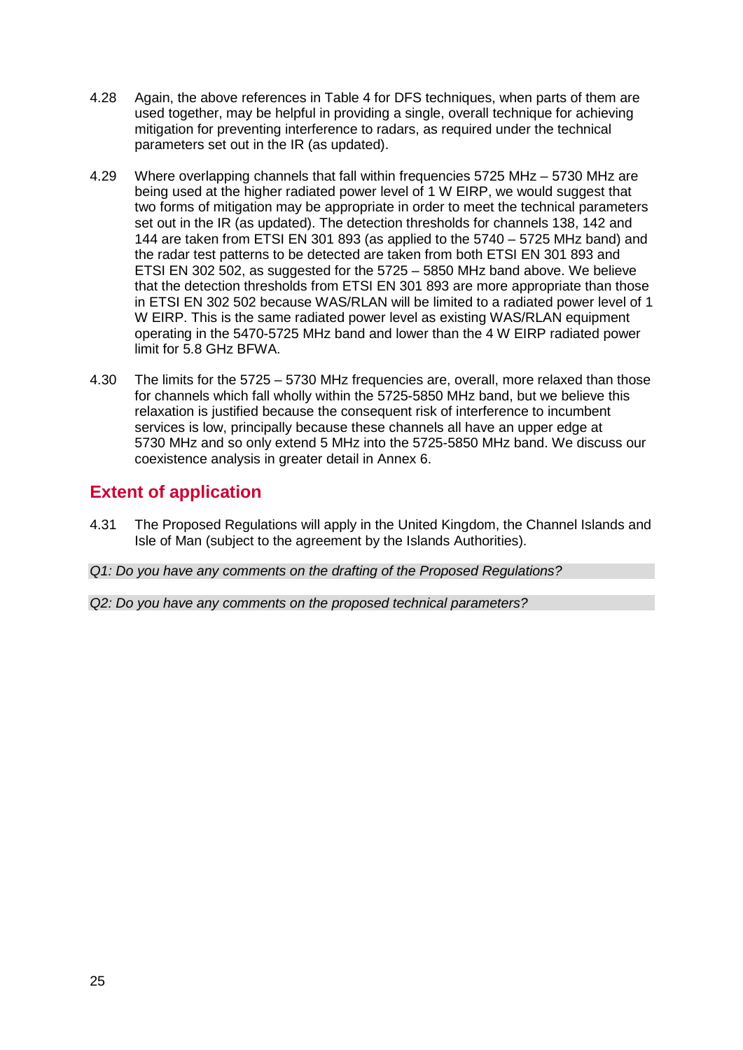4.28 Again, the above references in Table 4 for DFS techniques, when parts of them are used together, may be helpful in providing a single, overall technique for achieving mitigation for preventing interference to radars, as required under the technical parameters set out in the IR (as updated).

4.29 Where overlapping channels that fall within frequencies 5725 MHz – 5730 MHz are being used at the higher radiated power level of 1 W EIRP, we would suggest that two forms of mitigation may be appropriate in order to meet the technical parameters set out in the IR (as updated). The detection thresholds for channels 138, 142 and 144 are taken from ETSI EN 301 893 (as applied to the 5740 – 5725 MHz band) and the radar test patterns to be detected are taken from both ETSI EN 301 893 and ETSI EN 302 502, as suggested for the 5725 – 5850 MHz band above. We believe that the detection thresholds from ETSI EN 301 893 are more appropriate than those in ETSI EN 302 502 because WAS/RLAN will be limited to a radiated power level of 1 W EIRP. This is the same radiated power level as existing WAS/RLAN equipment operating in the 5470-5725 MHz band and lower than the 4 W EIRP radiated power limit for 5.8 GHz BFWA.

4.30 The limits for the 5725 – 5730 MHz frequencies are, overall, more relaxed than those for channels which fall wholly within the 5725-5850 MHz band, but we believe this relaxation is justified because the consequent risk of interference to incumbent services is low, principally because these channels all have an upper edge at 5730 MHz and so only extend 5 MHz into the 5725-5850 MHz band. We discuss our coexistence analysis in greater detail in Annex 6.

## Extent of application

4.31 The Proposed Regulations will apply in the United Kingdom, the Channel Islands and Isle of Man (subject to the agreement by the Islands Authorities).

*Q1: Do you have any comments on the drafting of the Proposed Regulations?*

*Q2: Do you have any comments on the proposed technical parameters?*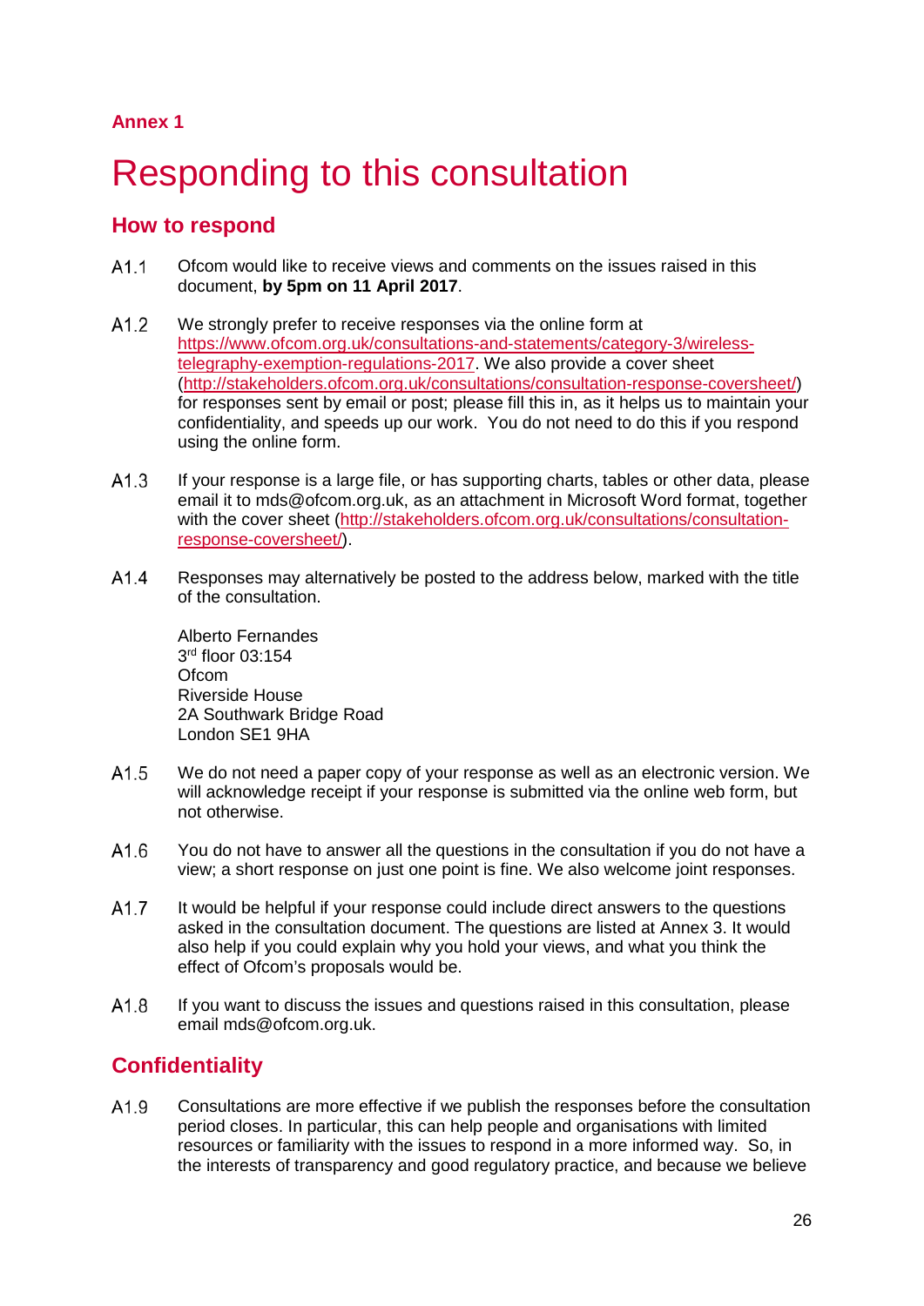**Annex 1**

# Responding to this consultation

## How to respond

A1.1 Ofcom would like to receive views and comments on the issues raised in this document, **by 5pm on 11 April 2017**.

A1.2 We strongly prefer to receive responses via the online form at [https://www.ofcom.org.uk/consultations-and-statements/category-3/wireless-telegraphy-exemption-regulations-2017](https://www.ofcom.org.uk/consultations-and-statements/category-3/wireless-telegraphy-exemption-regulations-2017). We also provide a cover sheet ([http://stakeholders.ofcom.org.uk/consultations/consultation-response-coversheet/](http://stakeholders.ofcom.org.uk/consultations/consultation-response-coversheet/)) for responses sent by email or post; please fill this in, as it helps us to maintain your confidentiality, and speeds up our work. You do not need to do this if you respond using the online form.

A1.3 If your response is a large file, or has supporting charts, tables or other data, please email it to mds@ofcom.org.uk, as an attachment in Microsoft Word format, together with the cover sheet ([http://stakeholders.ofcom.org.uk/consultations/consultation-response-coversheet/](http://stakeholders.ofcom.org.uk/consultations/consultation-response-coversheet/)).

A1.4 Responses may alternatively be posted to the address below, marked with the title of the consultation.

Alberto Fernandes
3rd floor 03:154
Ofcom
Riverside House
2A Southwark Bridge Road
London SE1 9HA

A1.5 We do not need a paper copy of your response as well as an electronic version. We will acknowledge receipt if your response is submitted via the online web form, but not otherwise.

A1.6 You do not have to answer all the questions in the consultation if you do not have a view; a short response on just one point is fine. We also welcome joint responses.

A1.7 It would be helpful if your response could include direct answers to the questions asked in the consultation document. The questions are listed at Annex 3. It would also help if you could explain why you hold your views, and what you think the effect of Ofcom's proposals would be.

A1.8 If you want to discuss the issues and questions raised in this consultation, please email mds@ofcom.org.uk.

## Confidentiality

A1.9 Consultations are more effective if we publish the responses before the consultation period closes. In particular, this can help people and organisations with limited resources or familiarity with the issues to respond in a more informed way. So, in the interests of transparency and good regulatory practice, and because we believe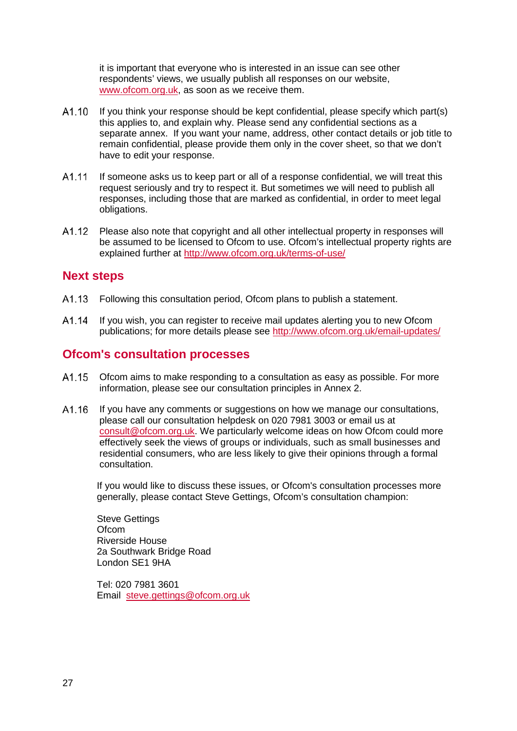it is important that everyone who is interested in an issue can see other respondents' views, we usually publish all responses on our website, www.ofcom.org.uk, as soon as we receive them.

A1.10 If you think your response should be kept confidential, please specify which part(s) this applies to, and explain why. Please send any confidential sections as a separate annex. If you want your name, address, other contact details or job title to remain confidential, please provide them only in the cover sheet, so that we don't have to edit your response.

A1.11 If someone asks us to keep part or all of a response confidential, we will treat this request seriously and try to respect it. But sometimes we will need to publish all responses, including those that are marked as confidential, in order to meet legal obligations.

A1.12 Please also note that copyright and all other intellectual property in responses will be assumed to be licensed to Ofcom to use. Ofcom's intellectual property rights are explained further at http://www.ofcom.org.uk/terms-of-use/

## Next steps

A1.13 Following this consultation period, Ofcom plans to publish a statement.

A1.14 If you wish, you can register to receive mail updates alerting you to new Ofcom publications; for more details please see http://www.ofcom.org.uk/email-updates/

## Ofcom's consultation processes

A1.15 Ofcom aims to make responding to a consultation as easy as possible. For more information, please see our consultation principles in Annex 2.

A1.16 If you have any comments or suggestions on how we manage our consultations, please call our consultation helpdesk on 020 7981 3003 or email us at consult@ofcom.org.uk. We particularly welcome ideas on how Ofcom could more effectively seek the views of groups or individuals, such as small businesses and residential consumers, who are less likely to give their opinions through a formal consultation.

If you would like to discuss these issues, or Ofcom's consultation processes more generally, please contact Steve Gettings, Ofcom's consultation champion:

Steve Gettings  
Ofcom  
Riverside House  
2a Southwark Bridge Road  
London SE1 9HA

Tel: 020 7981 3601  
Email steve.gettings@ofcom.org.uk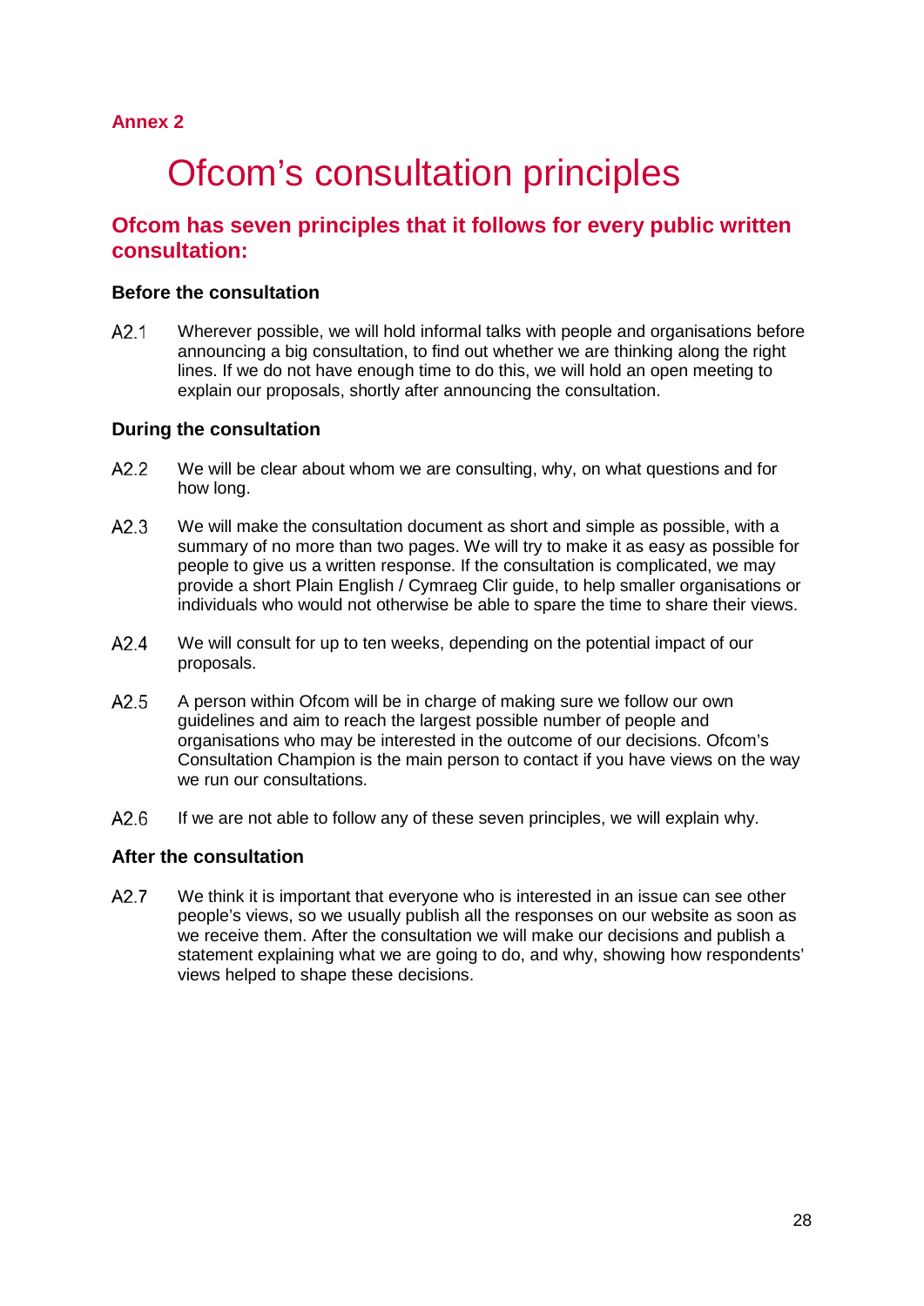**Annex 2**

# Ofcom's consultation principles

## Ofcom has seven principles that it follows for every public written consultation:

### Before the consultation

A2.1 Wherever possible, we will hold informal talks with people and organisations before announcing a big consultation, to find out whether we are thinking along the right lines. If we do not have enough time to do this, we will hold an open meeting to explain our proposals, shortly after announcing the consultation.

### During the consultation

A2.2 We will be clear about whom we are consulting, why, on what questions and for how long.

A2.3 We will make the consultation document as short and simple as possible, with a summary of no more than two pages. We will try to make it as easy as possible for people to give us a written response. If the consultation is complicated, we may provide a short Plain English / Cymraeg Clir guide, to help smaller organisations or individuals who would not otherwise be able to spare the time to share their views.

A2.4 We will consult for up to ten weeks, depending on the potential impact of our proposals.

A2.5 A person within Ofcom will be in charge of making sure we follow our own guidelines and aim to reach the largest possible number of people and organisations who may be interested in the outcome of our decisions. Ofcom's Consultation Champion is the main person to contact if you have views on the way we run our consultations.

A2.6 If we are not able to follow any of these seven principles, we will explain why.

### After the consultation

A2.7 We think it is important that everyone who is interested in an issue can see other people's views, so we usually publish all the responses on our website as soon as we receive them. After the consultation we will make our decisions and publish a statement explaining what we are going to do, and why, showing how respondents' views helped to shape these decisions.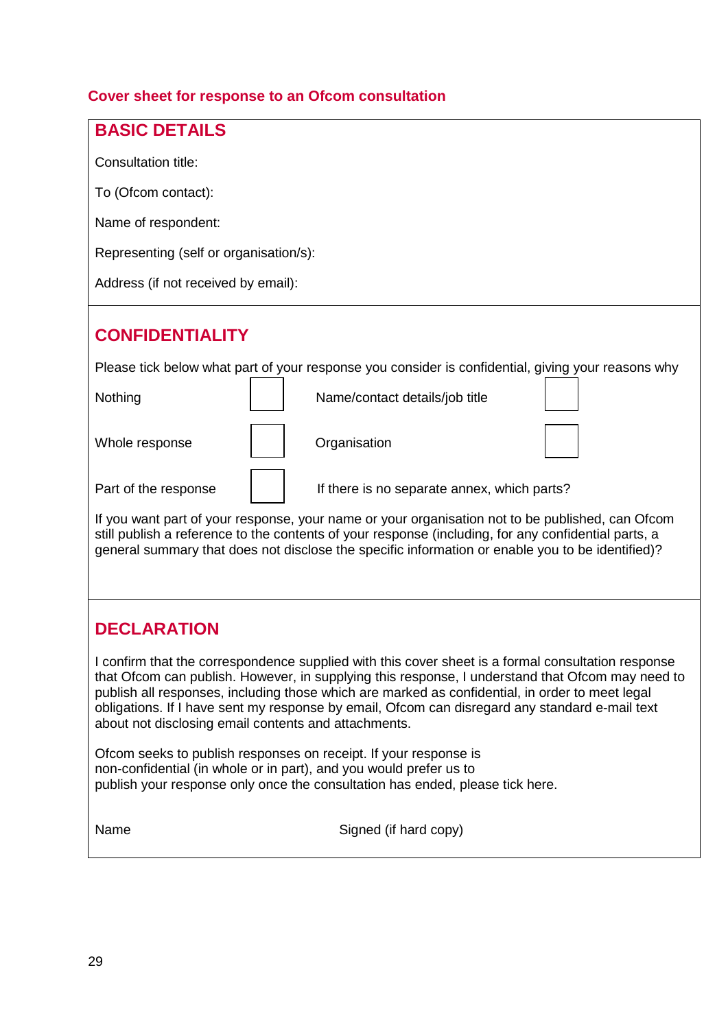## Cover sheet for response to an Ofcom consultation

### BASIC DETAILS

Consultation title:

To (Ofcom contact):

Name of respondent:

Representing (self or organisation/s):

Address (if not received by email):

### CONFIDENTIALITY

Please tick below what part of your response you consider is confidential, giving your reasons why

| | | | |
|---|---|---|---|
| Nothing | ☐ | Name/contact details/job title | ☐ |
| Whole response | ☐ | Organisation | ☐ |
| Part of the response | ☐ | If there is no separate annex, which parts? | |

If you want part of your response, your name or your organisation not to be published, can Ofcom still publish a reference to the contents of your response (including, for any confidential parts, a general summary that does not disclose the specific information or enable you to be identified)?

### DECLARATION

I confirm that the correspondence supplied with this cover sheet is a formal consultation response that Ofcom can publish. However, in supplying this response, I understand that Ofcom may need to publish all responses, including those which are marked as confidential, in order to meet legal obligations. If I have sent my response by email, Ofcom can disregard any standard e-mail text about not disclosing email contents and attachments.

Ofcom seeks to publish responses on receipt. If your response is non-confidential (in whole or in part), and you would prefer us to publish your response only once the consultation has ended, please tick here.

Name

Signed (if hard copy)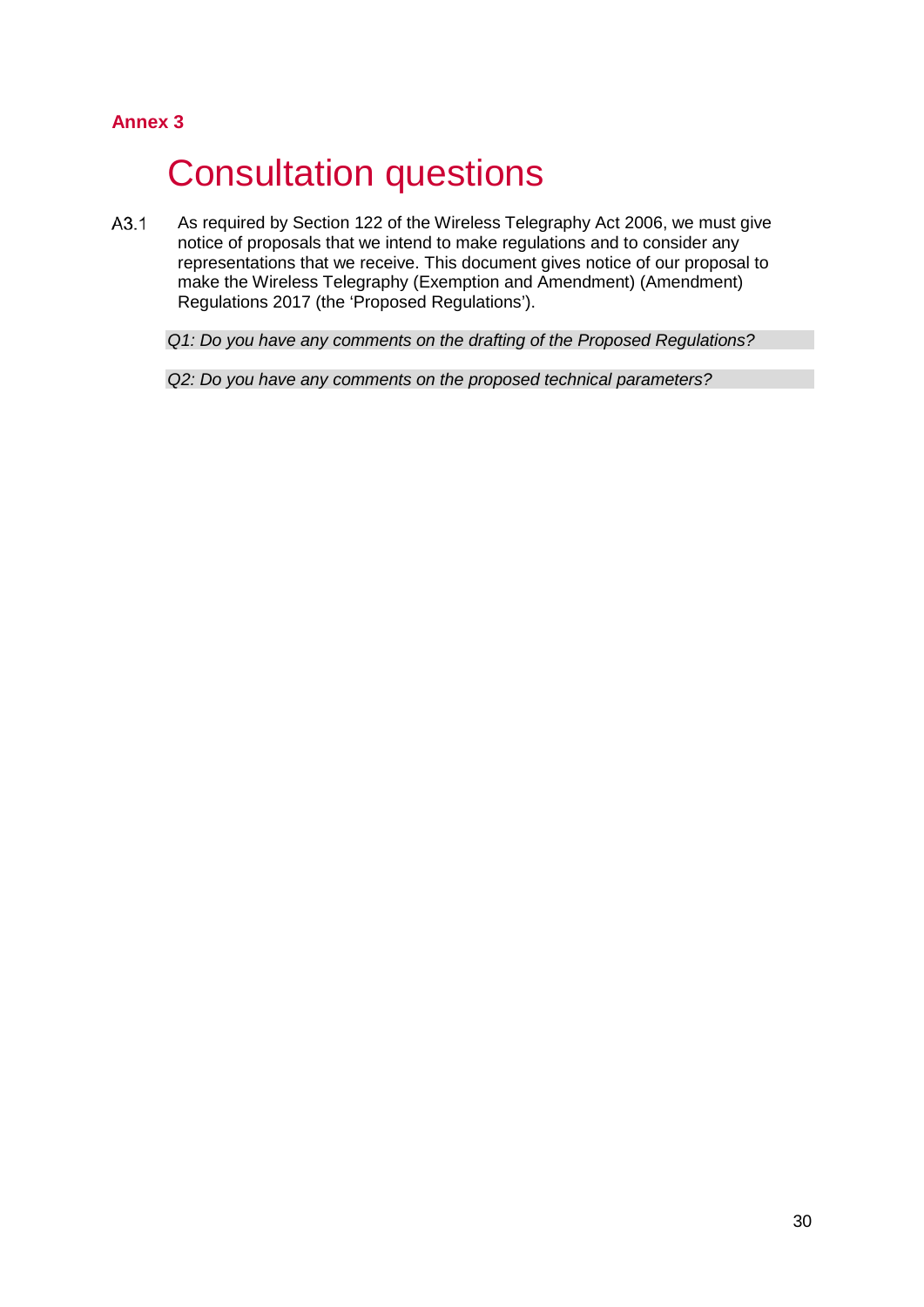**Annex 3**

# Consultation questions

A3.1 As required by Section 122 of the Wireless Telegraphy Act 2006, we must give notice of proposals that we intend to make regulations and to consider any representations that we receive. This document gives notice of our proposal to make the Wireless Telegraphy (Exemption and Amendment) (Amendment) Regulations 2017 (the 'Proposed Regulations').

*Q1: Do you have any comments on the drafting of the Proposed Regulations?*

*Q2: Do you have any comments on the proposed technical parameters?*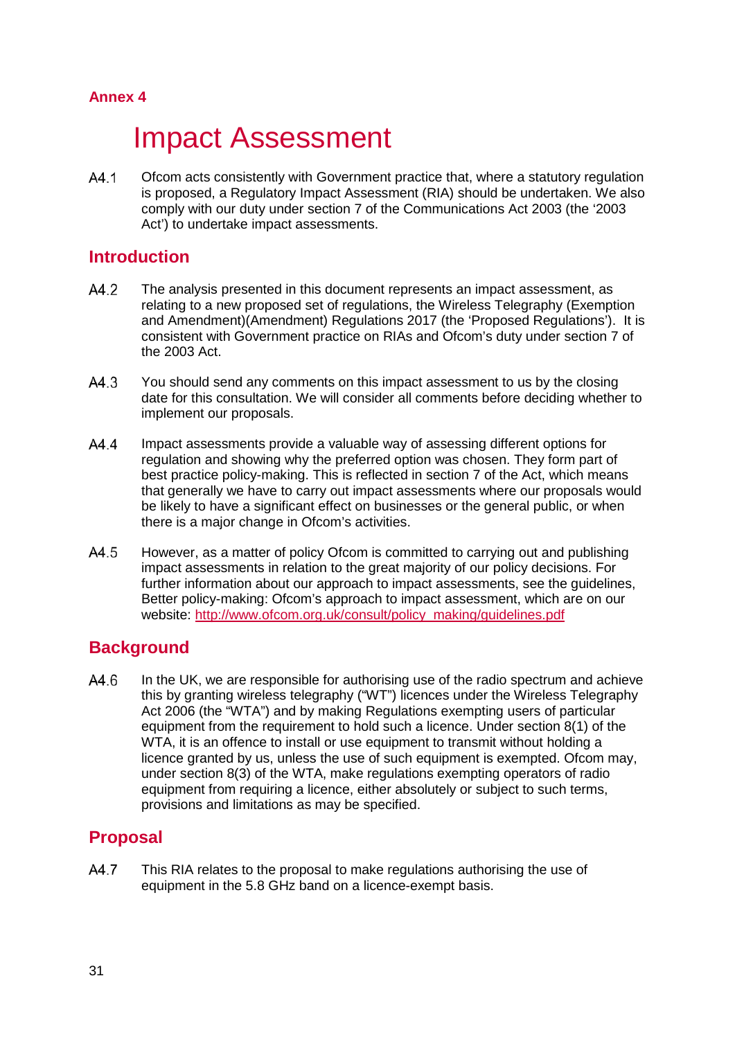**Annex 4**

# Impact Assessment

A4.1 Ofcom acts consistently with Government practice that, where a statutory regulation is proposed, a Regulatory Impact Assessment (RIA) should be undertaken. We also comply with our duty under section 7 of the Communications Act 2003 (the '2003 Act') to undertake impact assessments.

## Introduction

A4.2 The analysis presented in this document represents an impact assessment, as relating to a new proposed set of regulations, the Wireless Telegraphy (Exemption and Amendment)(Amendment) Regulations 2017 (the 'Proposed Regulations'). It is consistent with Government practice on RIAs and Ofcom's duty under section 7 of the 2003 Act.

A4.3 You should send any comments on this impact assessment to us by the closing date for this consultation. We will consider all comments before deciding whether to implement our proposals.

A4.4 Impact assessments provide a valuable way of assessing different options for regulation and showing why the preferred option was chosen. They form part of best practice policy-making. This is reflected in section 7 of the Act, which means that generally we have to carry out impact assessments where our proposals would be likely to have a significant effect on businesses or the general public, or when there is a major change in Ofcom's activities.

A4.5 However, as a matter of policy Ofcom is committed to carrying out and publishing impact assessments in relation to the great majority of our policy decisions. For further information about our approach to impact assessments, see the guidelines, Better policy-making: Ofcom's approach to impact assessment, which are on our website: http://www.ofcom.org.uk/consult/policy_making/guidelines.pdf

## Background

A4.6 In the UK, we are responsible for authorising use of the radio spectrum and achieve this by granting wireless telegraphy ("WT") licences under the Wireless Telegraphy Act 2006 (the "WTA") and by making Regulations exempting users of particular equipment from the requirement to hold such a licence. Under section 8(1) of the WTA, it is an offence to install or use equipment to transmit without holding a licence granted by us, unless the use of such equipment is exempted. Ofcom may, under section 8(3) of the WTA, make regulations exempting operators of radio equipment from requiring a licence, either absolutely or subject to such terms, provisions and limitations as may be specified.

## Proposal

A4.7 This RIA relates to the proposal to make regulations authorising the use of equipment in the 5.8 GHz band on a licence-exempt basis.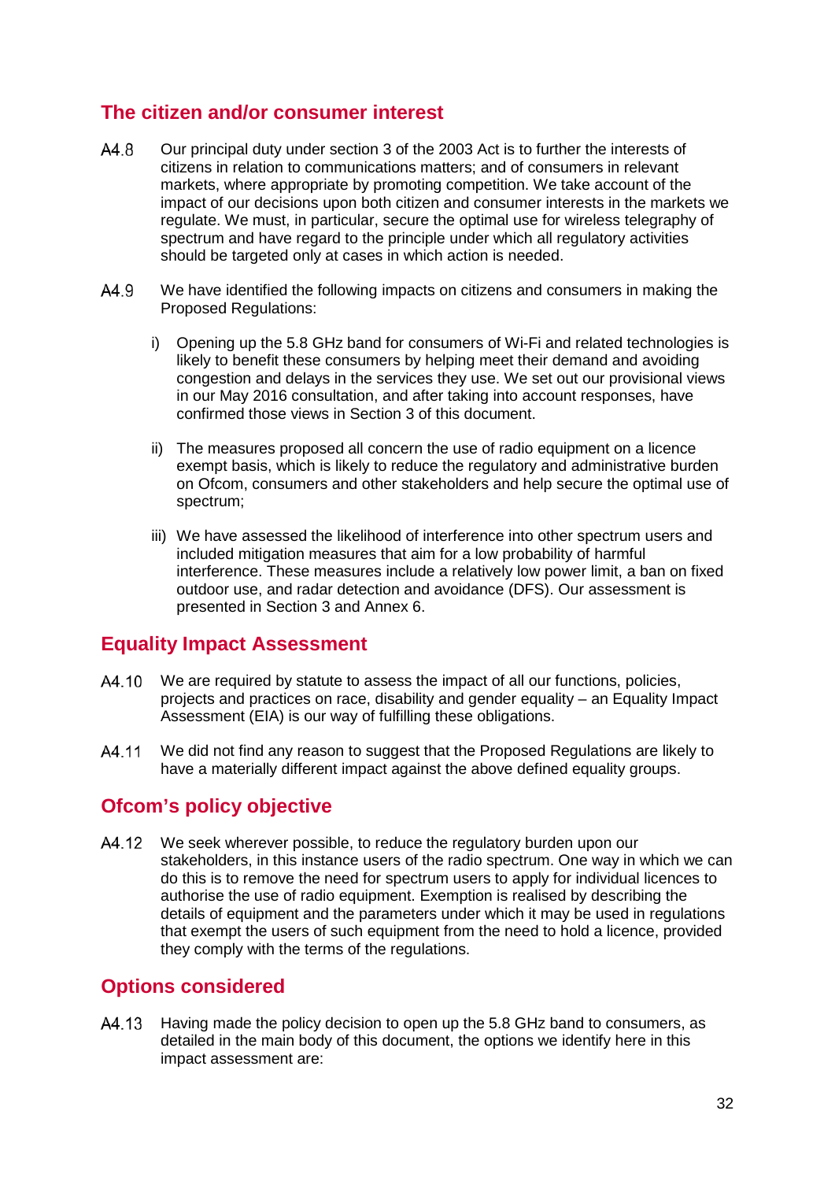## The citizen and/or consumer interest

A4.8 Our principal duty under section 3 of the 2003 Act is to further the interests of citizens in relation to communications matters; and of consumers in relevant markets, where appropriate by promoting competition. We take account of the impact of our decisions upon both citizen and consumer interests in the markets we regulate. We must, in particular, secure the optimal use for wireless telegraphy of spectrum and have regard to the principle under which all regulatory activities should be targeted only at cases in which action is needed.

A4.9 We have identified the following impacts on citizens and consumers in making the Proposed Regulations:

i) Opening up the 5.8 GHz band for consumers of Wi-Fi and related technologies is likely to benefit these consumers by helping meet their demand and avoiding congestion and delays in the services they use. We set out our provisional views in our May 2016 consultation, and after taking into account responses, have confirmed those views in Section 3 of this document.

ii) The measures proposed all concern the use of radio equipment on a licence exempt basis, which is likely to reduce the regulatory and administrative burden on Ofcom, consumers and other stakeholders and help secure the optimal use of spectrum;

iii) We have assessed the likelihood of interference into other spectrum users and included mitigation measures that aim for a low probability of harmful interference. These measures include a relatively low power limit, a ban on fixed outdoor use, and radar detection and avoidance (DFS). Our assessment is presented in Section 3 and Annex 6.

## Equality Impact Assessment

A4.10 We are required by statute to assess the impact of all our functions, policies, projects and practices on race, disability and gender equality – an Equality Impact Assessment (EIA) is our way of fulfilling these obligations.

A4.11 We did not find any reason to suggest that the Proposed Regulations are likely to have a materially different impact against the above defined equality groups.

## Ofcom's policy objective

A4.12 We seek wherever possible, to reduce the regulatory burden upon our stakeholders, in this instance users of the radio spectrum. One way in which we can do this is to remove the need for spectrum users to apply for individual licences to authorise the use of radio equipment. Exemption is realised by describing the details of equipment and the parameters under which it may be used in regulations that exempt the users of such equipment from the need to hold a licence, provided they comply with the terms of the regulations.

## Options considered

A4.13 Having made the policy decision to open up the 5.8 GHz band to consumers, as detailed in the main body of this document, the options we identify here in this impact assessment are: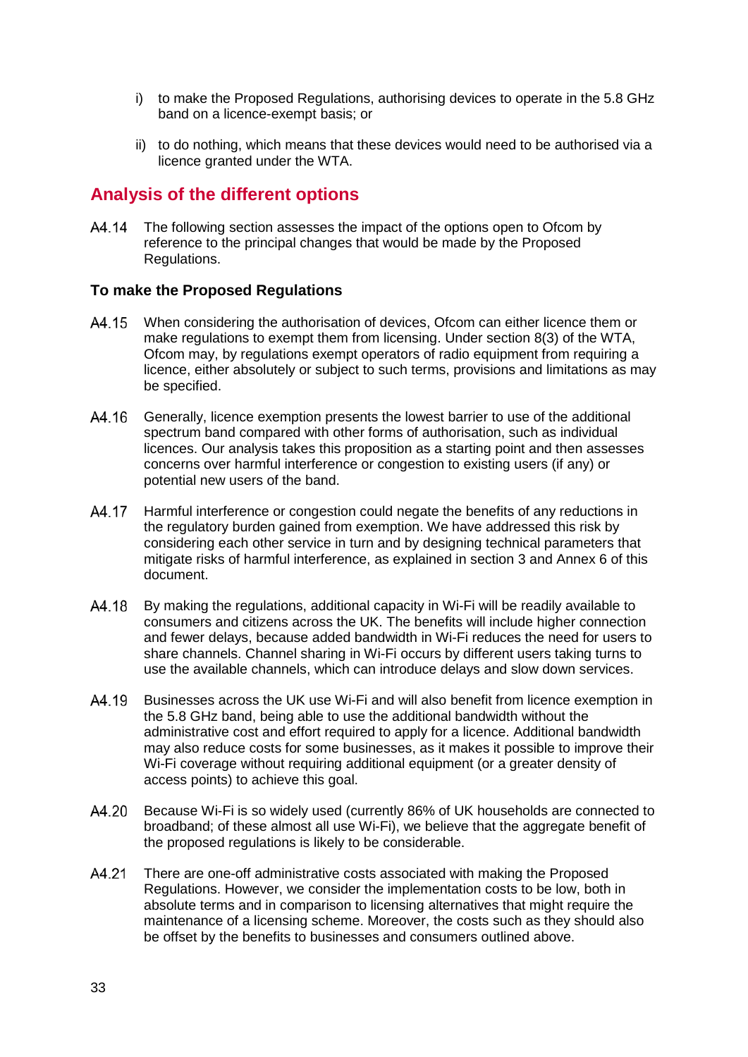i) to make the Proposed Regulations, authorising devices to operate in the 5.8 GHz band on a licence-exempt basis; or

ii) to do nothing, which means that these devices would need to be authorised via a licence granted under the WTA.

## Analysis of the different options

A4.14 The following section assesses the impact of the options open to Ofcom by reference to the principal changes that would be made by the Proposed Regulations.

### To make the Proposed Regulations

A4.15 When considering the authorisation of devices, Ofcom can either licence them or make regulations to exempt them from licensing. Under section 8(3) of the WTA, Ofcom may, by regulations exempt operators of radio equipment from requiring a licence, either absolutely or subject to such terms, provisions and limitations as may be specified.

A4.16 Generally, licence exemption presents the lowest barrier to use of the additional spectrum band compared with other forms of authorisation, such as individual licences. Our analysis takes this proposition as a starting point and then assesses concerns over harmful interference or congestion to existing users (if any) or potential new users of the band.

A4.17 Harmful interference or congestion could negate the benefits of any reductions in the regulatory burden gained from exemption. We have addressed this risk by considering each other service in turn and by designing technical parameters that mitigate risks of harmful interference, as explained in section 3 and Annex 6 of this document.

A4.18 By making the regulations, additional capacity in Wi-Fi will be readily available to consumers and citizens across the UK. The benefits will include higher connection and fewer delays, because added bandwidth in Wi-Fi reduces the need for users to share channels. Channel sharing in Wi-Fi occurs by different users taking turns to use the available channels, which can introduce delays and slow down services.

A4.19 Businesses across the UK use Wi-Fi and will also benefit from licence exemption in the 5.8 GHz band, being able to use the additional bandwidth without the administrative cost and effort required to apply for a licence. Additional bandwidth may also reduce costs for some businesses, as it makes it possible to improve their Wi-Fi coverage without requiring additional equipment (or a greater density of access points) to achieve this goal.

A4.20 Because Wi-Fi is so widely used (currently 86% of UK households are connected to broadband; of these almost all use Wi-Fi), we believe that the aggregate benefit of the proposed regulations is likely to be considerable.

A4.21 There are one-off administrative costs associated with making the Proposed Regulations. However, we consider the implementation costs to be low, both in absolute terms and in comparison to licensing alternatives that might require the maintenance of a licensing scheme. Moreover, the costs such as they should also be offset by the benefits to businesses and consumers outlined above.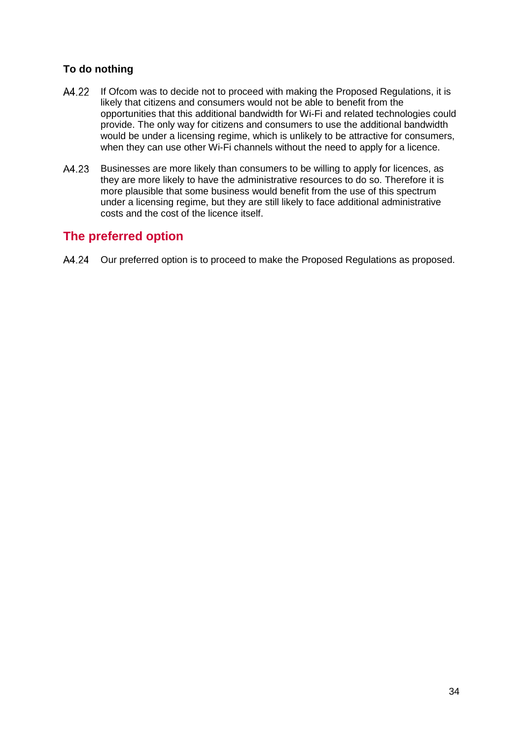### To do nothing

A4.22 If Ofcom was to decide not to proceed with making the Proposed Regulations, it is likely that citizens and consumers would not be able to benefit from the opportunities that this additional bandwidth for Wi-Fi and related technologies could provide. The only way for citizens and consumers to use the additional bandwidth would be under a licensing regime, which is unlikely to be attractive for consumers, when they can use other Wi-Fi channels without the need to apply for a licence.

A4.23 Businesses are more likely than consumers to be willing to apply for licences, as they are more likely to have the administrative resources to do so. Therefore it is more plausible that some business would benefit from the use of this spectrum under a licensing regime, but they are still likely to face additional administrative costs and the cost of the licence itself.

## The preferred option

A4.24 Our preferred option is to proceed to make the Proposed Regulations as proposed.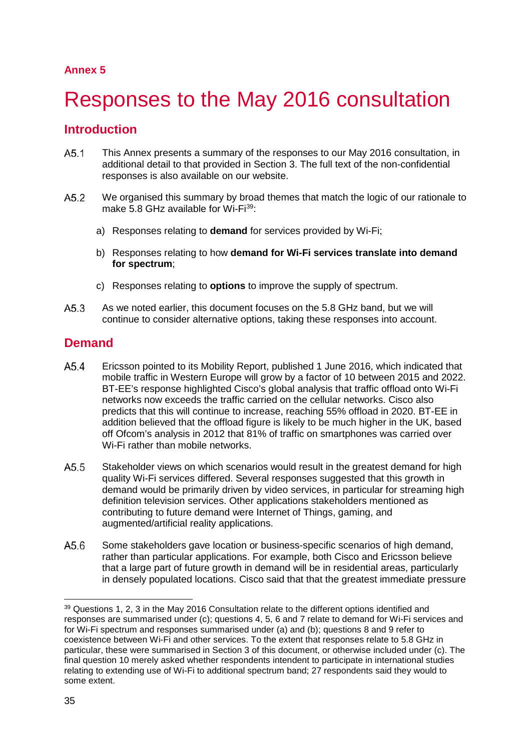**Annex 5**

# Responses to the May 2016 consultation

## Introduction

A5.1 This Annex presents a summary of the responses to our May 2016 consultation, in additional detail to that provided in Section 3. The full text of the non-confidential responses is also available on our website.

A5.2 We organised this summary by broad themes that match the logic of our rationale to make 5.8 GHz available for Wi-Fi[39]:

a) Responses relating to **demand** for services provided by Wi-Fi;

b) Responses relating to how **demand for Wi-Fi services translate into demand for spectrum**;

c) Responses relating to **options** to improve the supply of spectrum.

A5.3 As we noted earlier, this document focuses on the 5.8 GHz band, but we will continue to consider alternative options, taking these responses into account.

## Demand

A5.4 Ericsson pointed to its Mobility Report, published 1 June 2016, which indicated that mobile traffic in Western Europe will grow by a factor of 10 between 2015 and 2022. BT-EE's response highlighted Cisco's global analysis that traffic offload onto Wi-Fi networks now exceeds the traffic carried on the cellular networks. Cisco also predicts that this will continue to increase, reaching 55% offload in 2020. BT-EE in addition believed that the offload figure is likely to be much higher in the UK, based off Ofcom's analysis in 2012 that 81% of traffic on smartphones was carried over Wi-Fi rather than mobile networks.

A5.5 Stakeholder views on which scenarios would result in the greatest demand for high quality Wi-Fi services differed. Several responses suggested that this growth in demand would be primarily driven by video services, in particular for streaming high definition television services. Other applications stakeholders mentioned as contributing to future demand were Internet of Things, gaming, and augmented/artificial reality applications.

A5.6 Some stakeholders gave location or business-specific scenarios of high demand, rather than particular applications. For example, both Cisco and Ericsson believe that a large part of future growth in demand will be in residential areas, particularly in densely populated locations. Cisco said that that the greatest immediate pressure

[39] Questions 1, 2, 3 in the May 2016 Consultation relate to the different options identified and responses are summarised under (c); questions 4, 5, 6 and 7 relate to demand for Wi-Fi services and for Wi-Fi spectrum and responses summarised under (a) and (b); questions 8 and 9 refer to coexistence between Wi-Fi and other services. To the extent that responses relate to 5.8 GHz in particular, these were summarised in Section 3 of this document, or otherwise included under (c). The final question 10 merely asked whether respondents intendent to participate in international studies relating to extending use of Wi-Fi to additional spectrum band; 27 respondents said they would to some extent.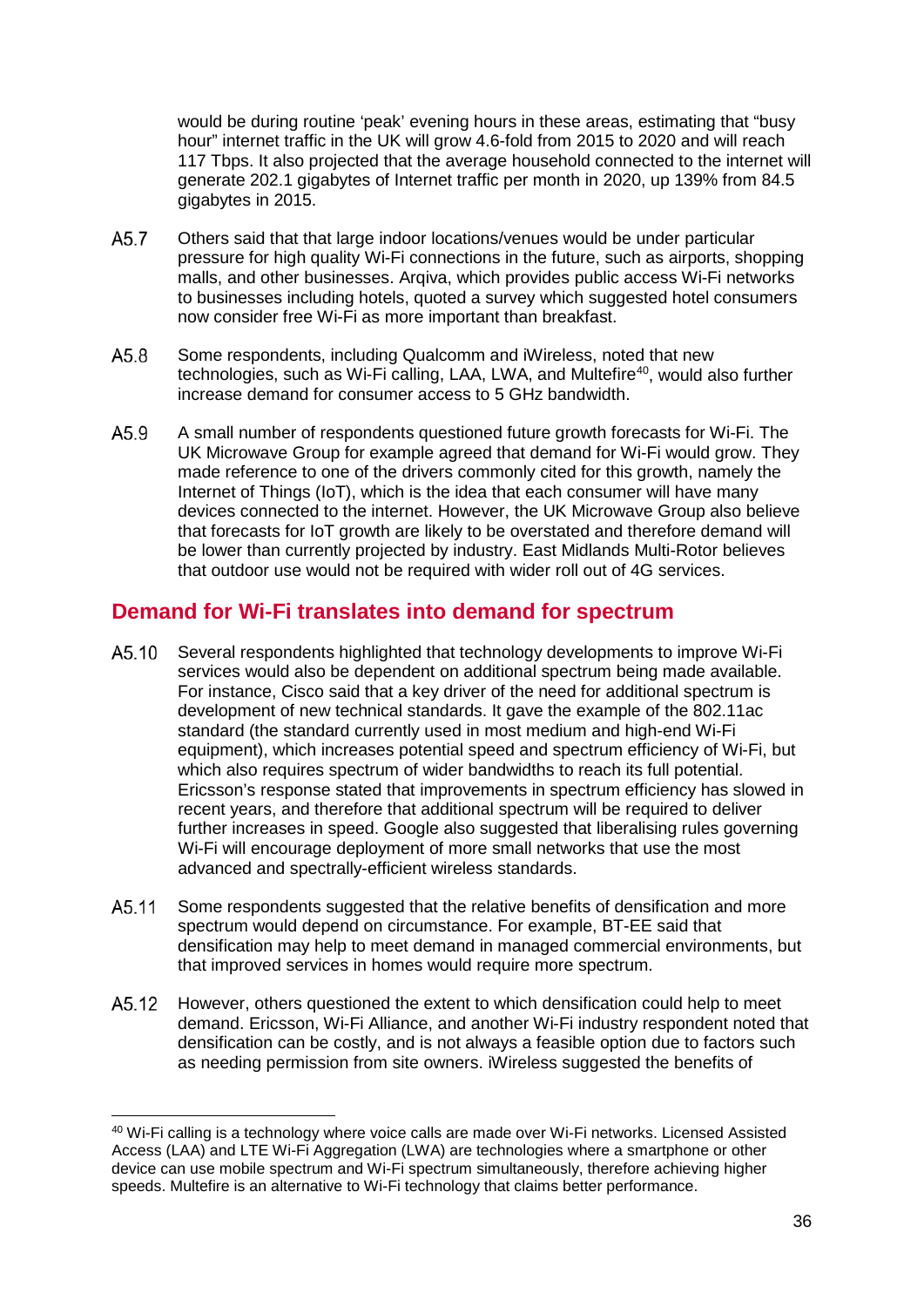would be during routine ‘peak’ evening hours in these areas, estimating that “busy hour” internet traffic in the UK will grow 4.6-fold from 2015 to 2020 and will reach 117 Tbps. It also projected that the average household connected to the internet will generate 202.1 gigabytes of Internet traffic per month in 2020, up 139% from 84.5 gigabytes in 2015.

A5.7 Others said that that large indoor locations/venues would be under particular pressure for high quality Wi-Fi connections in the future, such as airports, shopping malls, and other businesses. Arqiva, which provides public access Wi-Fi networks to businesses including hotels, quoted a survey which suggested hotel consumers now consider free Wi-Fi as more important than breakfast.

A5.8 Some respondents, including Qualcomm and iWireless, noted that new technologies, such as Wi-Fi calling, LAA, LWA, and Multefire[40], would also further increase demand for consumer access to 5 GHz bandwidth.

A5.9 A small number of respondents questioned future growth forecasts for Wi-Fi. The UK Microwave Group for example agreed that demand for Wi-Fi would grow. They made reference to one of the drivers commonly cited for this growth, namely the Internet of Things (IoT), which is the idea that each consumer will have many devices connected to the internet. However, the UK Microwave Group also believe that forecasts for IoT growth are likely to be overstated and therefore demand will be lower than currently projected by industry. East Midlands Multi-Rotor believes that outdoor use would not be required with wider roll out of 4G services.

## Demand for Wi-Fi translates into demand for spectrum

A5.10 Several respondents highlighted that technology developments to improve Wi-Fi services would also be dependent on additional spectrum being made available. For instance, Cisco said that a key driver of the need for additional spectrum is development of new technical standards. It gave the example of the 802.11ac standard (the standard currently used in most medium and high-end Wi-Fi equipment), which increases potential speed and spectrum efficiency of Wi-Fi, but which also requires spectrum of wider bandwidths to reach its full potential. Ericsson’s response stated that improvements in spectrum efficiency has slowed in recent years, and therefore that additional spectrum will be required to deliver further increases in speed. Google also suggested that liberalising rules governing Wi-Fi will encourage deployment of more small networks that use the most advanced and spectrally-efficient wireless standards.

A5.11 Some respondents suggested that the relative benefits of densification and more spectrum would depend on circumstance. For example, BT-EE said that densification may help to meet demand in managed commercial environments, but that improved services in homes would require more spectrum.

A5.12 However, others questioned the extent to which densification could help to meet demand. Ericsson, Wi-Fi Alliance, and another Wi-Fi industry respondent noted that densification can be costly, and is not always a feasible option due to factors such as needing permission from site owners. iWireless suggested the benefits of

---

[40] Wi-Fi calling is a technology where voice calls are made over Wi-Fi networks. Licensed Assisted Access (LAA) and LTE Wi-Fi Aggregation (LWA) are technologies where a smartphone or other device can use mobile spectrum and Wi-Fi spectrum simultaneously, therefore achieving higher speeds. Multefire is an alternative to Wi-Fi technology that claims better performance.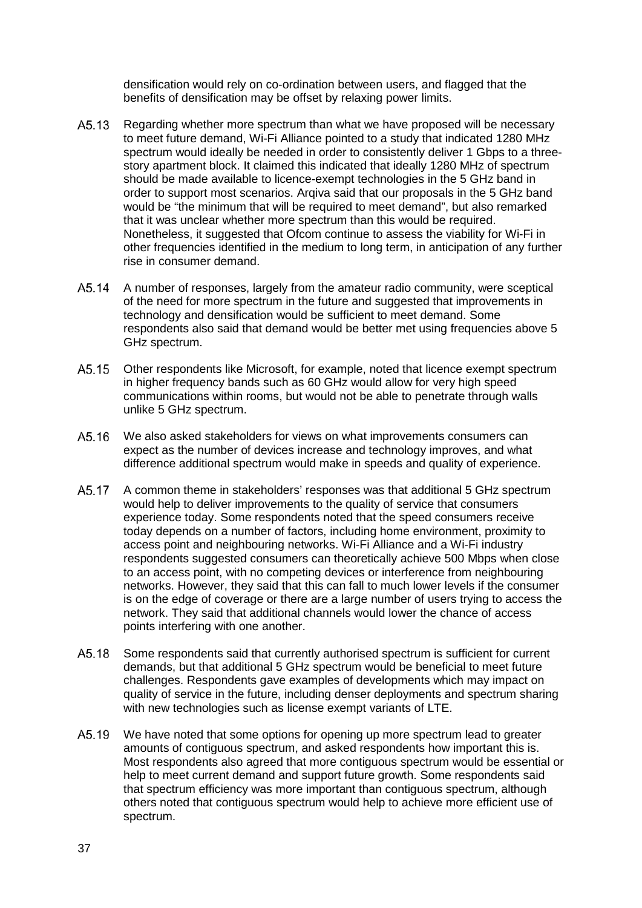densification would rely on co-ordination between users, and flagged that the benefits of densification may be offset by relaxing power limits.

A5.13 Regarding whether more spectrum than what we have proposed will be necessary to meet future demand, Wi-Fi Alliance pointed to a study that indicated 1280 MHz spectrum would ideally be needed in order to consistently deliver 1 Gbps to a three-story apartment block. It claimed this indicated that ideally 1280 MHz of spectrum should be made available to licence-exempt technologies in the 5 GHz band in order to support most scenarios. Arqiva said that our proposals in the 5 GHz band would be "the minimum that will be required to meet demand", but also remarked that it was unclear whether more spectrum than this would be required. Nonetheless, it suggested that Ofcom continue to assess the viability for Wi-Fi in other frequencies identified in the medium to long term, in anticipation of any further rise in consumer demand.

A5.14 A number of responses, largely from the amateur radio community, were sceptical of the need for more spectrum in the future and suggested that improvements in technology and densification would be sufficient to meet demand. Some respondents also said that demand would be better met using frequencies above 5 GHz spectrum.

A5.15 Other respondents like Microsoft, for example, noted that licence exempt spectrum in higher frequency bands such as 60 GHz would allow for very high speed communications within rooms, but would not be able to penetrate through walls unlike 5 GHz spectrum.

A5.16 We also asked stakeholders for views on what improvements consumers can expect as the number of devices increase and technology improves, and what difference additional spectrum would make in speeds and quality of experience.

A5.17 A common theme in stakeholders' responses was that additional 5 GHz spectrum would help to deliver improvements to the quality of service that consumers experience today. Some respondents noted that the speed consumers receive today depends on a number of factors, including home environment, proximity to access point and neighbouring networks. Wi-Fi Alliance and a Wi-Fi industry respondents suggested consumers can theoretically achieve 500 Mbps when close to an access point, with no competing devices or interference from neighbouring networks. However, they said that this can fall to much lower levels if the consumer is on the edge of coverage or there are a large number of users trying to access the network. They said that additional channels would lower the chance of access points interfering with one another.

A5.18 Some respondents said that currently authorised spectrum is sufficient for current demands, but that additional 5 GHz spectrum would be beneficial to meet future challenges. Respondents gave examples of developments which may impact on quality of service in the future, including denser deployments and spectrum sharing with new technologies such as license exempt variants of LTE.

A5.19 We have noted that some options for opening up more spectrum lead to greater amounts of contiguous spectrum, and asked respondents how important this is. Most respondents also agreed that more contiguous spectrum would be essential or help to meet current demand and support future growth. Some respondents said that spectrum efficiency was more important than contiguous spectrum, although others noted that contiguous spectrum would help to achieve more efficient use of spectrum.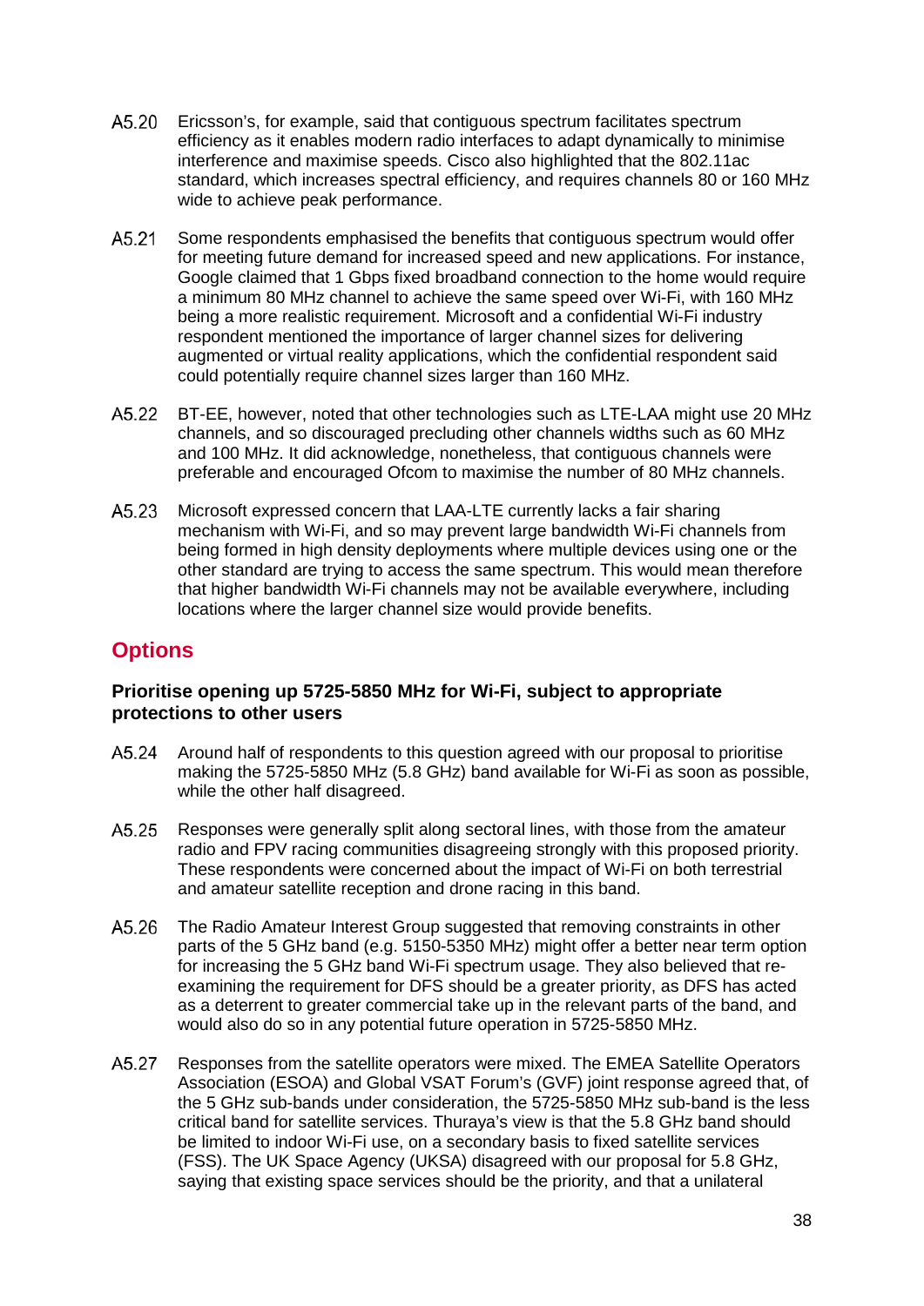A5.20 Ericsson's, for example, said that contiguous spectrum facilitates spectrum efficiency as it enables modern radio interfaces to adapt dynamically to minimise interference and maximise speeds. Cisco also highlighted that the 802.11ac standard, which increases spectral efficiency, and requires channels 80 or 160 MHz wide to achieve peak performance.

A5.21 Some respondents emphasised the benefits that contiguous spectrum would offer for meeting future demand for increased speed and new applications. For instance, Google claimed that 1 Gbps fixed broadband connection to the home would require a minimum 80 MHz channel to achieve the same speed over Wi-Fi, with 160 MHz being a more realistic requirement. Microsoft and a confidential Wi-Fi industry respondent mentioned the importance of larger channel sizes for delivering augmented or virtual reality applications, which the confidential respondent said could potentially require channel sizes larger than 160 MHz.

A5.22 BT-EE, however, noted that other technologies such as LTE-LAA might use 20 MHz channels, and so discouraged precluding other channels widths such as 60 MHz and 100 MHz. It did acknowledge, nonetheless, that contiguous channels were preferable and encouraged Ofcom to maximise the number of 80 MHz channels.

A5.23 Microsoft expressed concern that LAA-LTE currently lacks a fair sharing mechanism with Wi-Fi, and so may prevent large bandwidth Wi-Fi channels from being formed in high density deployments where multiple devices using one or the other standard are trying to access the same spectrum. This would mean therefore that higher bandwidth Wi-Fi channels may not be available everywhere, including locations where the larger channel size would provide benefits.

## Options

### Prioritise opening up 5725-5850 MHz for Wi-Fi, subject to appropriate protections to other users

A5.24 Around half of respondents to this question agreed with our proposal to prioritise making the 5725-5850 MHz (5.8 GHz) band available for Wi-Fi as soon as possible, while the other half disagreed.

A5.25 Responses were generally split along sectoral lines, with those from the amateur radio and FPV racing communities disagreeing strongly with this proposed priority. These respondents were concerned about the impact of Wi-Fi on both terrestrial and amateur satellite reception and drone racing in this band.

A5.26 The Radio Amateur Interest Group suggested that removing constraints in other parts of the 5 GHz band (e.g. 5150-5350 MHz) might offer a better near term option for increasing the 5 GHz band Wi-Fi spectrum usage. They also believed that re-examining the requirement for DFS should be a greater priority, as DFS has acted as a deterrent to greater commercial take up in the relevant parts of the band, and would also do so in any potential future operation in 5725-5850 MHz.

A5.27 Responses from the satellite operators were mixed. The EMEA Satellite Operators Association (ESOA) and Global VSAT Forum's (GVF) joint response agreed that, of the 5 GHz sub-bands under consideration, the 5725-5850 MHz sub-band is the less critical band for satellite services. Thuraya's view is that the 5.8 GHz band should be limited to indoor Wi-Fi use, on a secondary basis to fixed satellite services (FSS). The UK Space Agency (UKSA) disagreed with our proposal for 5.8 GHz, saying that existing space services should be the priority, and that a unilateral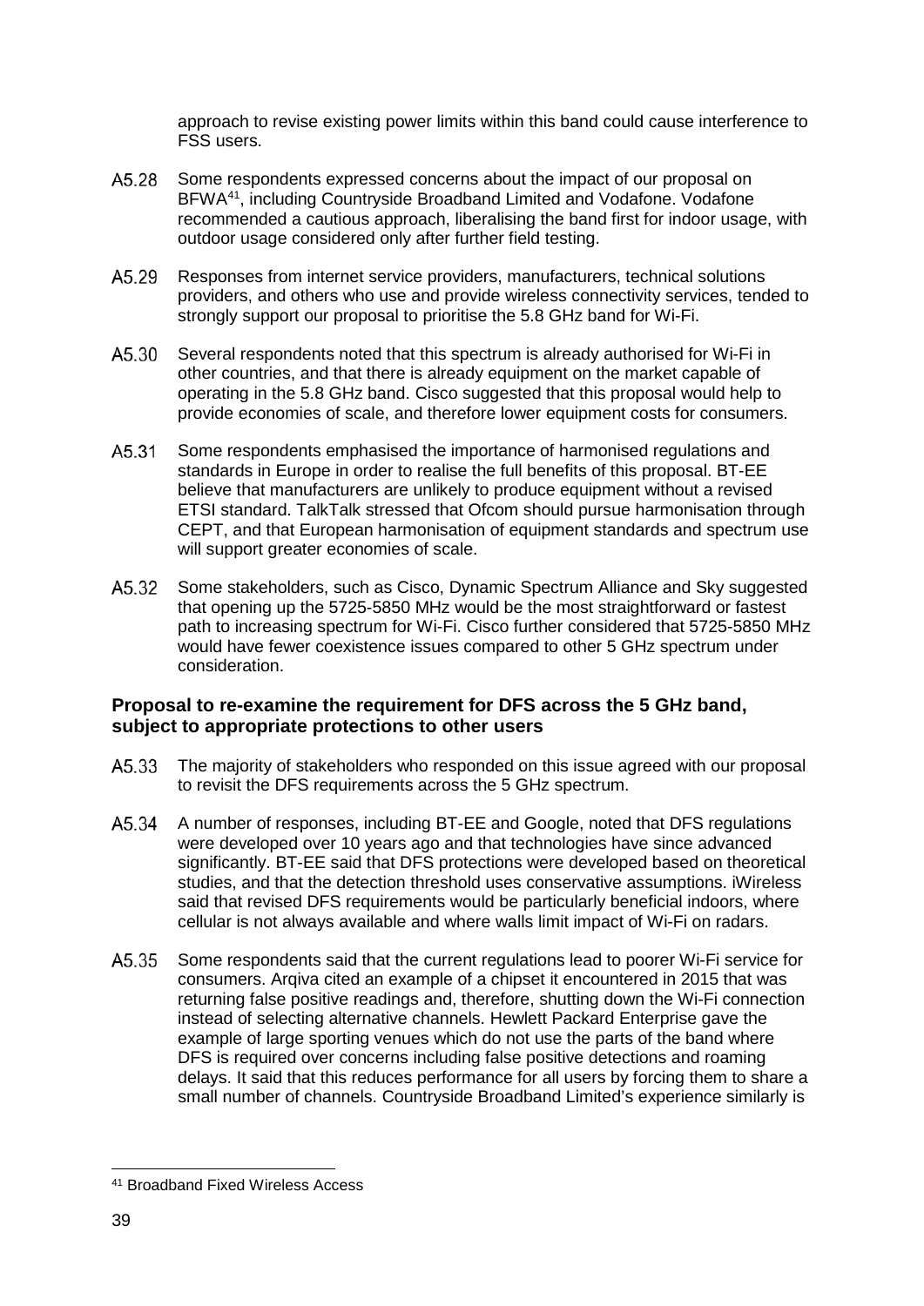approach to revise existing power limits within this band could cause interference to FSS users.

A5.28 Some respondents expressed concerns about the impact of our proposal on BFWA[41], including Countryside Broadband Limited and Vodafone. Vodafone recommended a cautious approach, liberalising the band first for indoor usage, with outdoor usage considered only after further field testing.

A5.29 Responses from internet service providers, manufacturers, technical solutions providers, and others who use and provide wireless connectivity services, tended to strongly support our proposal to prioritise the 5.8 GHz band for Wi-Fi.

A5.30 Several respondents noted that this spectrum is already authorised for Wi-Fi in other countries, and that there is already equipment on the market capable of operating in the 5.8 GHz band. Cisco suggested that this proposal would help to provide economies of scale, and therefore lower equipment costs for consumers.

A5.31 Some respondents emphasised the importance of harmonised regulations and standards in Europe in order to realise the full benefits of this proposal. BT-EE believe that manufacturers are unlikely to produce equipment without a revised ETSI standard. TalkTalk stressed that Ofcom should pursue harmonisation through CEPT, and that European harmonisation of equipment standards and spectrum use will support greater economies of scale.

A5.32 Some stakeholders, such as Cisco, Dynamic Spectrum Alliance and Sky suggested that opening up the 5725-5850 MHz would be the most straightforward or fastest path to increasing spectrum for Wi-Fi. Cisco further considered that 5725-5850 MHz would have fewer coexistence issues compared to other 5 GHz spectrum under consideration.

### Proposal to re-examine the requirement for DFS across the 5 GHz band, subject to appropriate protections to other users

A5.33 The majority of stakeholders who responded on this issue agreed with our proposal to revisit the DFS requirements across the 5 GHz spectrum.

A5.34 A number of responses, including BT-EE and Google, noted that DFS regulations were developed over 10 years ago and that technologies have since advanced significantly. BT-EE said that DFS protections were developed based on theoretical studies, and that the detection threshold uses conservative assumptions. iWireless said that revised DFS requirements would be particularly beneficial indoors, where cellular is not always available and where walls limit impact of Wi-Fi on radars.

A5.35 Some respondents said that the current regulations lead to poorer Wi-Fi service for consumers. Arqiva cited an example of a chipset it encountered in 2015 that was returning false positive readings and, therefore, shutting down the Wi-Fi connection instead of selecting alternative channels. Hewlett Packard Enterprise gave the example of large sporting venues which do not use the parts of the band where DFS is required over concerns including false positive detections and roaming delays. It said that this reduces performance for all users by forcing them to share a small number of channels. Countryside Broadband Limited's experience similarly is

[41] Broadband Fixed Wireless Access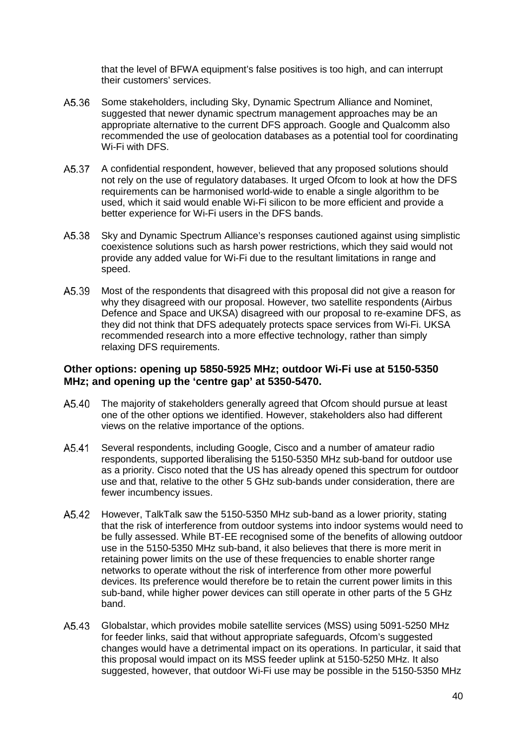that the level of BFWA equipment's false positives is too high, and can interrupt their customers' services.

A5.36 Some stakeholders, including Sky, Dynamic Spectrum Alliance and Nominet, suggested that newer dynamic spectrum management approaches may be an appropriate alternative to the current DFS approach. Google and Qualcomm also recommended the use of geolocation databases as a potential tool for coordinating Wi-Fi with DFS.

A5.37 A confidential respondent, however, believed that any proposed solutions should not rely on the use of regulatory databases. It urged Ofcom to look at how the DFS requirements can be harmonised world-wide to enable a single algorithm to be used, which it said would enable Wi-Fi silicon to be more efficient and provide a better experience for Wi-Fi users in the DFS bands.

A5.38 Sky and Dynamic Spectrum Alliance's responses cautioned against using simplistic coexistence solutions such as harsh power restrictions, which they said would not provide any added value for Wi-Fi due to the resultant limitations in range and speed.

A5.39 Most of the respondents that disagreed with this proposal did not give a reason for why they disagreed with our proposal. However, two satellite respondents (Airbus Defence and Space and UKSA) disagreed with our proposal to re-examine DFS, as they did not think that DFS adequately protects space services from Wi-Fi. UKSA recommended research into a more effective technology, rather than simply relaxing DFS requirements.

### Other options: opening up 5850-5925 MHz; outdoor Wi-Fi use at 5150-5350 MHz; and opening up the 'centre gap' at 5350-5470.

A5.40 The majority of stakeholders generally agreed that Ofcom should pursue at least one of the other options we identified. However, stakeholders also had different views on the relative importance of the options.

A5.41 Several respondents, including Google, Cisco and a number of amateur radio respondents, supported liberalising the 5150-5350 MHz sub-band for outdoor use as a priority. Cisco noted that the US has already opened this spectrum for outdoor use and that, relative to the other 5 GHz sub-bands under consideration, there are fewer incumbency issues.

A5.42 However, TalkTalk saw the 5150-5350 MHz sub-band as a lower priority, stating that the risk of interference from outdoor systems into indoor systems would need to be fully assessed. While BT-EE recognised some of the benefits of allowing outdoor use in the 5150-5350 MHz sub-band, it also believes that there is more merit in retaining power limits on the use of these frequencies to enable shorter range networks to operate without the risk of interference from other more powerful devices. Its preference would therefore be to retain the current power limits in this sub-band, while higher power devices can still operate in other parts of the 5 GHz band.

A5.43 Globalstar, which provides mobile satellite services (MSS) using 5091-5250 MHz for feeder links, said that without appropriate safeguards, Ofcom's suggested changes would have a detrimental impact on its operations. In particular, it said that this proposal would impact on its MSS feeder uplink at 5150-5250 MHz. It also suggested, however, that outdoor Wi-Fi use may be possible in the 5150-5350 MHz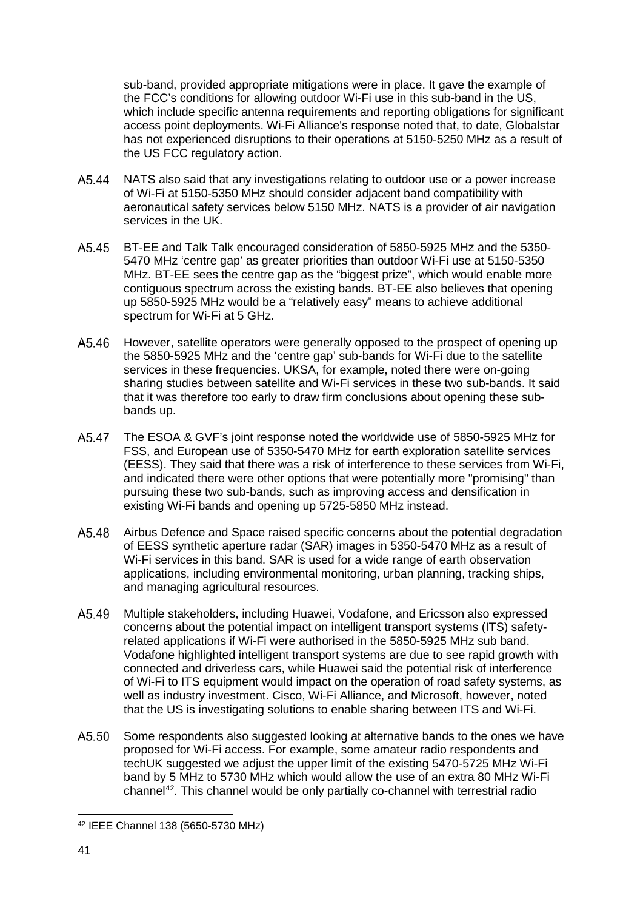sub-band, provided appropriate mitigations were in place. It gave the example of the FCC's conditions for allowing outdoor Wi-Fi use in this sub-band in the US, which include specific antenna requirements and reporting obligations for significant access point deployments. Wi-Fi Alliance's response noted that, to date, Globalstar has not experienced disruptions to their operations at 5150-5250 MHz as a result of the US FCC regulatory action.

A5.44 NATS also said that any investigations relating to outdoor use or a power increase of Wi-Fi at 5150-5350 MHz should consider adjacent band compatibility with aeronautical safety services below 5150 MHz. NATS is a provider of air navigation services in the UK.

A5.45 BT-EE and Talk Talk encouraged consideration of 5850-5925 MHz and the 5350-5470 MHz 'centre gap' as greater priorities than outdoor Wi-Fi use at 5150-5350 MHz. BT-EE sees the centre gap as the "biggest prize", which would enable more contiguous spectrum across the existing bands. BT-EE also believes that opening up 5850-5925 MHz would be a "relatively easy" means to achieve additional spectrum for Wi-Fi at 5 GHz.

A5.46 However, satellite operators were generally opposed to the prospect of opening up the 5850-5925 MHz and the 'centre gap' sub-bands for Wi-Fi due to the satellite services in these frequencies. UKSA, for example, noted there were on-going sharing studies between satellite and Wi-Fi services in these two sub-bands. It said that it was therefore too early to draw firm conclusions about opening these sub-bands up.

A5.47 The ESOA & GVF's joint response noted the worldwide use of 5850-5925 MHz for FSS, and European use of 5350-5470 MHz for earth exploration satellite services (EESS). They said that there was a risk of interference to these services from Wi-Fi, and indicated there were other options that were potentially more "promising" than pursuing these two sub-bands, such as improving access and densification in existing Wi-Fi bands and opening up 5725-5850 MHz instead.

A5.48 Airbus Defence and Space raised specific concerns about the potential degradation of EESS synthetic aperture radar (SAR) images in 5350-5470 MHz as a result of Wi-Fi services in this band. SAR is used for a wide range of earth observation applications, including environmental monitoring, urban planning, tracking ships, and managing agricultural resources.

A5.49 Multiple stakeholders, including Huawei, Vodafone, and Ericsson also expressed concerns about the potential impact on intelligent transport systems (ITS) safety-related applications if Wi-Fi were authorised in the 5850-5925 MHz sub band. Vodafone highlighted intelligent transport systems are due to see rapid growth with connected and driverless cars, while Huawei said the potential risk of interference of Wi-Fi to ITS equipment would impact on the operation of road safety systems, as well as industry investment. Cisco, Wi-Fi Alliance, and Microsoft, however, noted that the US is investigating solutions to enable sharing between ITS and Wi-Fi.

A5.50 Some respondents also suggested looking at alternative bands to the ones we have proposed for Wi-Fi access. For example, some amateur radio respondents and techUK suggested we adjust the upper limit of the existing 5470-5725 MHz Wi-Fi band by 5 MHz to 5730 MHz which would allow the use of an extra 80 MHz Wi-Fi channel[42]. This channel would be only partially co-channel with terrestrial radio

[42] IEEE Channel 138 (5650-5730 MHz)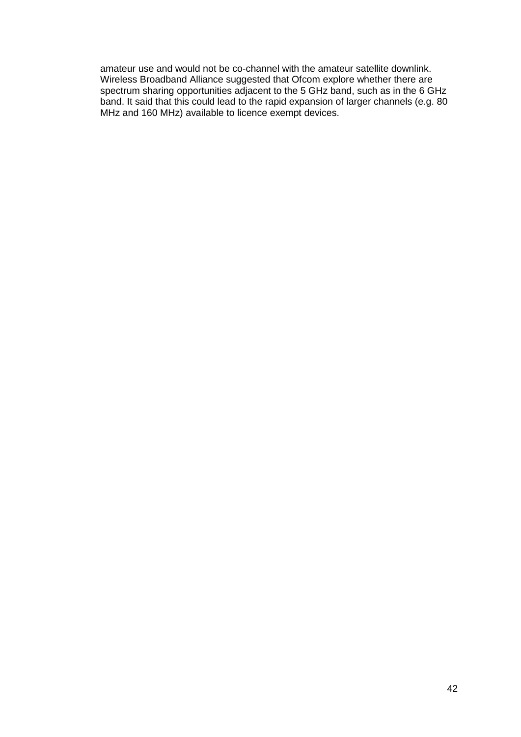amateur use and would not be co-channel with the amateur satellite downlink. Wireless Broadband Alliance suggested that Ofcom explore whether there are spectrum sharing opportunities adjacent to the 5 GHz band, such as in the 6 GHz band. It said that this could lead to the rapid expansion of larger channels (e.g. 80 MHz and 160 MHz) available to licence exempt devices.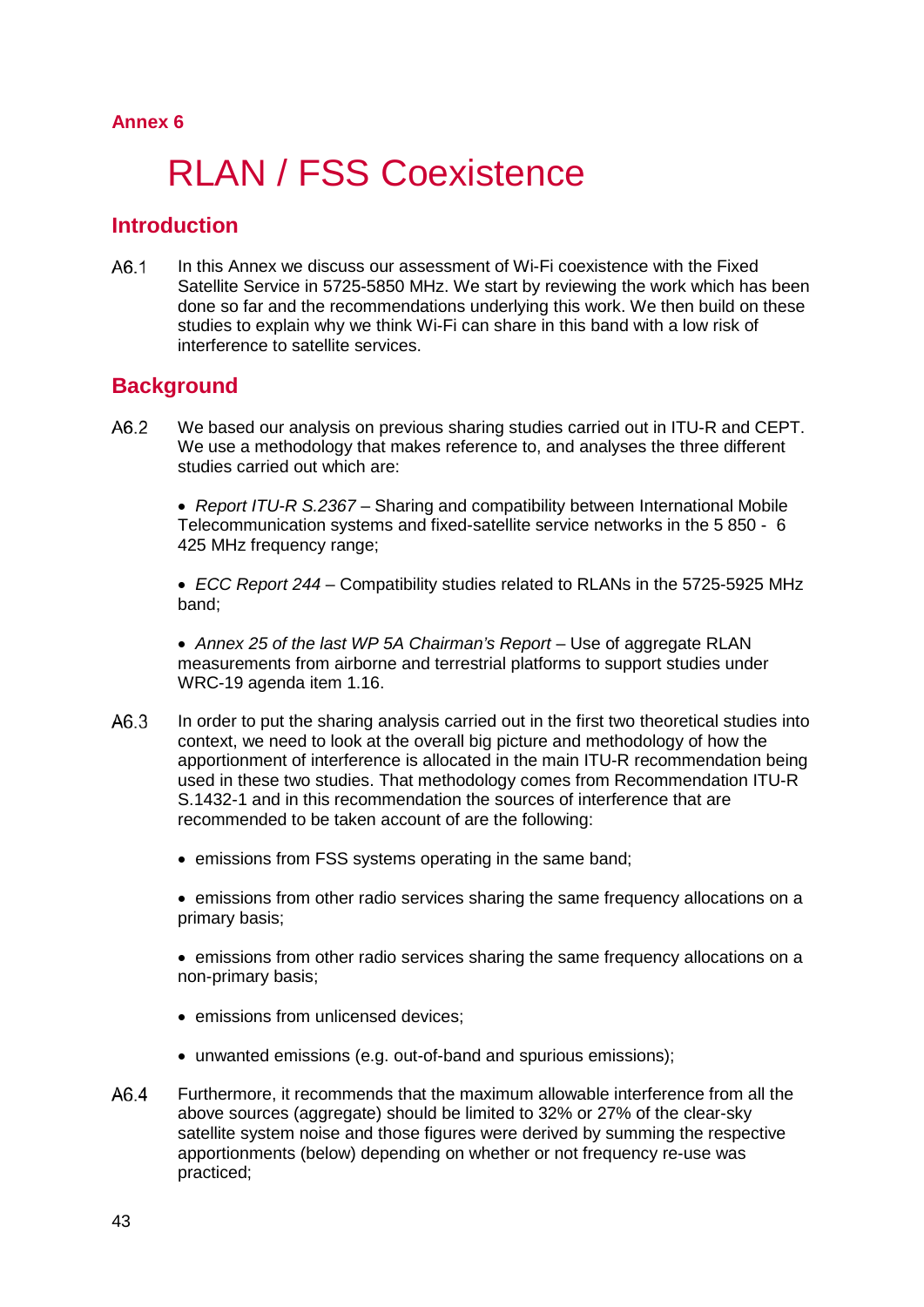**Annex 6**

# RLAN / FSS Coexistence

## Introduction

A6.1 In this Annex we discuss our assessment of Wi-Fi coexistence with the Fixed Satellite Service in 5725-5850 MHz. We start by reviewing the work which has been done so far and the recommendations underlying this work. We then build on these studies to explain why we think Wi-Fi can share in this band with a low risk of interference to satellite services.

## Background

A6.2 We based our analysis on previous sharing studies carried out in ITU-R and CEPT. We use a methodology that makes reference to, and analyses the three different studies carried out which are:

- *Report ITU-R S.2367* – Sharing and compatibility between International Mobile Telecommunication systems and fixed-satellite service networks in the 5 850 - 6 425 MHz frequency range;
- *ECC Report 244* – Compatibility studies related to RLANs in the 5725-5925 MHz band;
- *Annex 25 of the last WP 5A Chairman's Report* – Use of aggregate RLAN measurements from airborne and terrestrial platforms to support studies under WRC-19 agenda item 1.16.

A6.3 In order to put the sharing analysis carried out in the first two theoretical studies into context, we need to look at the overall big picture and methodology of how the apportionment of interference is allocated in the main ITU-R recommendation being used in these two studies. That methodology comes from Recommendation ITU-R S.1432-1 and in this recommendation the sources of interference that are recommended to be taken account of are the following:

- emissions from FSS systems operating in the same band;
- emissions from other radio services sharing the same frequency allocations on a primary basis;
- emissions from other radio services sharing the same frequency allocations on a non-primary basis;
- emissions from unlicensed devices;
- unwanted emissions (e.g. out-of-band and spurious emissions);

A6.4 Furthermore, it recommends that the maximum allowable interference from all the above sources (aggregate) should be limited to 32% or 27% of the clear-sky satellite system noise and those figures were derived by summing the respective apportionments (below) depending on whether or not frequency re-use was practiced;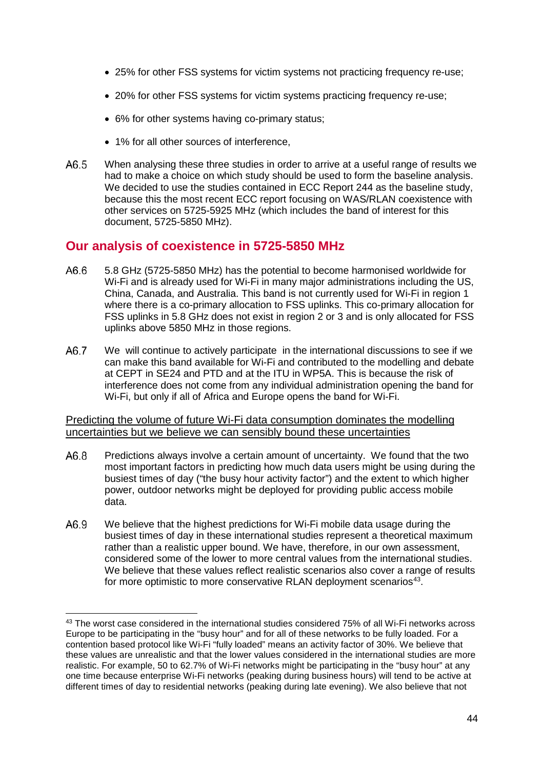- 25% for other FSS systems for victim systems not practicing frequency re-use;
- 20% for other FSS systems for victim systems practicing frequency re-use;
- 6% for other systems having co-primary status;
- 1% for all other sources of interference,

A6.5 When analysing these three studies in order to arrive at a useful range of results we had to make a choice on which study should be used to form the baseline analysis. We decided to use the studies contained in ECC Report 244 as the baseline study, because this the most recent ECC report focusing on WAS/RLAN coexistence with other services on 5725-5925 MHz (which includes the band of interest for this document, 5725-5850 MHz).

## Our analysis of coexistence in 5725-5850 MHz

A6.6 5.8 GHz (5725-5850 MHz) has the potential to become harmonised worldwide for Wi-Fi and is already used for Wi-Fi in many major administrations including the US, China, Canada, and Australia. This band is not currently used for Wi-Fi in region 1 where there is a co-primary allocation to FSS uplinks. This co-primary allocation for FSS uplinks in 5.8 GHz does not exist in region 2 or 3 and is only allocated for FSS uplinks above 5850 MHz in those regions.

A6.7 We will continue to actively participate in the international discussions to see if we can make this band available for Wi-Fi and contributed to the modelling and debate at CEPT in SE24 and PTD and at the ITU in WP5A. This is because the risk of interference does not come from any individual administration opening the band for Wi-Fi, but only if all of Africa and Europe opens the band for Wi-Fi.

<u>Predicting the volume of future Wi-Fi data consumption dominates the modelling uncertainties but we believe we can sensibly bound these uncertainties</u>

A6.8 Predictions always involve a certain amount of uncertainty. We found that the two most important factors in predicting how much data users might be using during the busiest times of day ("the busy hour activity factor") and the extent to which higher power, outdoor networks might be deployed for providing public access mobile data.

A6.9 We believe that the highest predictions for Wi-Fi mobile data usage during the busiest times of day in these international studies represent a theoretical maximum rather than a realistic upper bound. We have, therefore, in our own assessment, considered some of the lower to more central values from the international studies. We believe that these values reflect realistic scenarios also cover a range of results for more optimistic to more conservative RLAN deployment scenarios[43].

---

[43] The worst case considered in the international studies considered 75% of all Wi-Fi networks across Europe to be participating in the "busy hour" and for all of these networks to be fully loaded. For a contention based protocol like Wi-Fi "fully loaded" means an activity factor of 30%. We believe that these values are unrealistic and that the lower values considered in the international studies are more realistic. For example, 50 to 62.7% of Wi-Fi networks might be participating in the "busy hour" at any one time because enterprise Wi-Fi networks (peaking during business hours) will tend to be active at different times of day to residential networks (peaking during late evening). We also believe that not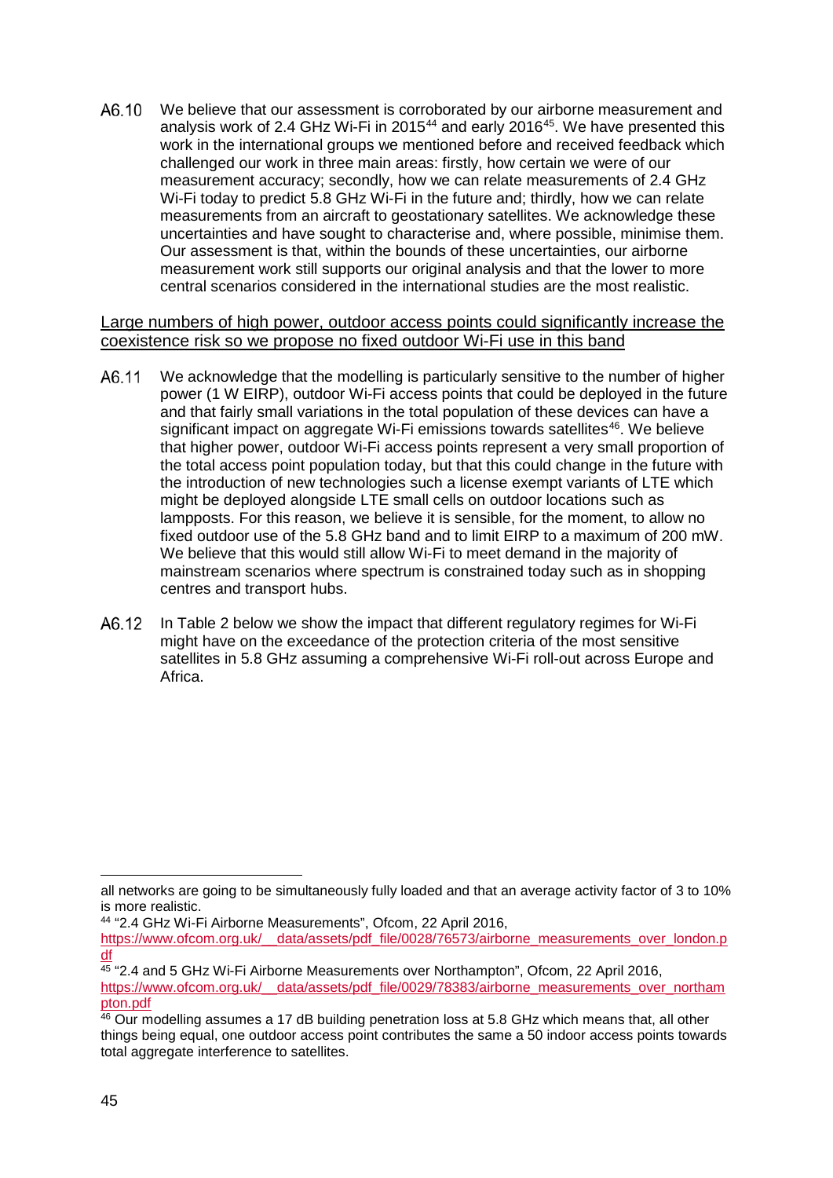A6.10 We believe that our assessment is corroborated by our airborne measurement and analysis work of 2.4 GHz Wi-Fi in 2015[44] and early 2016[45]. We have presented this work in the international groups we mentioned before and received feedback which challenged our work in three main areas: firstly, how certain we were of our measurement accuracy; secondly, how we can relate measurements of 2.4 GHz Wi-Fi today to predict 5.8 GHz Wi-Fi in the future and; thirdly, how we can relate measurements from an aircraft to geostationary satellites. We acknowledge these uncertainties and have sought to characterise and, where possible, minimise them. Our assessment is that, within the bounds of these uncertainties, our airborne measurement work still supports our original analysis and that the lower to more central scenarios considered in the international studies are the most realistic.

<u>Large numbers of high power, outdoor access points could significantly increase the coexistence risk so we propose no fixed outdoor Wi-Fi use in this band</u>

A6.11 We acknowledge that the modelling is particularly sensitive to the number of higher power (1 W EIRP), outdoor Wi-Fi access points that could be deployed in the future and that fairly small variations in the total population of these devices can have a significant impact on aggregate Wi-Fi emissions towards satellites[46]. We believe that higher power, outdoor Wi-Fi access points represent a very small proportion of the total access point population today, but that this could change in the future with the introduction of new technologies such a license exempt variants of LTE which might be deployed alongside LTE small cells on outdoor locations such as lampposts. For this reason, we believe it is sensible, for the moment, to allow no fixed outdoor use of the 5.8 GHz band and to limit EIRP to a maximum of 200 mW. We believe that this would still allow Wi-Fi to meet demand in the majority of mainstream scenarios where spectrum is constrained today such as in shopping centres and transport hubs.

A6.12 In Table 2 below we show the impact that different regulatory regimes for Wi-Fi might have on the exceedance of the protection criteria of the most sensitive satellites in 5.8 GHz assuming a comprehensive Wi-Fi roll-out across Europe and Africa.

---

all networks are going to be simultaneously fully loaded and that an average activity factor of 3 to 10% is more realistic.

[44] "2.4 GHz Wi-Fi Airborne Measurements", Ofcom, 22 April 2016, https://www.ofcom.org.uk/__data/assets/pdf_file/0028/76573/airborne_measurements_over_london.pdf

[45] "2.4 and 5 GHz Wi-Fi Airborne Measurements over Northampton", Ofcom, 22 April 2016, https://www.ofcom.org.uk/__data/assets/pdf_file/0029/78383/airborne_measurements_over_northampton.pdf

[46] Our modelling assumes a 17 dB building penetration loss at 5.8 GHz which means that, all other things being equal, one outdoor access point contributes the same a 50 indoor access points towards total aggregate interference to satellites.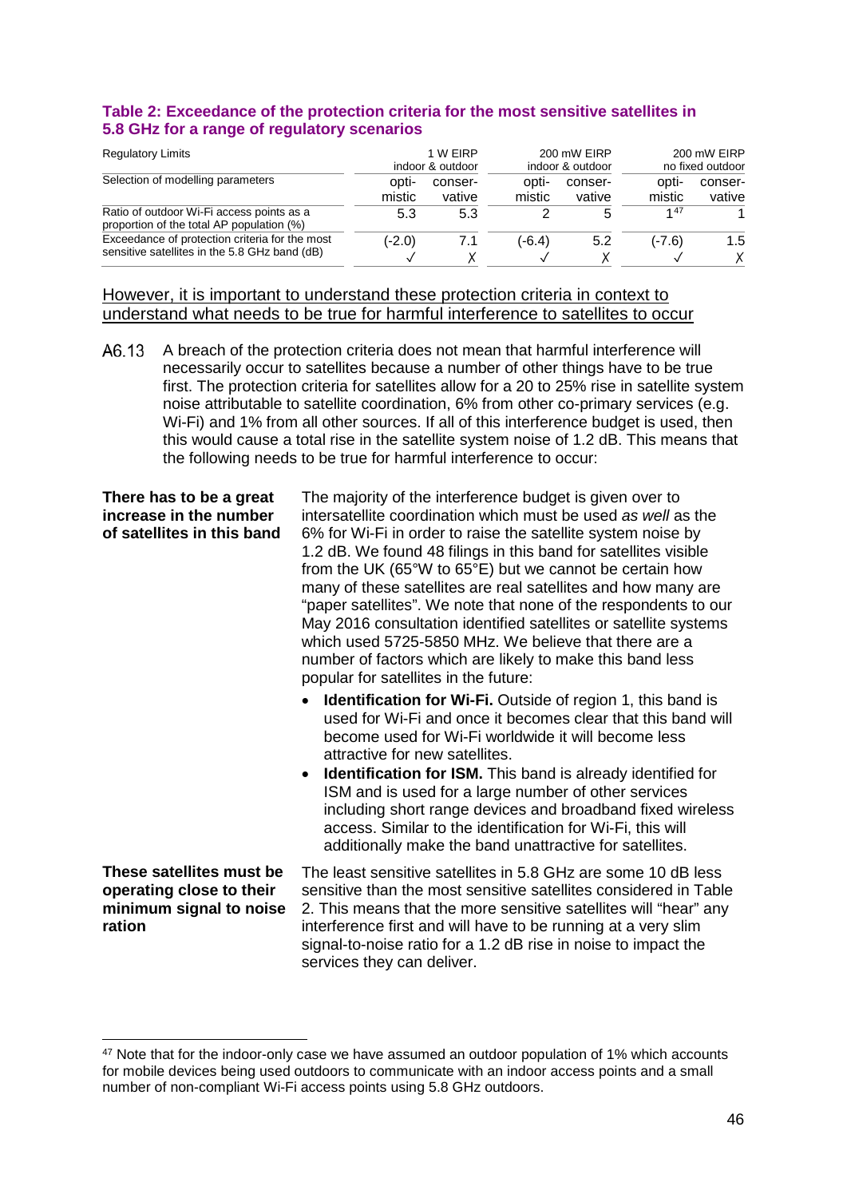**Table 2: Exceedance of the protection criteria for the most sensitive satellites in 5.8 GHz for a range of regulatory scenarios**

| Regulatory Limits | 1 W EIRP indoor & outdoor | | 200 mW EIRP indoor & outdoor | | 200 mW EIRP no fixed outdoor | |
|---|---|---|---|---|---|---|
| Selection of modelling parameters | opti-mistic | conser-vative | opti-mistic | conser-vative | opti-mistic | conser-vative |
| Ratio of outdoor Wi-Fi access points as a proportion of the total AP population (%) | 5.3 | 5.3 | 2 | 5 | 1[47] | 1 |
| Exceedance of protection criteria for the most sensitive satellites in the 5.8 GHz band (dB) | (-2.0) ✓ | 7.1 ✗ | (-6.4) ✓ | 5.2 ✗ | (-7.6) ✓ | 1.5 ✗ |

However, it is important to understand these protection criteria in context to understand what needs to be true for harmful interference to satellites to occur

A6.13 A breach of the protection criteria does not mean that harmful interference will necessarily occur to satellites because a number of other things have to be true first. The protection criteria for satellites allow for a 20 to 25% rise in satellite system noise attributable to satellite coordination, 6% from other co-primary services (e.g. Wi-Fi) and 1% from all other sources. If all of this interference budget is used, then this would cause a total rise in the satellite system noise of 1.2 dB. This means that the following needs to be true for harmful interference to occur:

**There has to be a great increase in the number of satellites in this band**

The majority of the interference budget is given over to intersatellite coordination which must be used *as well* as the 6% for Wi-Fi in order to raise the satellite system noise by 1.2 dB. We found 48 filings in this band for satellites visible from the UK (65°W to 65°E) but we cannot be certain how many of these satellites are real satellites and how many are "paper satellites". We note that none of the respondents to our May 2016 consultation identified satellites or satellite systems which used 5725-5850 MHz. We believe that there are a number of factors which are likely to make this band less popular for satellites in the future:

- **Identification for Wi-Fi.** Outside of region 1, this band is used for Wi-Fi and once it becomes clear that this band will become used for Wi-Fi worldwide it will become less attractive for new satellites.
- **Identification for ISM.** This band is already identified for ISM and is used for a large number of other services including short range devices and broadband fixed wireless access. Similar to the identification for Wi-Fi, this will additionally make the band unattractive for satellites.

**These satellites must be operating close to their minimum signal to noise ration**

The least sensitive satellites in 5.8 GHz are some 10 dB less sensitive than the most sensitive satellites considered in Table 2. This means that the more sensitive satellites will "hear" any interference first and will have to be running at a very slim signal-to-noise ratio for a 1.2 dB rise in noise to impact the services they can deliver.

---

[47] Note that for the indoor-only case we have assumed an outdoor population of 1% which accounts for mobile devices being used outdoors to communicate with an indoor access points and a small number of non-compliant Wi-Fi access points using 5.8 GHz outdoors.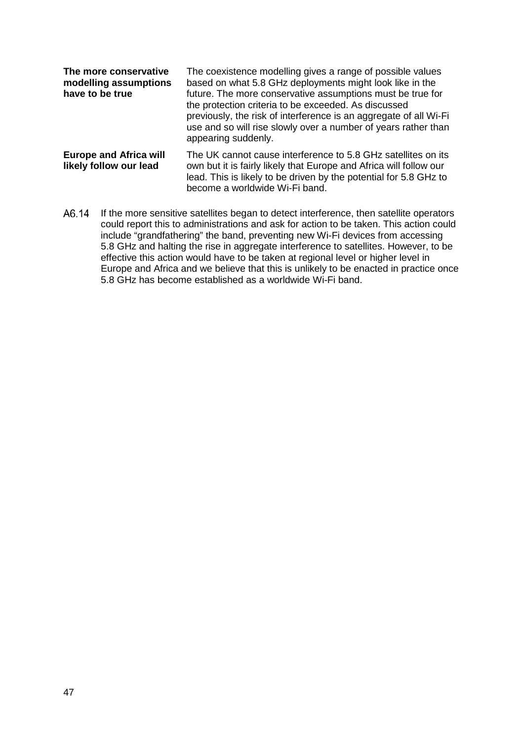| | |
|---|---|
| **The more conservative modelling assumptions have to be true** | The coexistence modelling gives a range of possible values based on what 5.8 GHz deployments might look like in the future. The more conservative assumptions must be true for the protection criteria to be exceeded. As discussed previously, the risk of interference is an aggregate of all Wi-Fi use and so will rise slowly over a number of years rather than appearing suddenly. |
| **Europe and Africa will likely follow our lead** | The UK cannot cause interference to 5.8 GHz satellites on its own but it is fairly likely that Europe and Africa will follow our lead. This is likely to be driven by the potential for 5.8 GHz to become a worldwide Wi-Fi band. |

A6.14 If the more sensitive satellites began to detect interference, then satellite operators could report this to administrations and ask for action to be taken. This action could include "grandfathering" the band, preventing new Wi-Fi devices from accessing 5.8 GHz and halting the rise in aggregate interference to satellites. However, to be effective this action would have to be taken at regional level or higher level in Europe and Africa and we believe that this is unlikely to be enacted in practice once 5.8 GHz has become established as a worldwide Wi-Fi band.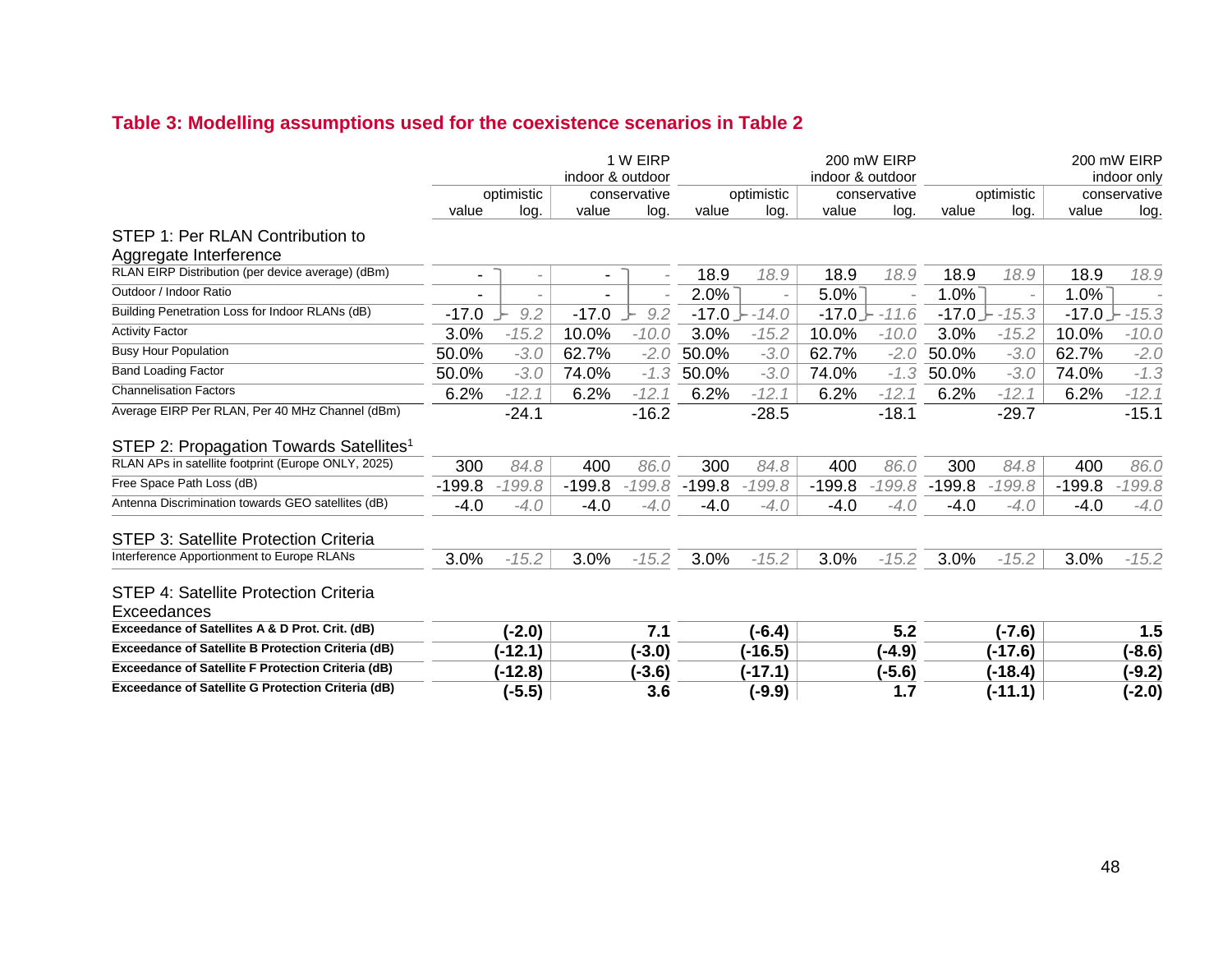## Table 3: Modelling assumptions used for the coexistence scenarios in Table 2

| | 1 W EIRP indoor & outdoor | | | | 200 mW EIRP indoor & outdoor | | | | 200 mW EIRP indoor only | | | |
|---|---|---|---|---|---|---|---|---|---|---|---|---|
| | optimistic | | conservative | | optimistic | | conservative | | optimistic | | conservative | |
| | value | log. | value | log. | value | log. | value | log. | value | log. | value | log. |
| **STEP 1: Per RLAN Contribution to Aggregate Interference** | | | | | | | | | | | | |
| RLAN EIRP Distribution (per device average) (dBm) | - | - | - | - | 18.9 | 18.9 | 18.9 | 18.9 | 18.9 | 18.9 | 18.9 | 18.9 |
| Outdoor / Indoor Ratio | - | - | - | - | 2.0% | - | 5.0% | - | 1.0% | - | 1.0% | - |
| Building Penetration Loss for Indoor RLANs (dB) | -17.0 | 9.2 | -17.0 | 9.2 | -17.0 | -14.0 | -17.0 | -11.6 | -17.0 | -15.3 | -17.0 | -15.3 |
| Activity Factor | 3.0% | -15.2 | 10.0% | -10.0 | 3.0% | -15.2 | 10.0% | -10.0 | 3.0% | -15.2 | 10.0% | -10.0 |
| Busy Hour Population | 50.0% | -3.0 | 62.7% | -2.0 | 50.0% | -3.0 | 62.7% | -2.0 | 50.0% | -3.0 | 62.7% | -2.0 |
| Band Loading Factor | 50.0% | -3.0 | 74.0% | -1.3 | 50.0% | -3.0 | 74.0% | -1.3 | 50.0% | -3.0 | 74.0% | -1.3 |
| Channelisation Factors | 6.2% | -12.1 | 6.2% | -12.1 | 6.2% | -12.1 | 6.2% | -12.1 | 6.2% | -12.1 | 6.2% | -12.1 |
| Average EIRP Per RLAN, Per 40 MHz Channel (dBm) | | -24.1 | | -16.2 | | -28.5 | | -18.1 | | -29.7 | | -15.1 |
| **STEP 2: Propagation Towards Satellites[1]** | | | | | | | | | | | | |
| RLAN APs in satellite footprint (Europe ONLY, 2025) | 300 | 84.8 | 400 | 86.0 | 300 | 84.8 | 400 | 86.0 | 300 | 84.8 | 400 | 86.0 |
| Free Space Path Loss (dB) | -199.8 | -199.8 | -199.8 | -199.8 | -199.8 | -199.8 | -199.8 | -199.8 | -199.8 | -199.8 | -199.8 | -199.8 |
| Antenna Discrimination towards GEO satellites (dB) | -4.0 | -4.0 | -4.0 | -4.0 | -4.0 | -4.0 | -4.0 | -4.0 | -4.0 | -4.0 | -4.0 | -4.0 |
| **STEP 3: Satellite Protection Criteria** | | | | | | | | | | | | |
| Interference Apportionment to Europe RLANs | 3.0% | -15.2 | 3.0% | -15.2 | 3.0% | -15.2 | 3.0% | -15.2 | 3.0% | -15.2 | 3.0% | -15.2 |
| **STEP 4: Satellite Protection Criteria Exceedances** | | | | | | | | | | | | |
| **Exceedance of Satellites A & D Prot. Crit. (dB)** | | **(-2.0)** | | **7.1** | | **(-6.4)** | | **5.2** | | **(-7.6)** | | **1.5** |
| **Exceedance of Satellite B Protection Criteria (dB)** | | **(-12.1)** | | **(-3.0)** | | **(-16.5)** | | **(-4.9)** | | **(-17.6)** | | **(-8.6)** |
| **Exceedance of Satellite F Protection Criteria (dB)** | | **(-12.8)** | | **(-3.6)** | | **(-17.1)** | | **(-5.6)** | | **(-18.4)** | | **(-9.2)** |
| **Exceedance of Satellite G Protection Criteria (dB)** | | **(-5.5)** | | **3.6** | | **(-9.9)** | | **1.7** | | **(-11.1)** | | **(-2.0)** |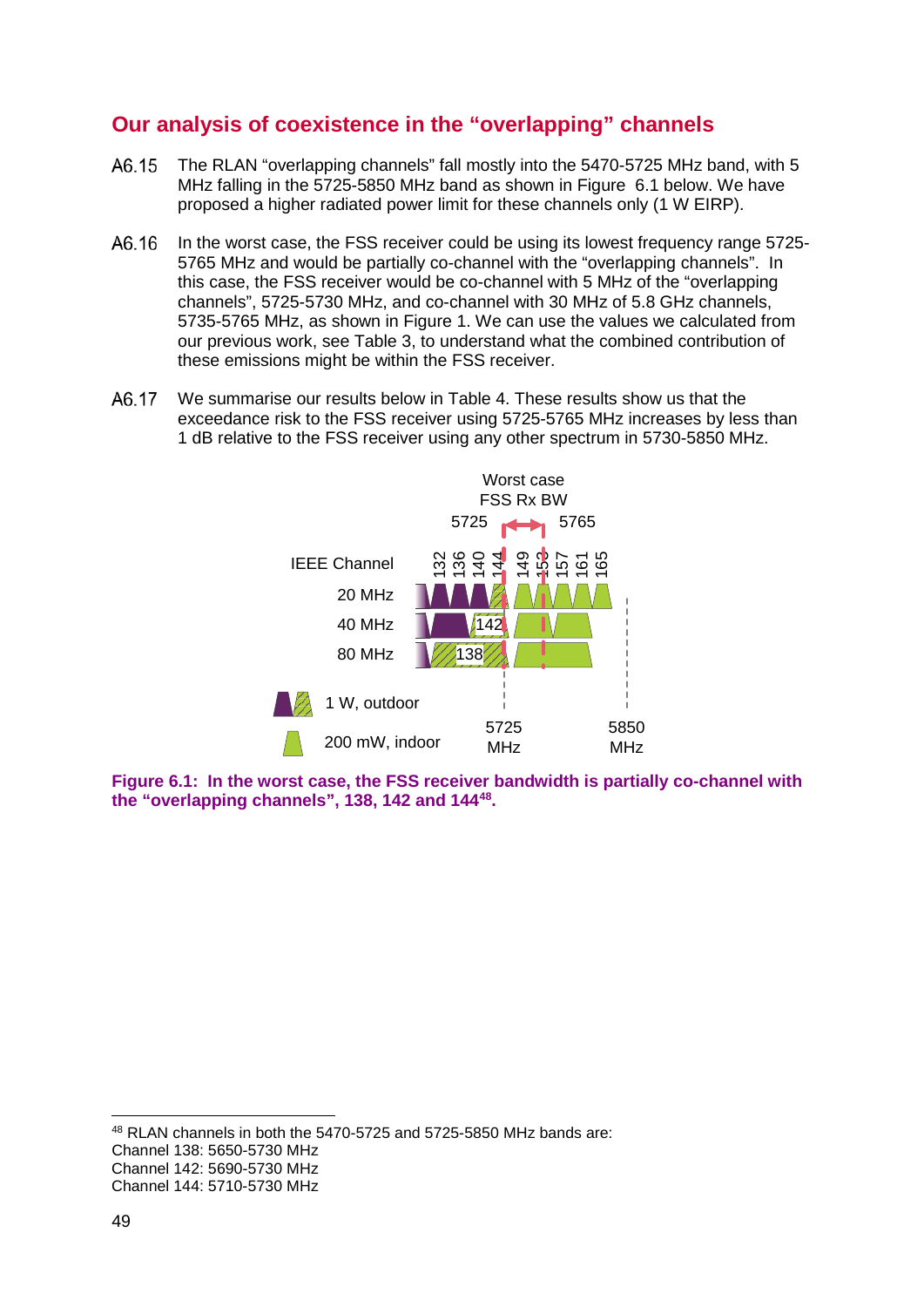## Our analysis of coexistence in the "overlapping" channels

A6.15 The RLAN "overlapping channels" fall mostly into the 5470-5725 MHz band, with 5 MHz falling in the 5725-5850 MHz band as shown in Figure 6.1 below. We have proposed a higher radiated power limit for these channels only (1 W EIRP).

A6.16 In the worst case, the FSS receiver could be using its lowest frequency range 5725-5765 MHz and would be partially co-channel with the "overlapping channels". In this case, the FSS receiver would be co-channel with 5 MHz of the "overlapping channels", 5725-5730 MHz, and co-channel with 30 MHz of 5.8 GHz channels, 5735-5765 MHz, as shown in Figure 1. We can use the values we calculated from our previous work, see Table 3, to understand what the combined contribution of these emissions might be within the FSS receiver.

A6.17 We summarise our results below in Table 4. These results show us that the exceedance risk to the FSS receiver using 5725-5765 MHz increases by less than 1 dB relative to the FSS receiver using any other spectrum in 5730-5850 MHz.

**Figure 6.1: In the worst case, the FSS receiver bandwidth is partially co-channel with the "overlapping channels", 138, 142 and 144[48].**

[48] RLAN channels in both the 5470-5725 and 5725-5850 MHz bands are:
Channel 138: 5650-5730 MHz
Channel 142: 5690-5730 MHz
Channel 144: 5710-5730 MHz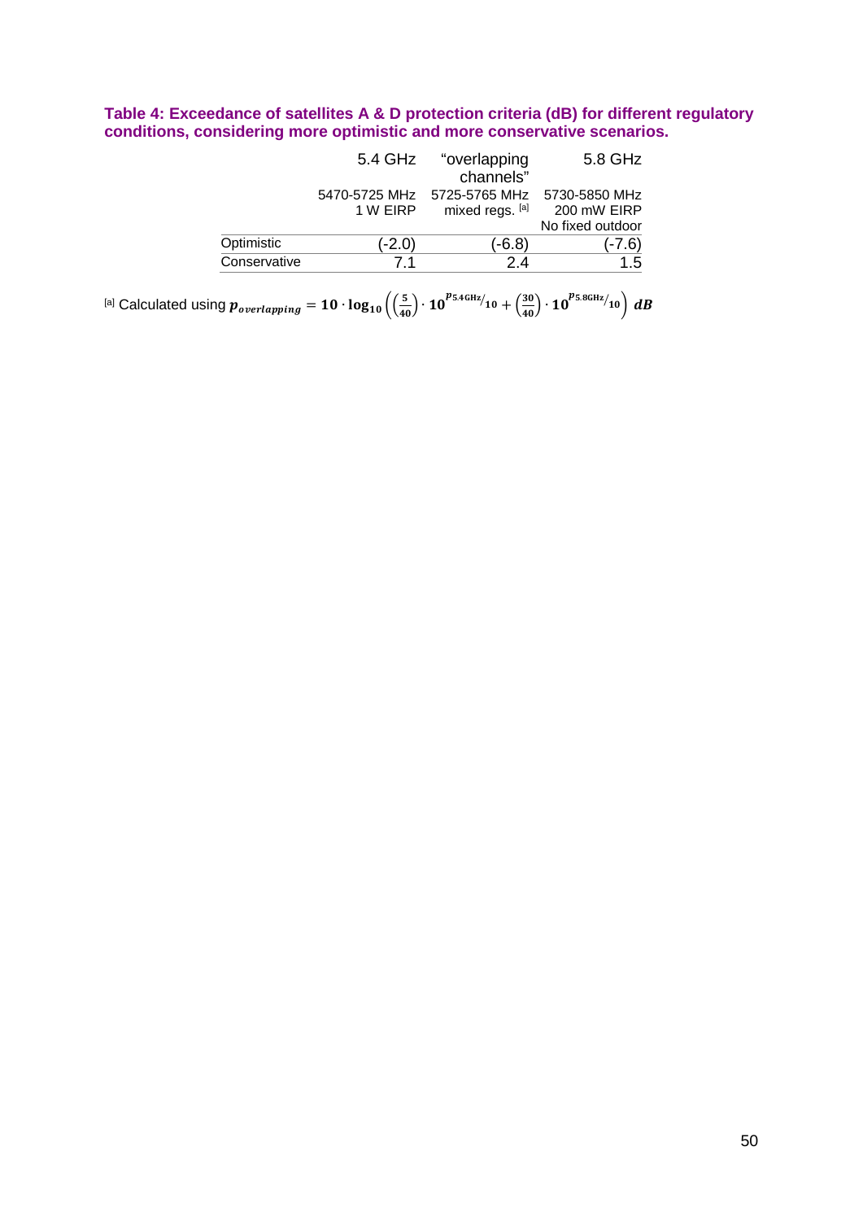**Table 4: Exceedance of satellites A & D protection criteria (dB) for different regulatory conditions, considering more optimistic and more conservative scenarios.**

| | 5.4 GHz | "overlapping channels" | 5.8 GHz |
|---|---|---|---|
| | 5470-5725 MHz<br>1 W EIRP | 5725-5765 MHz<br>mixed regs. [a] | 5730-5850 MHz<br>200 mW EIRP<br>No fixed outdoor |
| Optimistic | (-2.0) | (-6.8) | (-7.6) |
| Conservative | 7.1 | 2.4 | 1.5 |

[a] Calculated using $\boldsymbol{p_{overlapping}} = \mathbf{10} \cdot \mathbf{log_{10}}\left(\left(\frac{5}{40}\right) \cdot \mathbf{10}^{p_{5.4\mathrm{GHz}}/_{10}} + \left(\frac{30}{40}\right) \cdot \mathbf{10}^{p_{5.8\mathrm{GHz}}/_{10}}\right)\ \boldsymbol{dB}$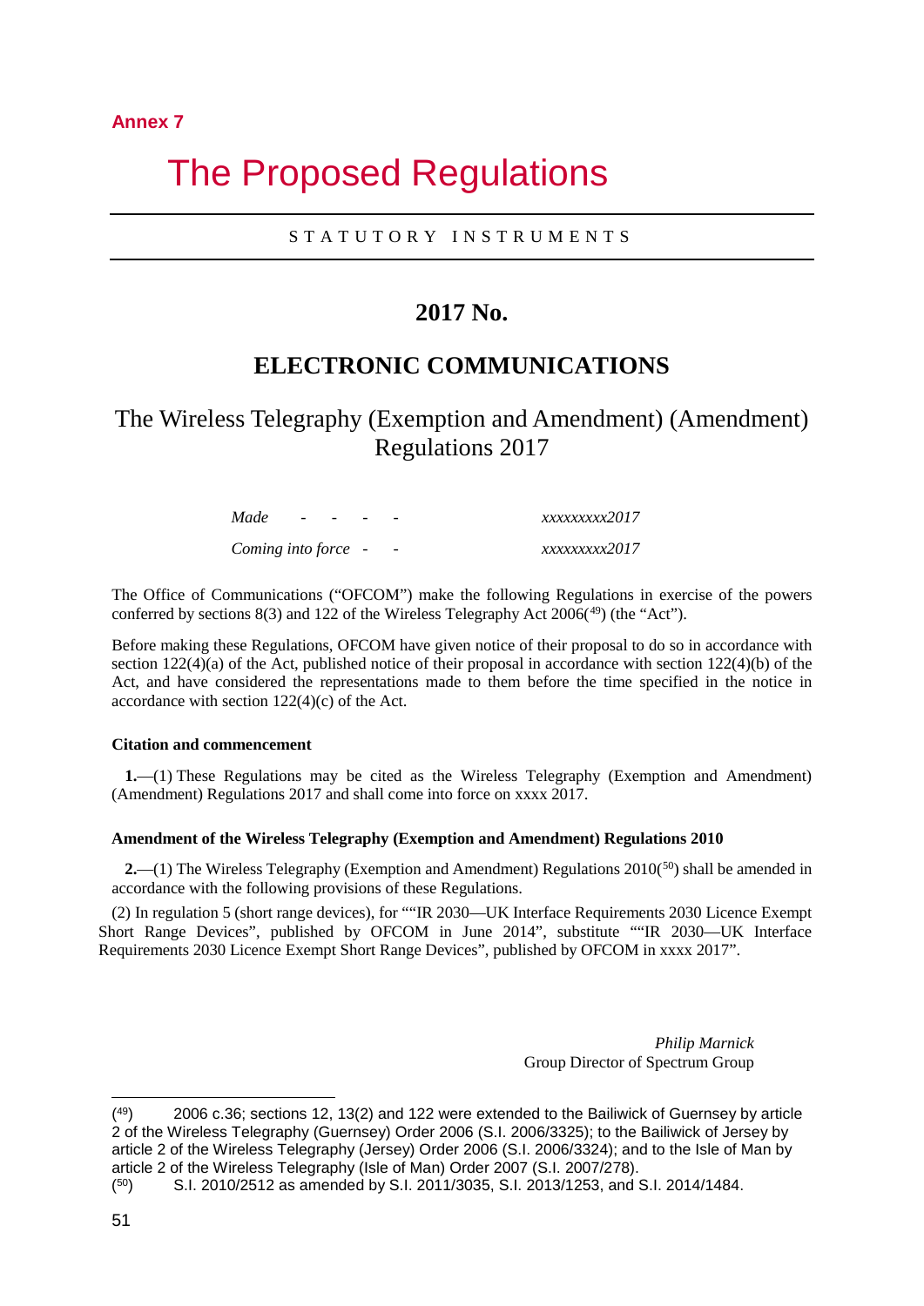**Annex 7**

# The Proposed Regulations

STATUTORY INSTRUMENTS

## 2017 No.

## ELECTRONIC COMMUNICATIONS

### The Wireless Telegraphy (Exemption and Amendment) (Amendment) Regulations 2017

| | |
|---|---|
| *Made - - - -* | *xxxxxxxxx2017* |
| *Coming into force - -* | *xxxxxxxxx2017* |

The Office of Communications ("OFCOM") make the following Regulations in exercise of the powers conferred by sections 8(3) and 122 of the Wireless Telegraphy Act 2006([49]) (the "Act").

Before making these Regulations, OFCOM have given notice of their proposal to do so in accordance with section 122(4)(a) of the Act, published notice of their proposal in accordance with section 122(4)(b) of the Act, and have considered the representations made to them before the time specified in the notice in accordance with section 122(4)(c) of the Act.

**Citation and commencement**

**1.**—(1) These Regulations may be cited as the Wireless Telegraphy (Exemption and Amendment) (Amendment) Regulations 2017 and shall come into force on xxxx 2017.

**Amendment of the Wireless Telegraphy (Exemption and Amendment) Regulations 2010**

**2.**—(1) The Wireless Telegraphy (Exemption and Amendment) Regulations 2010([50]) shall be amended in accordance with the following provisions of these Regulations.

(2) In regulation 5 (short range devices), for ""IR 2030—UK Interface Requirements 2030 Licence Exempt Short Range Devices", published by OFCOM in June 2014", substitute ""IR 2030—UK Interface Requirements 2030 Licence Exempt Short Range Devices", published by OFCOM in xxxx 2017".

*Philip Marnick*
Group Director of Spectrum Group

---

([49]) 2006 c.36; sections 12, 13(2) and 122 were extended to the Bailiwick of Guernsey by article 2 of the Wireless Telegraphy (Guernsey) Order 2006 (S.I. 2006/3325); to the Bailiwick of Jersey by article 2 of the Wireless Telegraphy (Jersey) Order 2006 (S.I. 2006/3324); and to the Isle of Man by article 2 of the Wireless Telegraphy (Isle of Man) Order 2007 (S.I. 2007/278).

([50]) S.I. 2010/2512 as amended by S.I. 2011/3035, S.I. 2013/1253, and S.I. 2014/1484.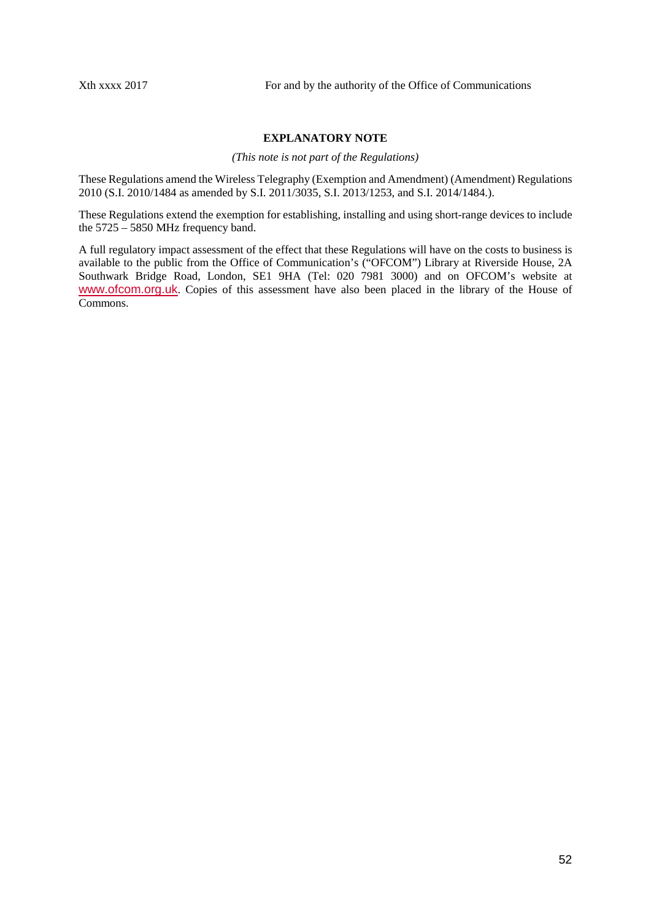Xth xxxx 2017 For and by the authority of the Office of Communications

**EXPLANATORY NOTE**

*(This note is not part of the Regulations)*

These Regulations amend the Wireless Telegraphy (Exemption and Amendment) (Amendment) Regulations 2010 (S.I. 2010/1484 as amended by S.I. 2011/3035, S.I. 2013/1253, and S.I. 2014/1484.).

These Regulations extend the exemption for establishing, installing and using short-range devices to include the 5725 – 5850 MHz frequency band.

A full regulatory impact assessment of the effect that these Regulations will have on the costs to business is available to the public from the Office of Communication's ("OFCOM") Library at Riverside House, 2A Southwark Bridge Road, London, SE1 9HA (Tel: 020 7981 3000) and on OFCOM's website at www.ofcom.org.uk. Copies of this assessment have also been placed in the library of the House of Commons.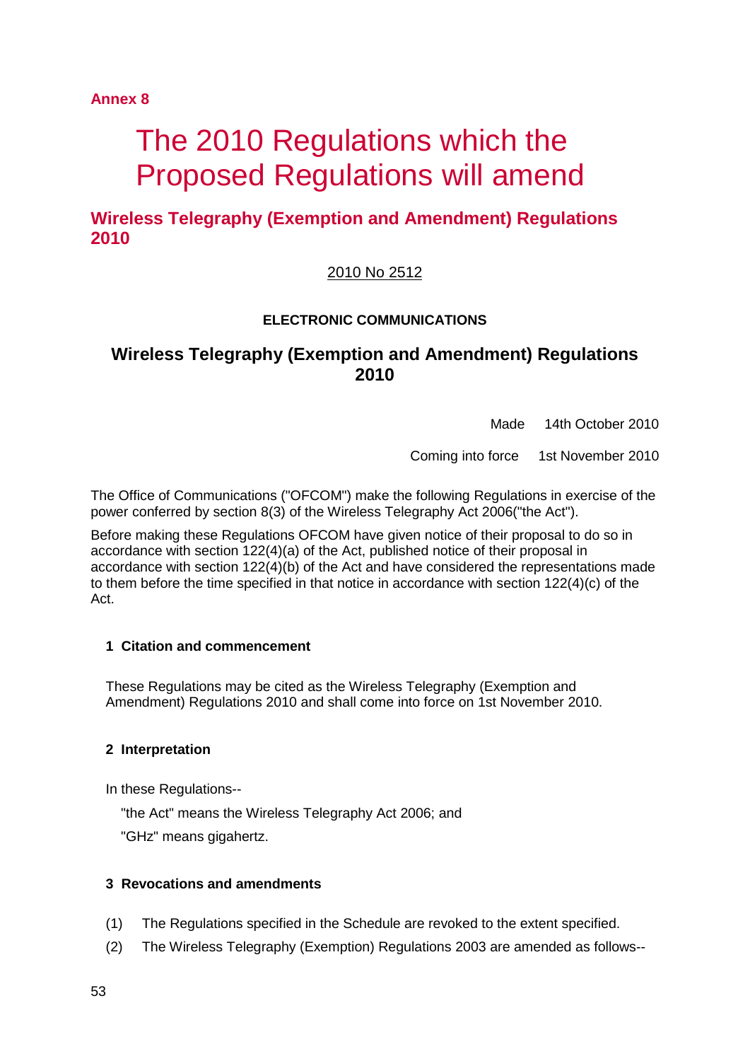**Annex 8**

# The 2010 Regulations which the Proposed Regulations will amend

## Wireless Telegraphy (Exemption and Amendment) Regulations 2010

2010 No 2512

**ELECTRONIC COMMUNICATIONS**

### Wireless Telegraphy (Exemption and Amendment) Regulations 2010

Made 14th October 2010

Coming into force 1st November 2010

The Office of Communications ("OFCOM") make the following Regulations in exercise of the power conferred by section 8(3) of the Wireless Telegraphy Act 2006("the Act").

Before making these Regulations OFCOM have given notice of their proposal to do so in accordance with section 122(4)(a) of the Act, published notice of their proposal in accordance with section 122(4)(b) of the Act and have considered the representations made to them before the time specified in that notice in accordance with section 122(4)(c) of the Act.

**1 Citation and commencement**

These Regulations may be cited as the Wireless Telegraphy (Exemption and Amendment) Regulations 2010 and shall come into force on 1st November 2010.

**2 Interpretation**

In these Regulations--

"the Act" means the Wireless Telegraphy Act 2006; and

"GHz" means gigahertz.

**3 Revocations and amendments**

(1) The Regulations specified in the Schedule are revoked to the extent specified.

(2) The Wireless Telegraphy (Exemption) Regulations 2003 are amended as follows--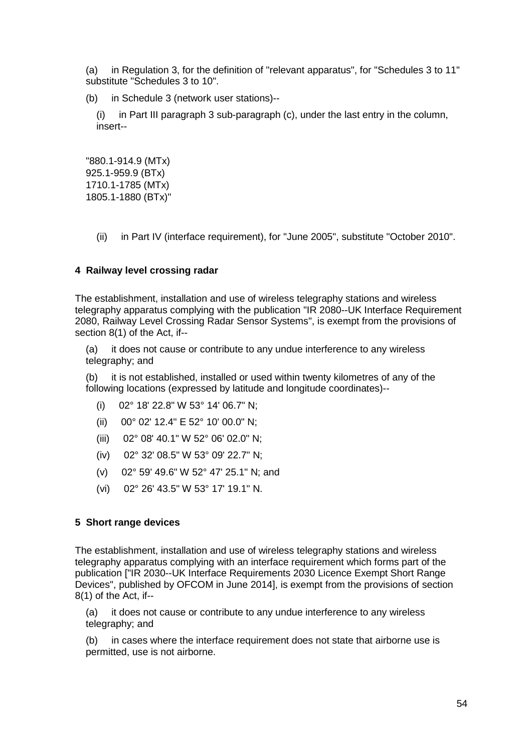(a) in Regulation 3, for the definition of "relevant apparatus", for "Schedules 3 to 11" substitute "Schedules 3 to 10".

(b) in Schedule 3 (network user stations)--

(i) in Part III paragraph 3 sub-paragraph (c), under the last entry in the column, insert--

"880.1-914.9 (MTx)
925.1-959.9 (BTx)
1710.1-1785 (MTx)
1805.1-1880 (BTx)"

(ii) in Part IV (interface requirement), for "June 2005", substitute "October 2010".

**4 Railway level crossing radar**

The establishment, installation and use of wireless telegraphy stations and wireless telegraphy apparatus complying with the publication "IR 2080--UK Interface Requirement 2080, Railway Level Crossing Radar Sensor Systems", is exempt from the provisions of section 8(1) of the Act, if--

(a) it does not cause or contribute to any undue interference to any wireless telegraphy; and

(b) it is not established, installed or used within twenty kilometres of any of the following locations (expressed by latitude and longitude coordinates)--

(i) 02° 18' 22.8" W 53° 14' 06.7" N;

(ii) 00° 02' 12.4" E 52° 10' 00.0" N;

(iii) 02° 08' 40.1" W 52° 06' 02.0" N;

(iv) 02° 32' 08.5" W 53° 09' 22.7" N;

(v) 02° 59' 49.6" W 52° 47' 25.1" N; and

(vi) 02° 26' 43.5" W 53° 17' 19.1" N.

**5 Short range devices**

The establishment, installation and use of wireless telegraphy stations and wireless telegraphy apparatus complying with an interface requirement which forms part of the publication ["IR 2030--UK Interface Requirements 2030 Licence Exempt Short Range Devices", published by OFCOM in June 2014], is exempt from the provisions of section 8(1) of the Act, if--

(a) it does not cause or contribute to any undue interference to any wireless telegraphy; and

(b) in cases where the interface requirement does not state that airborne use is permitted, use is not airborne.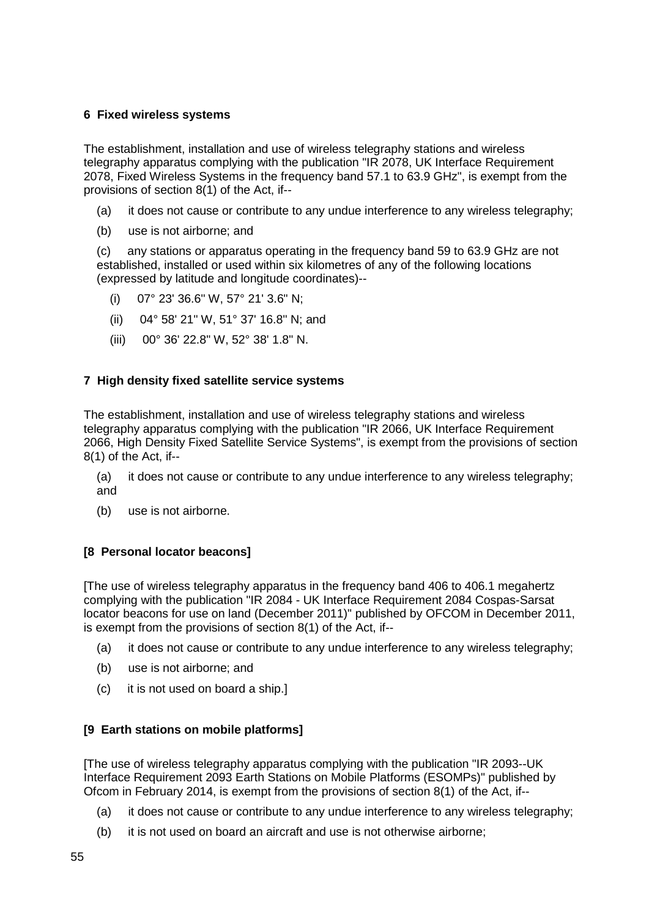#### 6 Fixed wireless systems

The establishment, installation and use of wireless telegraphy stations and wireless telegraphy apparatus complying with the publication "IR 2078, UK Interface Requirement 2078, Fixed Wireless Systems in the frequency band 57.1 to 63.9 GHz", is exempt from the provisions of section 8(1) of the Act, if--

(a) it does not cause or contribute to any undue interference to any wireless telegraphy;

(b) use is not airborne; and

(c) any stations or apparatus operating in the frequency band 59 to 63.9 GHz are not established, installed or used within six kilometres of any of the following locations (expressed by latitude and longitude coordinates)--

(i) 07° 23' 36.6" W, 57° 21' 3.6" N;

(ii) 04° 58' 21" W, 51° 37' 16.8" N; and

(iii) 00° 36' 22.8" W, 52° 38' 1.8" N.

#### 7 High density fixed satellite service systems

The establishment, installation and use of wireless telegraphy stations and wireless telegraphy apparatus complying with the publication "IR 2066, UK Interface Requirement 2066, High Density Fixed Satellite Service Systems", is exempt from the provisions of section 8(1) of the Act, if--

(a) it does not cause or contribute to any undue interference to any wireless telegraphy; and

(b) use is not airborne.

#### [8 Personal locator beacons]

[The use of wireless telegraphy apparatus in the frequency band 406 to 406.1 megahertz complying with the publication "IR 2084 - UK Interface Requirement 2084 Cospas-Sarsat locator beacons for use on land (December 2011)" published by OFCOM in December 2011, is exempt from the provisions of section 8(1) of the Act, if--

(a) it does not cause or contribute to any undue interference to any wireless telegraphy;

(b) use is not airborne; and

(c) it is not used on board a ship.]

#### [9 Earth stations on mobile platforms]

[The use of wireless telegraphy apparatus complying with the publication "IR 2093--UK Interface Requirement 2093 Earth Stations on Mobile Platforms (ESOMPs)" published by Ofcom in February 2014, is exempt from the provisions of section 8(1) of the Act, if--

(a) it does not cause or contribute to any undue interference to any wireless telegraphy;

(b) it is not used on board an aircraft and use is not otherwise airborne;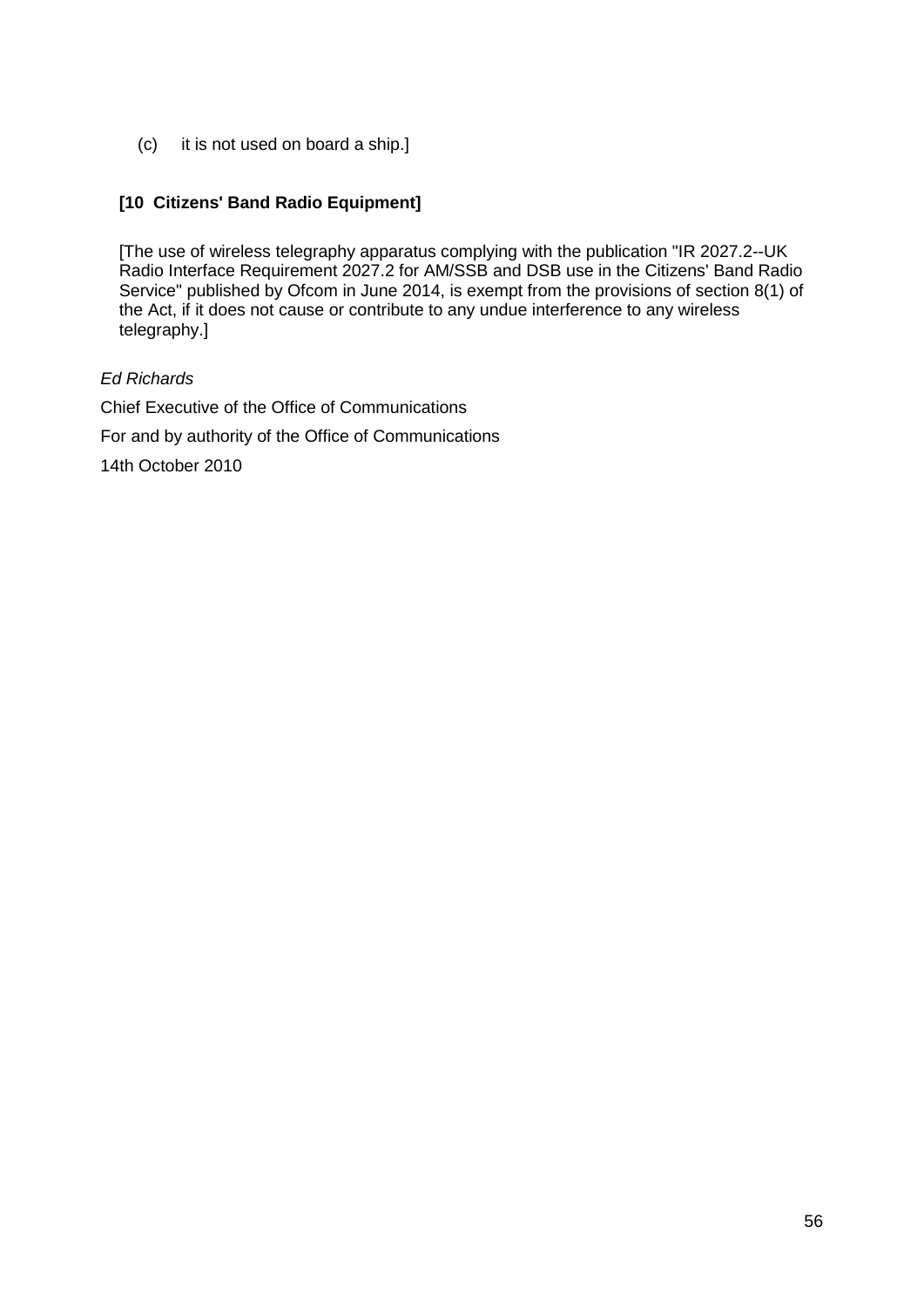(c) it is not used on board a ship.]

**[10 Citizens' Band Radio Equipment]**

[The use of wireless telegraphy apparatus complying with the publication "IR 2027.2--UK Radio Interface Requirement 2027.2 for AM/SSB and DSB use in the Citizens' Band Radio Service" published by Ofcom in June 2014, is exempt from the provisions of section 8(1) of the Act, if it does not cause or contribute to any undue interference to any wireless telegraphy.]

*Ed Richards*

Chief Executive of the Office of Communications

For and by authority of the Office of Communications

14th October 2010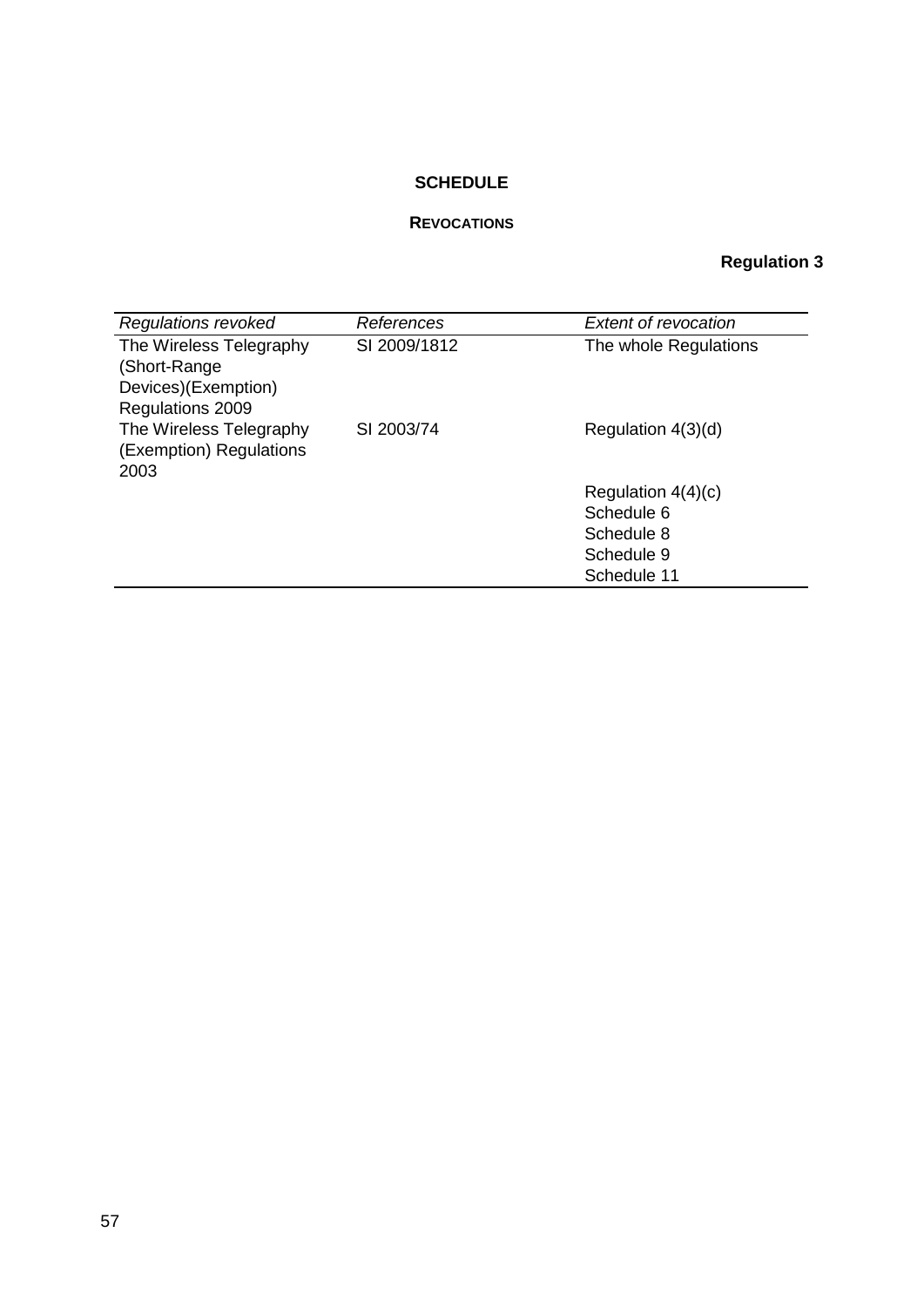## SCHEDULE

### REVOCATIONS

**Regulation 3**

| *Regulations revoked* | *References* | *Extent of revocation* |
|---|---|---|
| The Wireless Telegraphy (Short-Range Devices)(Exemption) Regulations 2009 | SI 2009/1812 | The whole Regulations |
| The Wireless Telegraphy (Exemption) Regulations 2003 | SI 2003/74 | Regulation 4(3)(d) |
| | | Regulation 4(4)(c) |
| | | Schedule 6 |
| | | Schedule 8 |
| | | Schedule 9 |
| | | Schedule 11 |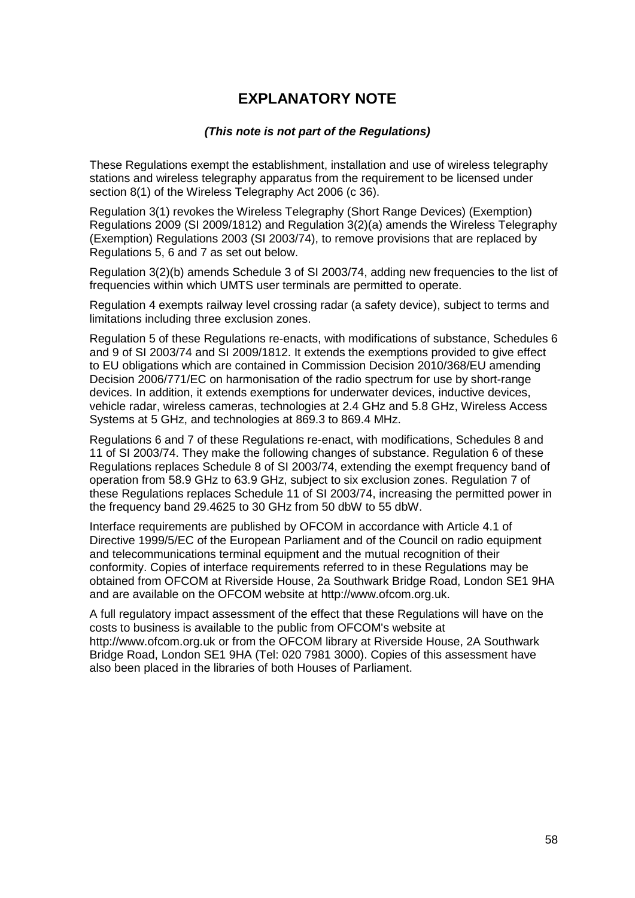# EXPLANATORY NOTE

***(This note is not part of the Regulations)***

These Regulations exempt the establishment, installation and use of wireless telegraphy stations and wireless telegraphy apparatus from the requirement to be licensed under section 8(1) of the Wireless Telegraphy Act 2006 (c 36).

Regulation 3(1) revokes the Wireless Telegraphy (Short Range Devices) (Exemption) Regulations 2009 (SI 2009/1812) and Regulation 3(2)(a) amends the Wireless Telegraphy (Exemption) Regulations 2003 (SI 2003/74), to remove provisions that are replaced by Regulations 5, 6 and 7 as set out below.

Regulation 3(2)(b) amends Schedule 3 of SI 2003/74, adding new frequencies to the list of frequencies within which UMTS user terminals are permitted to operate.

Regulation 4 exempts railway level crossing radar (a safety device), subject to terms and limitations including three exclusion zones.

Regulation 5 of these Regulations re-enacts, with modifications of substance, Schedules 6 and 9 of SI 2003/74 and SI 2009/1812. It extends the exemptions provided to give effect to EU obligations which are contained in Commission Decision 2010/368/EU amending Decision 2006/771/EC on harmonisation of the radio spectrum for use by short-range devices. In addition, it extends exemptions for underwater devices, inductive devices, vehicle radar, wireless cameras, technologies at 2.4 GHz and 5.8 GHz, Wireless Access Systems at 5 GHz, and technologies at 869.3 to 869.4 MHz.

Regulations 6 and 7 of these Regulations re-enact, with modifications, Schedules 8 and 11 of SI 2003/74. They make the following changes of substance. Regulation 6 of these Regulations replaces Schedule 8 of SI 2003/74, extending the exempt frequency band of operation from 58.9 GHz to 63.9 GHz, subject to six exclusion zones. Regulation 7 of these Regulations replaces Schedule 11 of SI 2003/74, increasing the permitted power in the frequency band 29.4625 to 30 GHz from 50 dbW to 55 dbW.

Interface requirements are published by OFCOM in accordance with Article 4.1 of Directive 1999/5/EC of the European Parliament and of the Council on radio equipment and telecommunications terminal equipment and the mutual recognition of their conformity. Copies of interface requirements referred to in these Regulations may be obtained from OFCOM at Riverside House, 2a Southwark Bridge Road, London SE1 9HA and are available on the OFCOM website at http://www.ofcom.org.uk.

A full regulatory impact assessment of the effect that these Regulations will have on the costs to business is available to the public from OFCOM's website at http://www.ofcom.org.uk or from the OFCOM library at Riverside House, 2A Southwark Bridge Road, London SE1 9HA (Tel: 020 7981 3000). Copies of this assessment have also been placed in the libraries of both Houses of Parliament.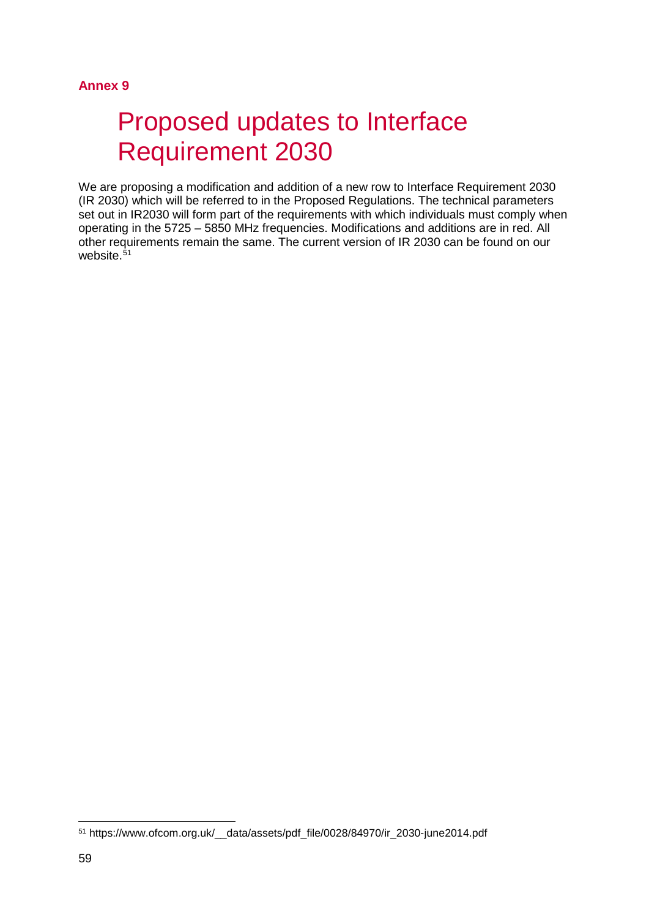**Annex 9**

# Proposed updates to Interface Requirement 2030

We are proposing a modification and addition of a new row to Interface Requirement 2030 (IR 2030) which will be referred to in the Proposed Regulations. The technical parameters set out in IR2030 will form part of the requirements with which individuals must comply when operating in the 5725 – 5850 MHz frequencies. Modifications and additions are in red. All other requirements remain the same. The current version of IR 2030 can be found on our website.[51]

[51] https://www.ofcom.org.uk/__data/assets/pdf_file/0028/84970/ir_2030-june2014.pdf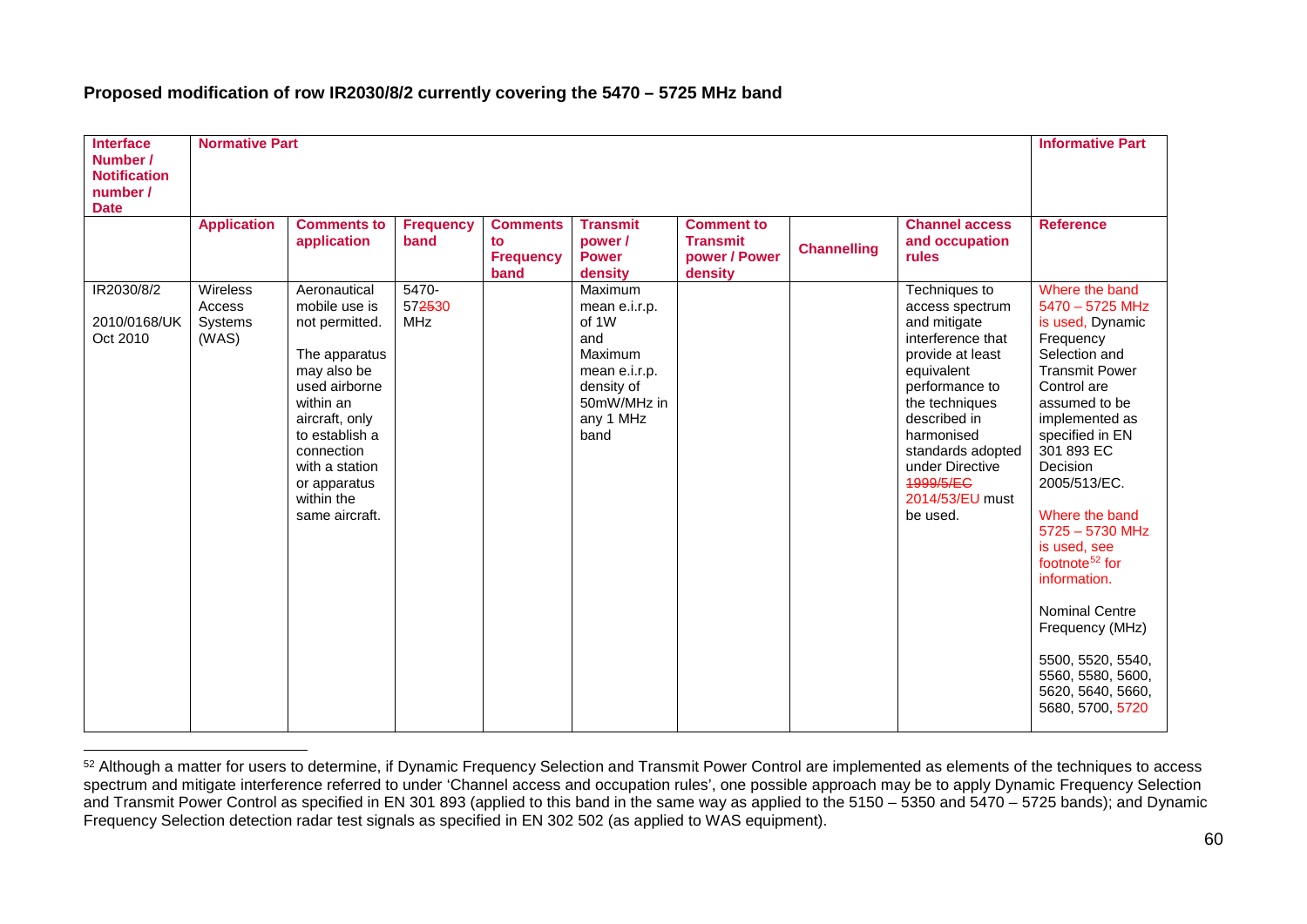**Proposed modification of row IR2030/8/2 currently covering the 5470 – 5725 MHz band**

| Interface Number / Notification number / Date | Normative Part | | | | | | | | Informative Part |
|---|---|---|---|---|---|---|---|---|---|
| | **Application** | **Comments to application** | **Frequency band** | **Comments to Frequency band** | **Transmit power / Power density** | **Comment to Transmit power / Power density** | **Channelling** | **Channel access and occupation rules** | **Reference** |
| IR2030/8/2<br><br>2010/0168/UK<br>Oct 2010 | Wireless Access Systems (WAS) | Aeronautical mobile use is not permitted.<br><br>The apparatus may also be used airborne within an aircraft, only to establish a connection with a station or apparatus within the same aircraft. | 5470-57~~25~~30 MHz | | Maximum mean e.i.r.p. of 1W and Maximum mean e.i.r.p. density of 50mW/MHz in any 1 MHz band | | | Techniques to access spectrum and mitigate interference that provide at least equivalent performance to the techniques described in harmonised standards adopted under Directive ~~1999/5/EC~~ 2014/53/EU must be used. | Where the band 5470 – 5725 MHz is used, Dynamic Frequency Selection and Transmit Power Control are assumed to be implemented as specified in EN 301 893 EC Decision 2005/513/EC.<br><br>Where the band 5725 – 5730 MHz is used, see footnote[52] for information.<br><br>Nominal Centre Frequency (MHz)<br><br>5500, 5520, 5540, 5560, 5580, 5600, 5620, 5640, 5660, 5680, 5700, 5720 |

[52] Although a matter for users to determine, if Dynamic Frequency Selection and Transmit Power Control are implemented as elements of the techniques to access spectrum and mitigate interference referred to under 'Channel access and occupation rules', one possible approach may be to apply Dynamic Frequency Selection and Transmit Power Control as specified in EN 301 893 (applied to this band in the same way as applied to the 5150 – 5350 and 5470 – 5725 bands); and Dynamic Frequency Selection detection radar test signals as specified in EN 302 502 (as applied to WAS equipment).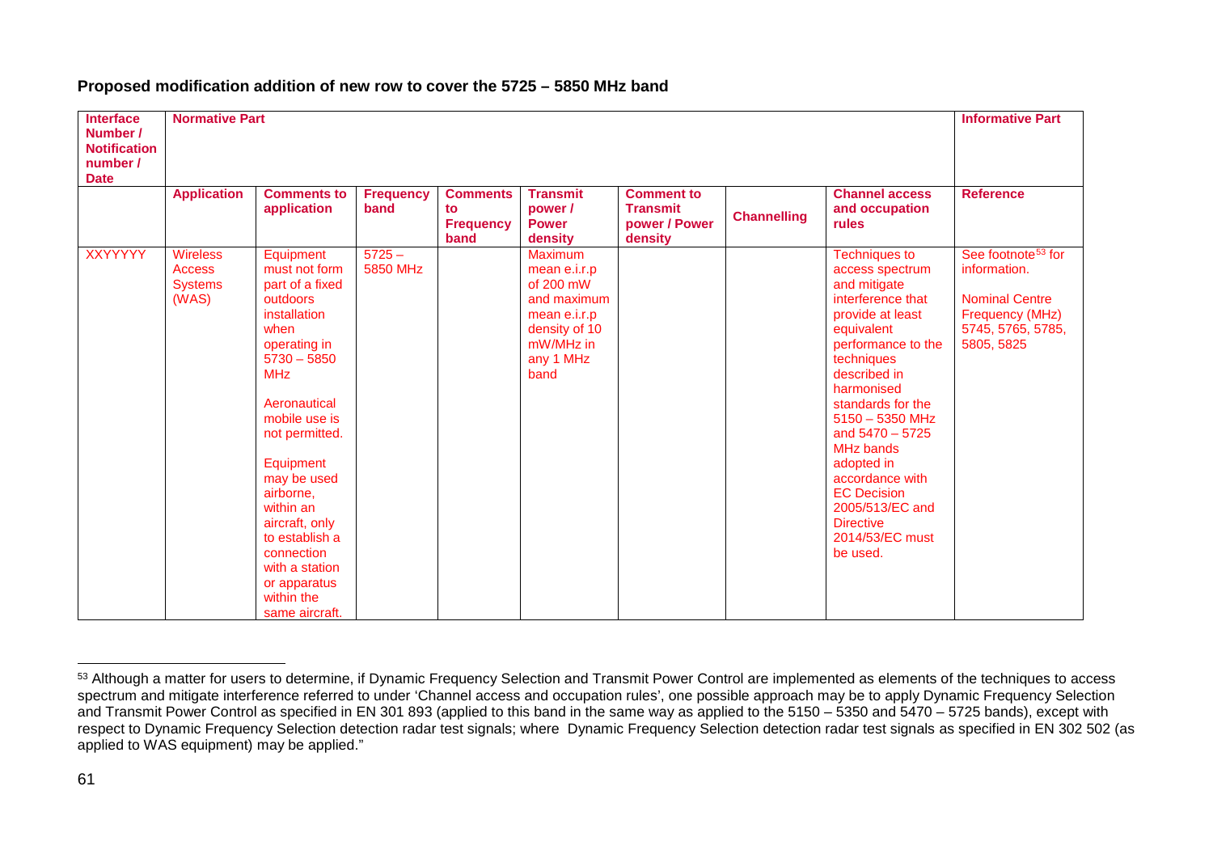**Proposed modification addition of new row to cover the 5725 – 5850 MHz band**

| Interface Number / Notification number / Date | Normative Part | | | | | | | | Informative Part |
|---|---|---|---|---|---|---|---|---|---|
| | Application | Comments to application | Frequency band | Comments to Frequency band | Transmit power / Power density | Comment to Transmit power / Power density | Channelling | Channel access and occupation rules | Reference |
| XXYYYYY | Wireless Access Systems (WAS) | Equipment must not form part of a fixed outdoors installation when operating in 5730 – 5850 MHz<br><br>Aeronautical mobile use is not permitted.<br><br>Equipment may be used airborne, within an aircraft, only to establish a connection with a station or apparatus within the same aircraft. | 5725 – 5850 MHz | | Maximum mean e.i.r.p of 200 mW and maximum mean e.i.r.p density of 10 mW/MHz in any 1 MHz band | | | Techniques to access spectrum and mitigate interference that provide at least equivalent performance to the techniques described in harmonised standards for the 5150 – 5350 MHz and 5470 – 5725 MHz bands adopted in accordance with EC Decision 2005/513/EC and Directive 2014/53/EC must be used. | See footnote[53] for information.<br><br>Nominal Centre Frequency (MHz) 5745, 5765, 5785, 5805, 5825 |

[53] Although a matter for users to determine, if Dynamic Frequency Selection and Transmit Power Control are implemented as elements of the techniques to access spectrum and mitigate interference referred to under 'Channel access and occupation rules', one possible approach may be to apply Dynamic Frequency Selection and Transmit Power Control as specified in EN 301 893 (applied to this band in the same way as applied to the 5150 – 5350 and 5470 – 5725 bands), except with respect to Dynamic Frequency Selection detection radar test signals; where Dynamic Frequency Selection detection radar test signals as specified in EN 302 502 (as applied to WAS equipment) may be applied."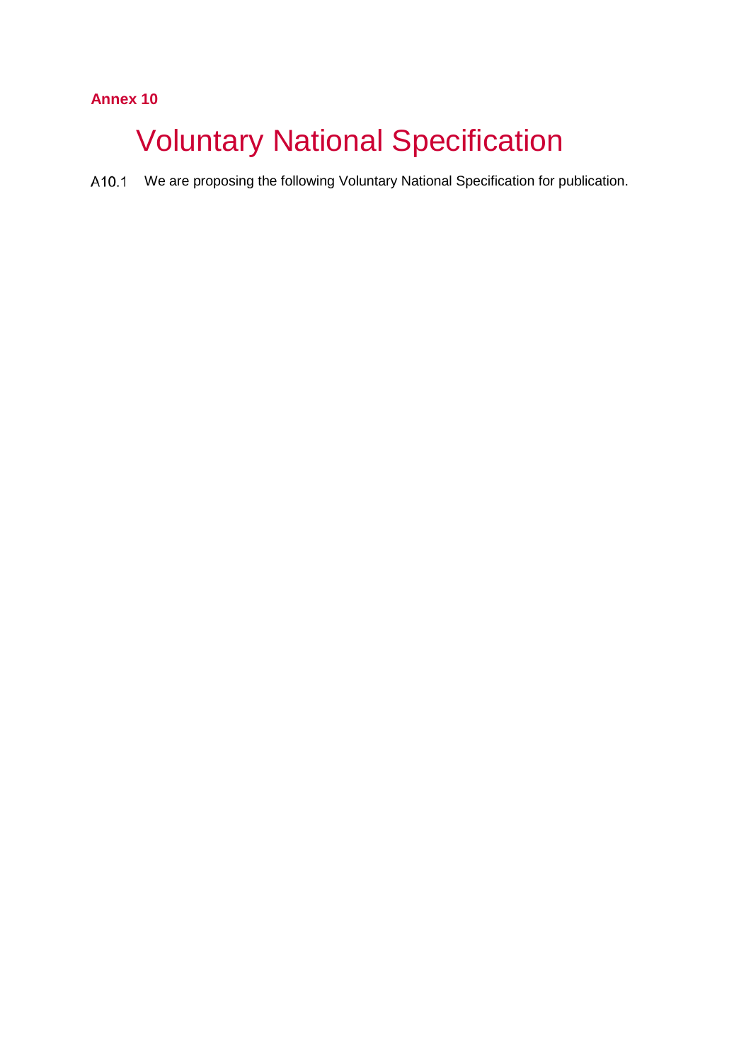**Annex 10**

# Voluntary National Specification

A10.1 We are proposing the following Voluntary National Specification for publication.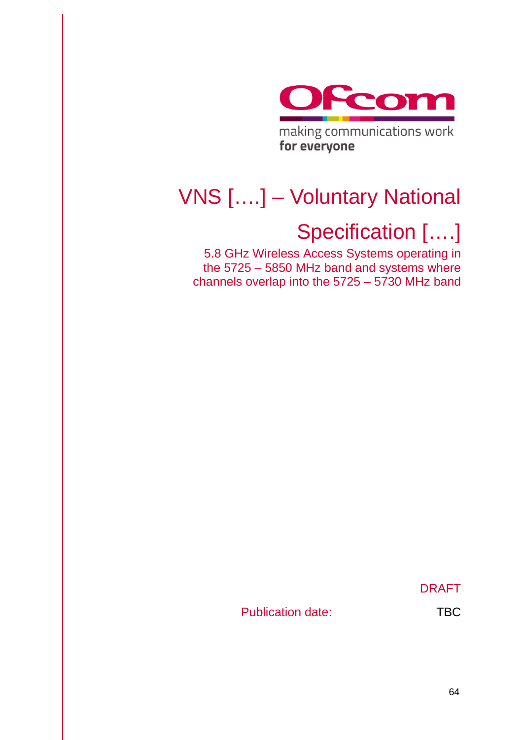# VNS [….] – Voluntary National Specification [….]

5.8 GHz Wireless Access Systems operating in the 5725 – 5850 MHz band and systems where channels overlap into the 5725 – 5730 MHz band

DRAFT

Publication date: TBC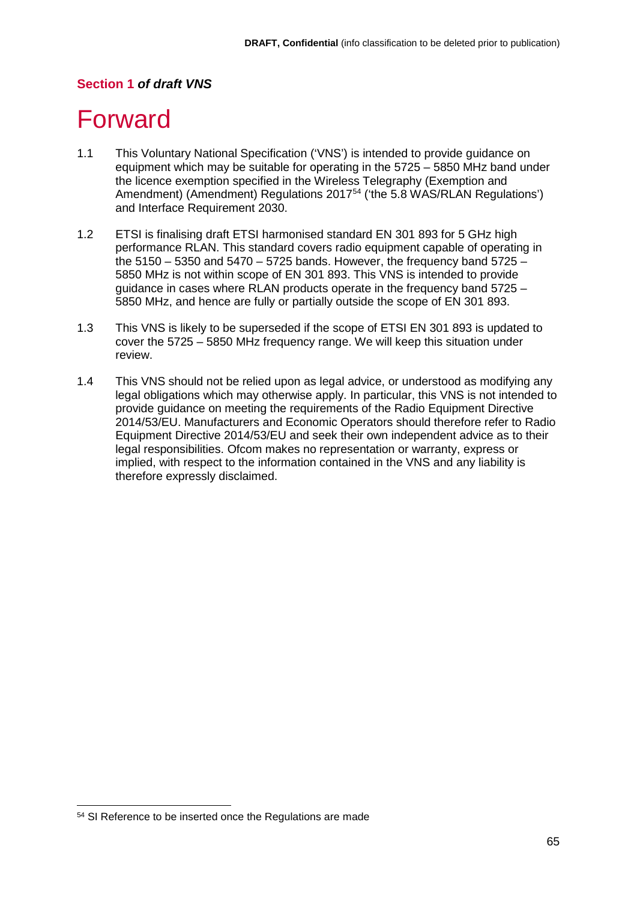**Section 1** ***of draft VNS***

# Forward

1.1 This Voluntary National Specification ('VNS') is intended to provide guidance on equipment which may be suitable for operating in the 5725 – 5850 MHz band under the licence exemption specified in the Wireless Telegraphy (Exemption and Amendment) (Amendment) Regulations 2017[54] ('the 5.8 WAS/RLAN Regulations') and Interface Requirement 2030.

1.2 ETSI is finalising draft ETSI harmonised standard EN 301 893 for 5 GHz high performance RLAN. This standard covers radio equipment capable of operating in the 5150 – 5350 and 5470 – 5725 bands. However, the frequency band 5725 – 5850 MHz is not within scope of EN 301 893. This VNS is intended to provide guidance in cases where RLAN products operate in the frequency band 5725 – 5850 MHz, and hence are fully or partially outside the scope of EN 301 893.

1.3 This VNS is likely to be superseded if the scope of ETSI EN 301 893 is updated to cover the 5725 – 5850 MHz frequency range. We will keep this situation under review.

1.4 This VNS should not be relied upon as legal advice, or understood as modifying any legal obligations which may otherwise apply. In particular, this VNS is not intended to provide guidance on meeting the requirements of the Radio Equipment Directive 2014/53/EU. Manufacturers and Economic Operators should therefore refer to Radio Equipment Directive 2014/53/EU and seek their own independent advice as to their legal responsibilities. Ofcom makes no representation or warranty, express or implied, with respect to the information contained in the VNS and any liability is therefore expressly disclaimed.

---

[54] SI Reference to be inserted once the Regulations are made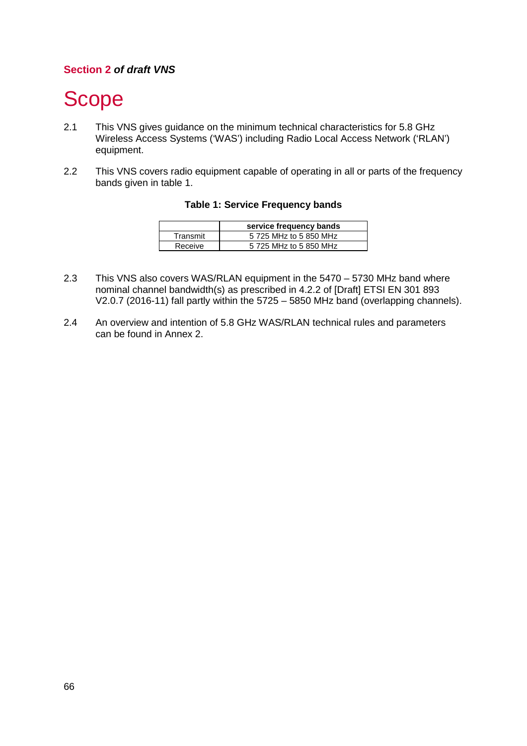**Section 2** ***of draft VNS***

# Scope

2.1 This VNS gives guidance on the minimum technical characteristics for 5.8 GHz Wireless Access Systems ('WAS') including Radio Local Access Network ('RLAN') equipment.

2.2 This VNS covers radio equipment capable of operating in all or parts of the frequency bands given in table 1.

**Table 1: Service Frequency bands**

| | **service frequency bands** |
|---|---|
| Transmit | 5 725 MHz to 5 850 MHz |
| Receive | 5 725 MHz to 5 850 MHz |

2.3 This VNS also covers WAS/RLAN equipment in the 5470 – 5730 MHz band where nominal channel bandwidth(s) as prescribed in 4.2.2 of [Draft] ETSI EN 301 893 V2.0.7 (2016-11) fall partly within the 5725 – 5850 MHz band (overlapping channels).

2.4 An overview and intention of 5.8 GHz WAS/RLAN technical rules and parameters can be found in Annex 2.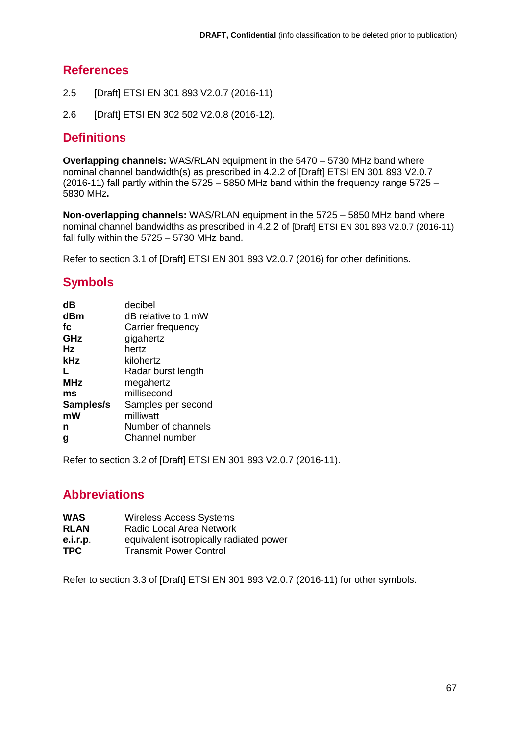## References

2.5 [Draft] ETSI EN 301 893 V2.0.7 (2016-11)

2.6 [Draft] ETSI EN 302 502 V2.0.8 (2016-12).

## Definitions

**Overlapping channels:** WAS/RLAN equipment in the 5470 – 5730 MHz band where nominal channel bandwidth(s) as prescribed in 4.2.2 of [Draft] ETSI EN 301 893 V2.0.7 (2016-11) fall partly within the 5725 – 5850 MHz band within the frequency range 5725 – 5830 MHz**.**

**Non-overlapping channels:** WAS/RLAN equipment in the 5725 – 5850 MHz band where nominal channel bandwidths as prescribed in 4.2.2 of [Draft] ETSI EN 301 893 V2.0.7 (2016-11) fall fully within the 5725 – 5730 MHz band.

Refer to section 3.1 of [Draft] ETSI EN 301 893 V2.0.7 (2016) for other definitions.

## Symbols

| | |
|---|---|
| **dB** | decibel |
| **dBm** | dB relative to 1 mW |
| **fc** | Carrier frequency |
| **GHz** | gigahertz |
| **Hz** | hertz |
| **kHz** | kilohertz |
| **L** | Radar burst length |
| **MHz** | megahertz |
| **ms** | millisecond |
| **Samples/s** | Samples per second |
| **mW** | milliwatt |
| **n** | Number of channels |
| **g** | Channel number |

Refer to section 3.2 of [Draft] ETSI EN 301 893 V2.0.7 (2016-11).

## Abbreviations

| | |
|---|---|
| **WAS** | Wireless Access Systems |
| **RLAN** | Radio Local Area Network |
| **e.i.r.p.** | equivalent isotropically radiated power |
| **TPC** | Transmit Power Control |

Refer to section 3.3 of [Draft] ETSI EN 301 893 V2.0.7 (2016-11) for other symbols.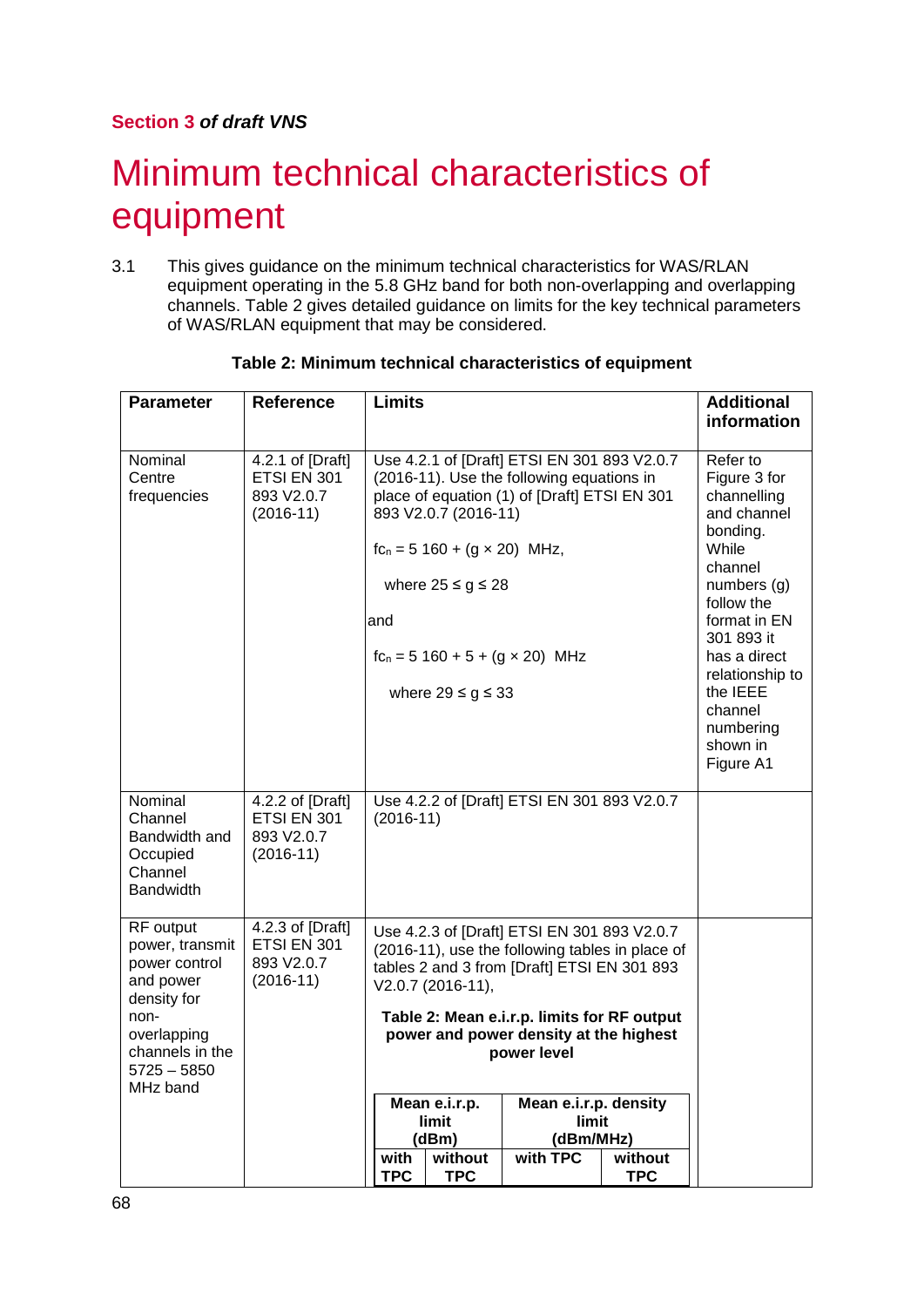**Section 3** ***of draft VNS***

# Minimum technical characteristics of equipment

3.1 This gives guidance on the minimum technical characteristics for WAS/RLAN equipment operating in the 5.8 GHz band for both non-overlapping and overlapping channels. Table 2 gives detailed guidance on limits for the key technical parameters of WAS/RLAN equipment that may be considered.

**Table 2: Minimum technical characteristics of equipment**

| Parameter | Reference | Limits | Additional information |
|---|---|---|---|
| Nominal Centre frequencies | 4.2.1 of [Draft] ETSI EN 301 893 V2.0.7 (2016-11) | Use 4.2.1 of [Draft] ETSI EN 301 893 V2.0.7 (2016-11). Use the following equations in place of equation (1) of [Draft] ETSI EN 301 893 V2.0.7 (2016-11)<br><br>$f_{c_n} = 5\,160 + (g \times 20)$ MHz,<br><br>where $25 \le g \le 28$<br><br>and<br><br>$f_{c_n} = 5\,160 + 5 + (g \times 20)$ MHz<br><br>where $29 \le g \le 33$ | Refer to Figure 3 for channelling and channel bonding. While channel numbers (g) follow the format in EN 301 893 it has a direct relationship to the IEEE channel numbering shown in Figure A1 |
| Nominal Channel Bandwidth and Occupied Channel Bandwidth | 4.2.2 of [Draft] ETSI EN 301 893 V2.0.7 (2016-11) | Use 4.2.2 of [Draft] ETSI EN 301 893 V2.0.7 (2016-11) | |
| RF output power, transmit power control and power density for non-overlapping channels in the 5725 – 5850 MHz band | 4.2.3 of [Draft] ETSI EN 301 893 V2.0.7 (2016-11) | Use 4.2.3 of [Draft] ETSI EN 301 893 V2.0.7 (2016-11), use the following tables in place of tables 2 and 3 from [Draft] ETSI EN 301 893 V2.0.7 (2016-11),<br><br>**Table 2: Mean e.i.r.p. limits for RF output power and power density at the highest power level** | |

| Mean e.i.r.p. limit (dBm) | | Mean e.i.r.p. density limit (dBm/MHz) | |
|---|---|---|---|
| with TPC | without TPC | with TPC | without TPC |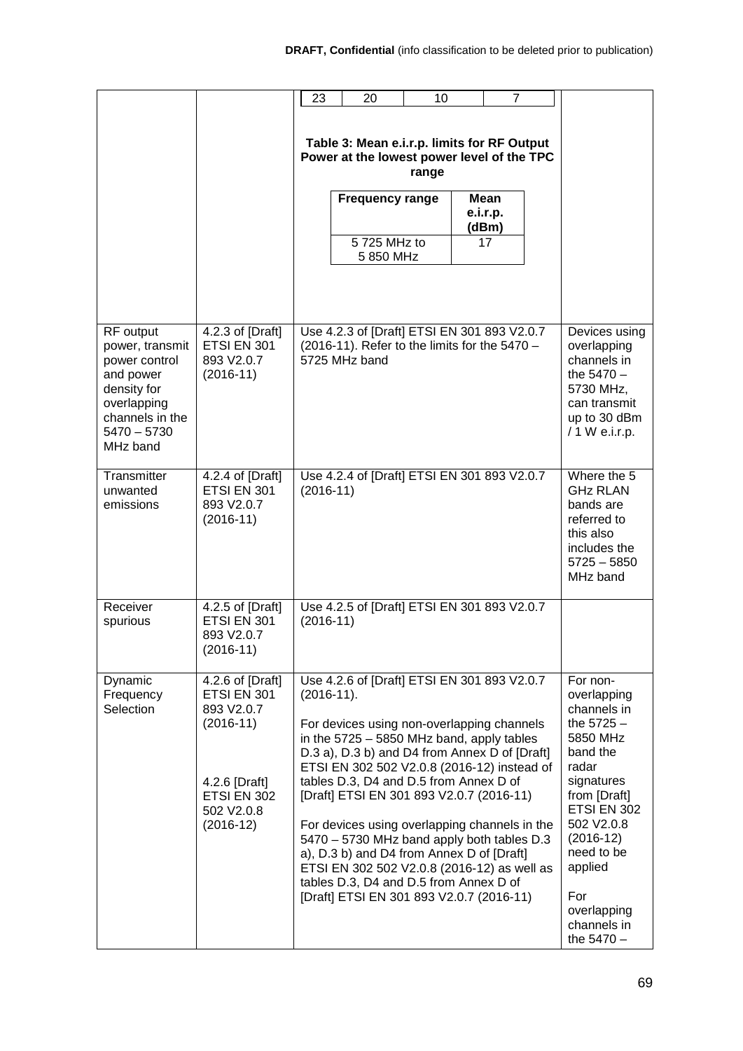**DRAFT, Confidential** (info classification to be deleted prior to publication)

| | | | |
|---|---|---|---|
| | | 23 \| 20 \| 10 \| 7<br><br>**Table 3: Mean e.i.r.p. limits for RF Output Power at the lowest power level of the TPC range**<br><br>\| **Frequency range** \| **Mean e.i.r.p. (dBm)** \|<br>\| 5 725 MHz to 5 850 MHz \| 17 \| | |
| RF output power, transmit power control and power density for overlapping channels in the 5470 – 5730 MHz band | 4.2.3 of [Draft] ETSI EN 301 893 V2.0.7 (2016-11) | Use 4.2.3 of [Draft] ETSI EN 301 893 V2.0.7 (2016-11). Refer to the limits for the 5470 – 5725 MHz band | Devices using overlapping channels in the 5470 – 5730 MHz, can transmit up to 30 dBm / 1 W e.i.r.p. |
| Transmitter unwanted emissions | 4.2.4 of [Draft] ETSI EN 301 893 V2.0.7 (2016-11) | Use 4.2.4 of [Draft] ETSI EN 301 893 V2.0.7 (2016-11) | Where the 5 GHz RLAN bands are referred to this also includes the 5725 – 5850 MHz band |
| Receiver spurious | 4.2.5 of [Draft] ETSI EN 301 893 V2.0.7 (2016-11) | Use 4.2.5 of [Draft] ETSI EN 301 893 V2.0.7 (2016-11) | |
| Dynamic Frequency Selection | 4.2.6 of [Draft] ETSI EN 301 893 V2.0.7 (2016-11)<br><br>4.2.6 [Draft] ETSI EN 302 502 V2.0.8 (2016-12) | Use 4.2.6 of [Draft] ETSI EN 301 893 V2.0.7 (2016-11).<br><br>For devices using non-overlapping channels in the 5725 – 5850 MHz band, apply tables D.3 a), D.3 b) and D4 from Annex D of [Draft] ETSI EN 302 502 V2.0.8 (2016-12) instead of tables D.3, D4 and D.5 from Annex D of [Draft] ETSI EN 301 893 V2.0.7 (2016-11)<br><br>For devices using overlapping channels in the 5470 – 5730 MHz band apply both tables D.3 a), D.3 b) and D4 from Annex D of [Draft] ETSI EN 302 502 V2.0.8 (2016-12) as well as tables D.3, D4 and D.5 from Annex D of [Draft] ETSI EN 301 893 V2.0.7 (2016-11) | For non-overlapping channels in the 5725 – 5850 MHz band the radar signatures from [Draft] ETSI EN 302 502 V2.0.8 (2016-12) need to be applied<br><br>For overlapping channels in the 5470 – |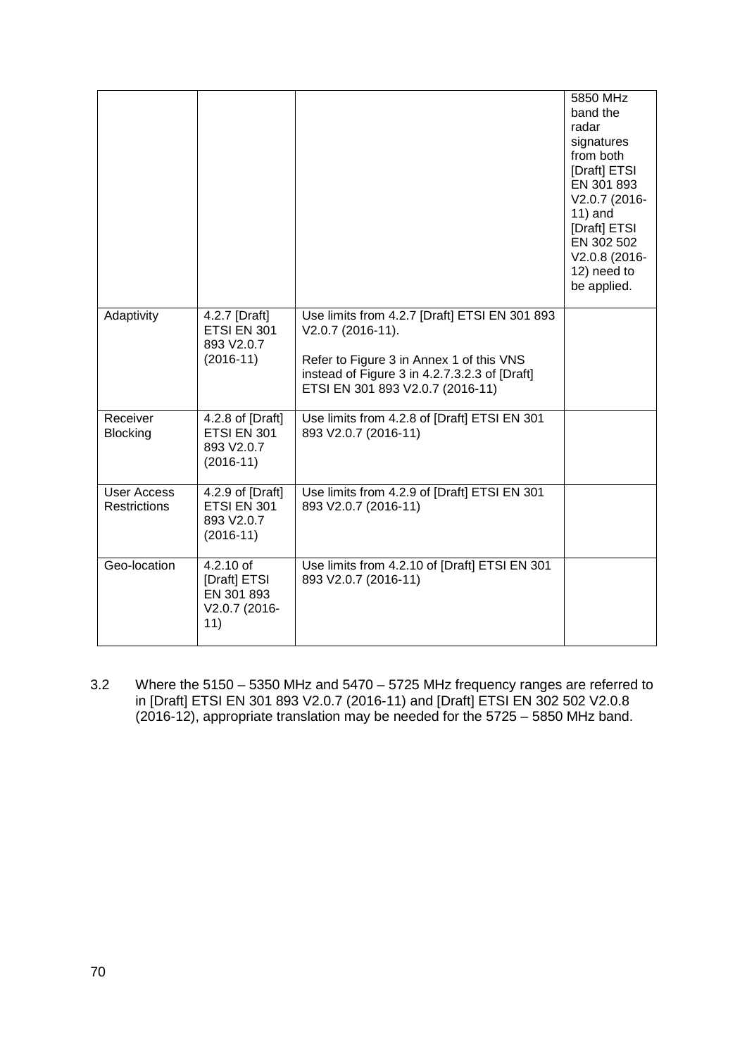| | | | |
|---|---|---|---|
| | | | 5850 MHz band the radar signatures from both [Draft] ETSI EN 301 893 V2.0.7 (2016-11) and [Draft] ETSI EN 302 502 V2.0.8 (2016-12) need to be applied. |
| Adaptivity | 4.2.7 [Draft] ETSI EN 301 893 V2.0.7 (2016-11) | Use limits from 4.2.7 [Draft] ETSI EN 301 893 V2.0.7 (2016-11).<br><br>Refer to Figure 3 in Annex 1 of this VNS instead of Figure 3 in 4.2.7.3.2.3 of [Draft] ETSI EN 301 893 V2.0.7 (2016-11) | |
| Receiver Blocking | 4.2.8 of [Draft] ETSI EN 301 893 V2.0.7 (2016-11) | Use limits from 4.2.8 of [Draft] ETSI EN 301 893 V2.0.7 (2016-11) | |
| User Access Restrictions | 4.2.9 of [Draft] ETSI EN 301 893 V2.0.7 (2016-11) | Use limits from 4.2.9 of [Draft] ETSI EN 301 893 V2.0.7 (2016-11) | |
| Geo-location | 4.2.10 of [Draft] ETSI EN 301 893 V2.0.7 (2016-11) | Use limits from 4.2.10 of [Draft] ETSI EN 301 893 V2.0.7 (2016-11) | |

3.2 Where the 5150 – 5350 MHz and 5470 – 5725 MHz frequency ranges are referred to in [Draft] ETSI EN 301 893 V2.0.7 (2016-11) and [Draft] ETSI EN 302 502 V2.0.8 (2016-12), appropriate translation may be needed for the 5725 – 5850 MHz band.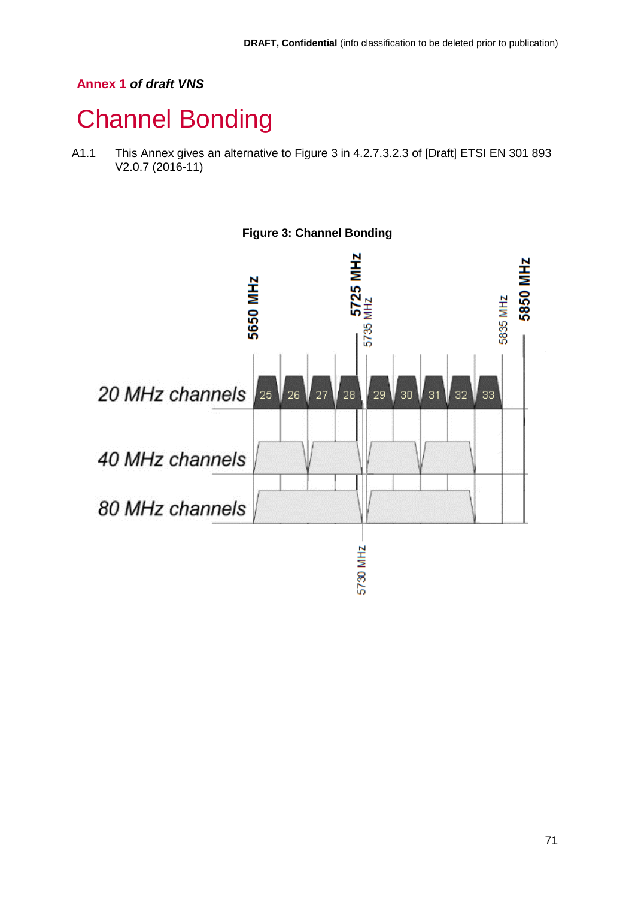**DRAFT, Confidential** (info classification to be deleted prior to publication)

**Annex 1** ***of draft VNS***

# Channel Bonding

A1.1 This Annex gives an alternative to Figure 3 in 4.2.7.3.2.3 of [Draft] ETSI EN 301 893 V2.0.7 (2016-11)

**Figure 3: Channel Bonding**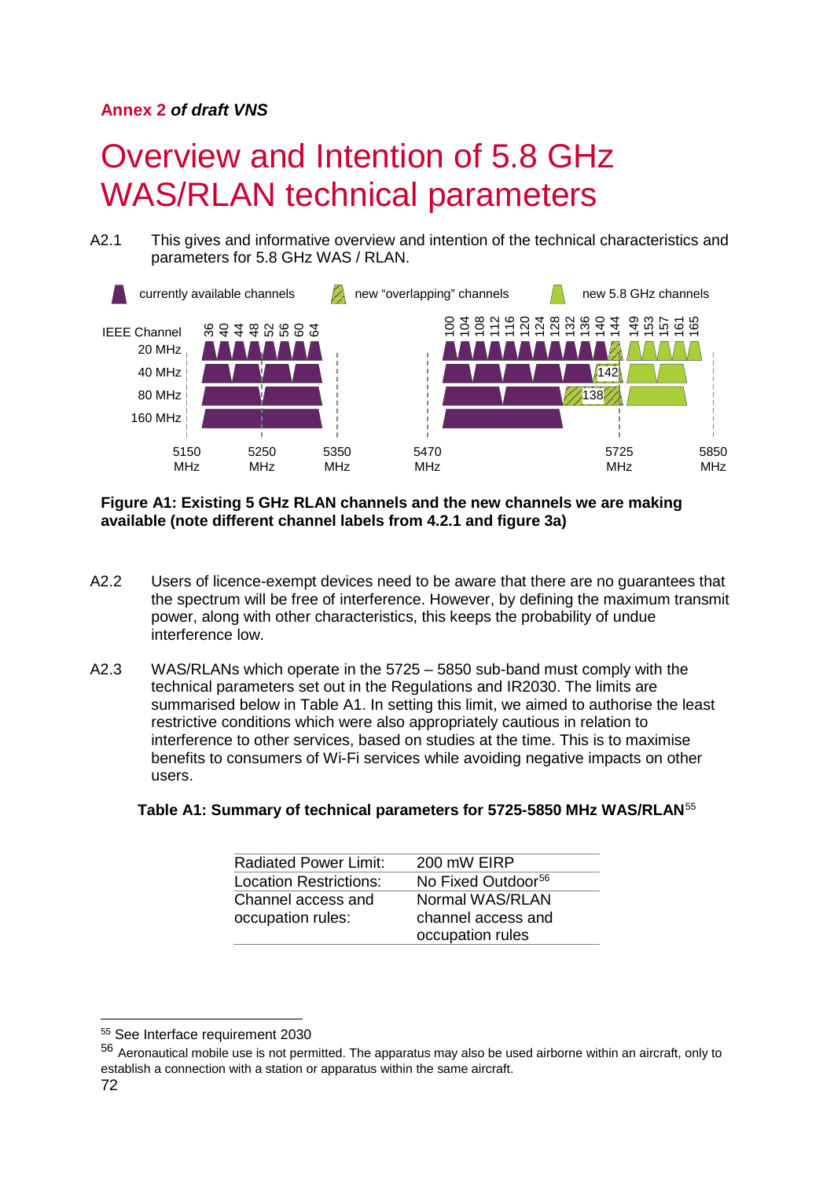**Annex 2** ***of draft VNS***

# Overview and Intention of 5.8 GHz WAS/RLAN technical parameters

A2.1 This gives and informative overview and intention of the technical characteristics and parameters for 5.8 GHz WAS / RLAN.

**Figure A1: Existing 5 GHz RLAN channels and the new channels we are making available (note different channel labels from 4.2.1 and figure 3a)**

A2.2 Users of licence-exempt devices need to be aware that there are no guarantees that the spectrum will be free of interference. However, by defining the maximum transmit power, along with other characteristics, this keeps the probability of undue interference low.

A2.3 WAS/RLANs which operate in the 5725 – 5850 sub-band must comply with the technical parameters set out in the Regulations and IR2030. The limits are summarised below in Table A1. In setting this limit, we aimed to authorise the least restrictive conditions which were also appropriately cautious in relation to interference to other services, based on studies at the time. This is to maximise benefits to consumers of Wi-Fi services while avoiding negative impacts on other users.

**Table A1: Summary of technical parameters for 5725-5850 MHz WAS/RLAN**[55]

| | |
|---|---|
| Radiated Power Limit: | 200 mW EIRP |
| Location Restrictions: | No Fixed Outdoor[56] |
| Channel access and occupation rules: | Normal WAS/RLAN channel access and occupation rules |

[55] See Interface requirement 2030

[56] Aeronautical mobile use is not permitted. The apparatus may also be used airborne within an aircraft, only to establish a connection with a station or apparatus within the same aircraft.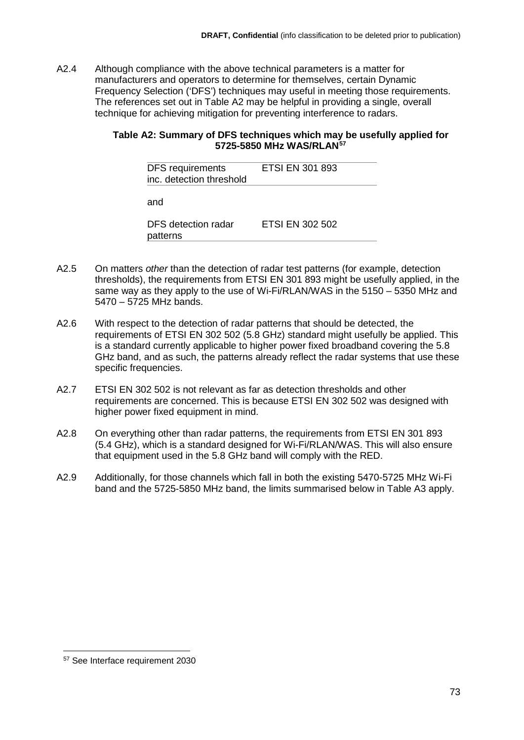A2.4 Although compliance with the above technical parameters is a matter for manufacturers and operators to determine for themselves, certain Dynamic Frequency Selection ('DFS') techniques may useful in meeting those requirements. The references set out in Table A2 may be helpful in providing a single, overall technique for achieving mitigation for preventing interference to radars.

**Table A2: Summary of DFS techniques which may be usefully applied for 5725-5850 MHz WAS/RLAN[57]**

| | |
|---|---|
| DFS requirements inc. detection threshold | ETSI EN 301 893 |
| and | |
| DFS detection radar patterns | ETSI EN 302 502 |

A2.5 On matters *other* than the detection of radar test patterns (for example, detection thresholds), the requirements from ETSI EN 301 893 might be usefully applied, in the same way as they apply to the use of Wi-Fi/RLAN/WAS in the 5150 – 5350 MHz and 5470 – 5725 MHz bands.

A2.6 With respect to the detection of radar patterns that should be detected, the requirements of ETSI EN 302 502 (5.8 GHz) standard might usefully be applied. This is a standard currently applicable to higher power fixed broadband covering the 5.8 GHz band, and as such, the patterns already reflect the radar systems that use these specific frequencies.

A2.7 ETSI EN 302 502 is not relevant as far as detection thresholds and other requirements are concerned. This is because ETSI EN 302 502 was designed with higher power fixed equipment in mind.

A2.8 On everything other than radar patterns, the requirements from ETSI EN 301 893 (5.4 GHz), which is a standard designed for Wi-Fi/RLAN/WAS. This will also ensure that equipment used in the 5.8 GHz band will comply with the RED.

A2.9 Additionally, for those channels which fall in both the existing 5470-5725 MHz Wi-Fi band and the 5725-5850 MHz band, the limits summarised below in Table A3 apply.

[57] See Interface requirement 2030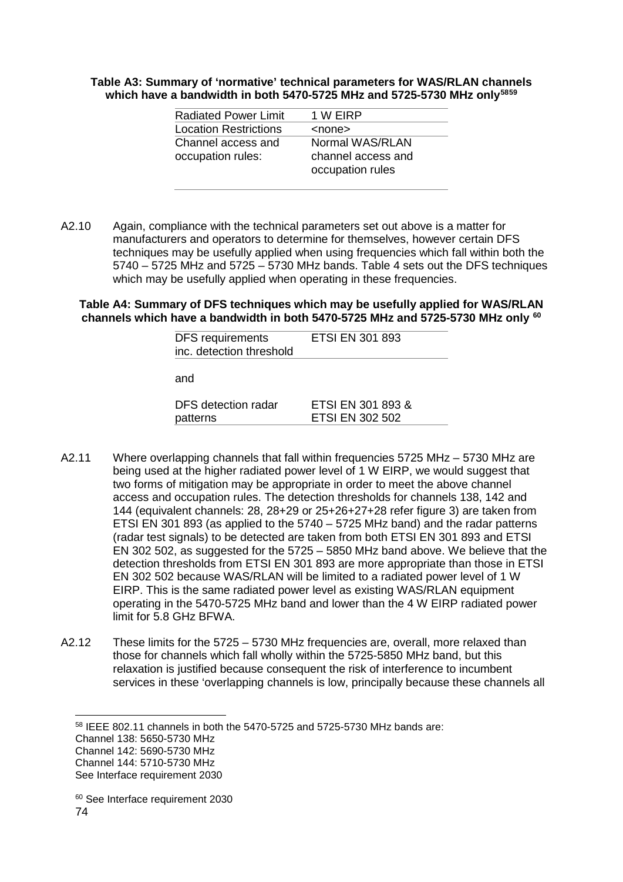**Table A3: Summary of 'normative' technical parameters for WAS/RLAN channels which have a bandwidth in both 5470-5725 MHz and 5725-5730 MHz only[58][59]**

| | |
|---|---|
| Radiated Power Limit | 1 W EIRP |
| Location Restrictions | <none> |
| Channel access and occupation rules: | Normal WAS/RLAN channel access and occupation rules |

A2.10 Again, compliance with the technical parameters set out above is a matter for manufacturers and operators to determine for themselves, however certain DFS techniques may be usefully applied when using frequencies which fall within both the 5740 – 5725 MHz and 5725 – 5730 MHz bands. Table 4 sets out the DFS techniques which may be usefully applied when operating in these frequencies.

**Table A4: Summary of DFS techniques which may be usefully applied for WAS/RLAN channels which have a bandwidth in both 5470-5725 MHz and 5725-5730 MHz only [60]**

| | |
|---|---|
| DFS requirements inc. detection threshold | ETSI EN 301 893 |
| and | |
| DFS detection radar patterns | ETSI EN 301 893 & ETSI EN 302 502 |

A2.11 Where overlapping channels that fall within frequencies 5725 MHz – 5730 MHz are being used at the higher radiated power level of 1 W EIRP, we would suggest that two forms of mitigation may be appropriate in order to meet the above channel access and occupation rules. The detection thresholds for channels 138, 142 and 144 (equivalent channels: 28, 28+29 or 25+26+27+28 refer figure 3) are taken from ETSI EN 301 893 (as applied to the 5740 – 5725 MHz band) and the radar patterns (radar test signals) to be detected are taken from both ETSI EN 301 893 and ETSI EN 302 502, as suggested for the 5725 – 5850 MHz band above. We believe that the detection thresholds from ETSI EN 301 893 are more appropriate than those in ETSI EN 302 502 because WAS/RLAN will be limited to a radiated power level of 1 W EIRP. This is the same radiated power level as existing WAS/RLAN equipment operating in the 5470-5725 MHz band and lower than the 4 W EIRP radiated power limit for 5.8 GHz BFWA.

A2.12 These limits for the 5725 – 5730 MHz frequencies are, overall, more relaxed than those for channels which fall wholly within the 5725-5850 MHz band, but this relaxation is justified because consequent the risk of interference to incumbent services in these 'overlapping channels is low, principally because these channels all

---

[58] IEEE 802.11 channels in both the 5470-5725 and 5725-5730 MHz bands are:
Channel 138: 5650-5730 MHz
Channel 142: 5690-5730 MHz
Channel 144: 5710-5730 MHz
See Interface requirement 2030

[60] See Interface requirement 2030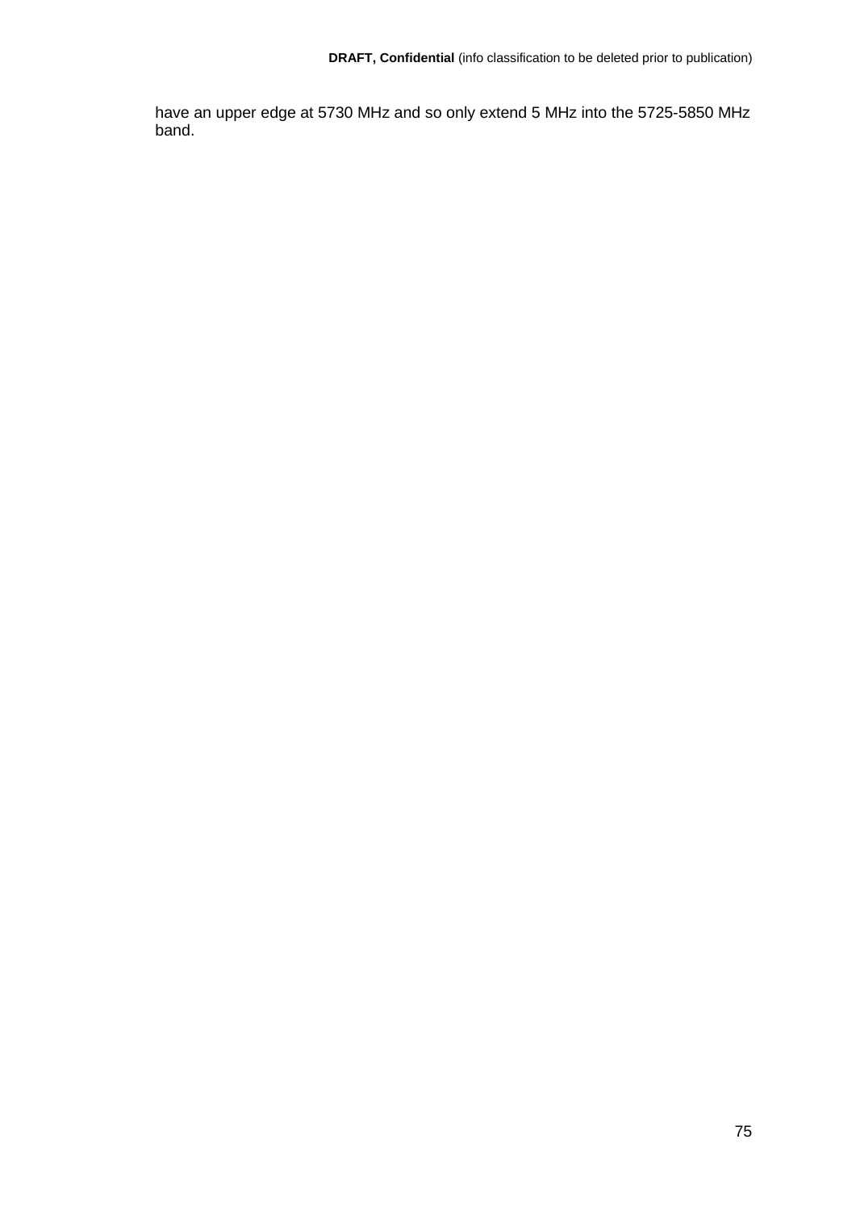have an upper edge at 5730 MHz and so only extend 5 MHz into the 5725-5850 MHz band.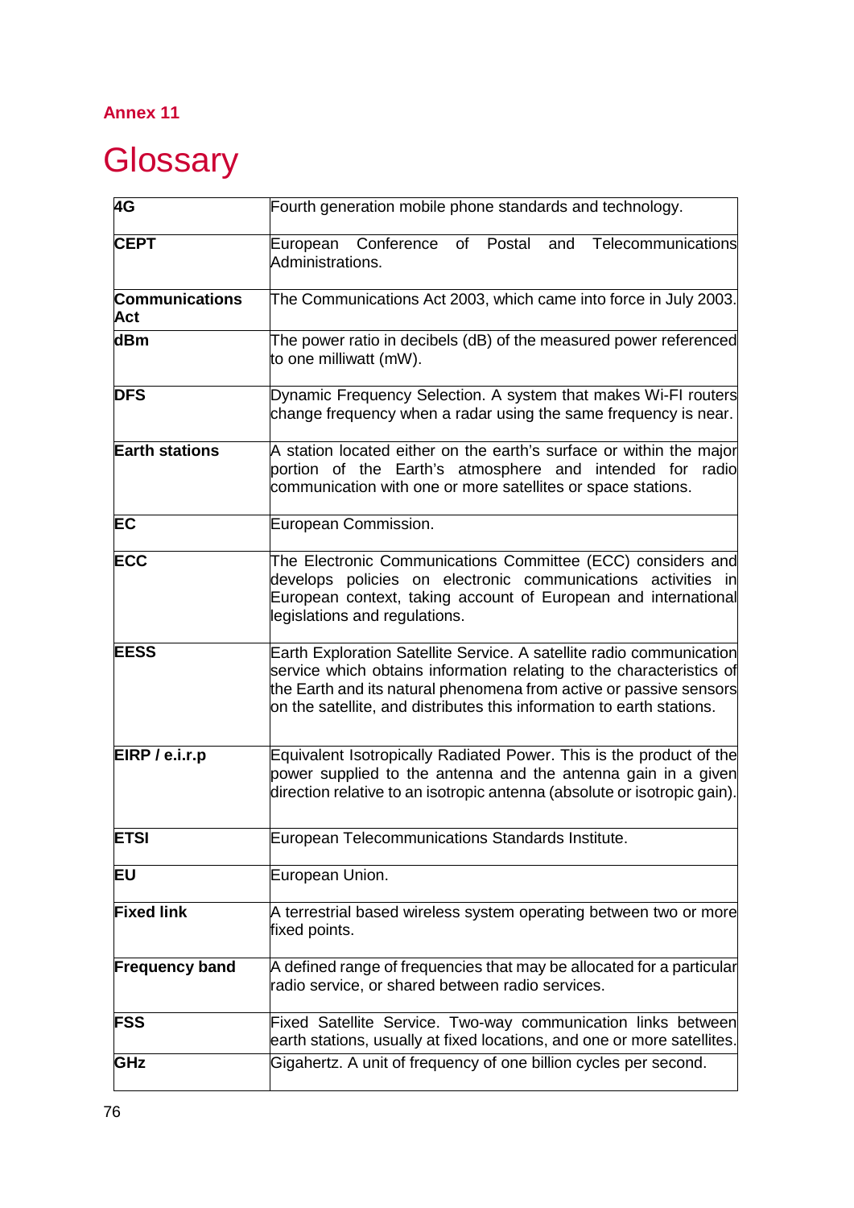## Annex 11

# Glossary

| | |
|---|---|
| **4G** | Fourth generation mobile phone standards and technology. |
| **CEPT** | European Conference of Postal and Telecommunications Administrations. |
| **Communications Act** | The Communications Act 2003, which came into force in July 2003. |
| **dBm** | The power ratio in decibels (dB) of the measured power referenced to one milliwatt (mW). |
| **DFS** | Dynamic Frequency Selection. A system that makes Wi-FI routers change frequency when a radar using the same frequency is near. |
| **Earth stations** | A station located either on the earth's surface or within the major portion of the Earth's atmosphere and intended for radio communication with one or more satellites or space stations. |
| **EC** | European Commission. |
| **ECC** | The Electronic Communications Committee (ECC) considers and develops policies on electronic communications activities in European context, taking account of European and international legislations and regulations. |
| **EESS** | Earth Exploration Satellite Service. A satellite radio communication service which obtains information relating to the characteristics of the Earth and its natural phenomena from active or passive sensors on the satellite, and distributes this information to earth stations. |
| **EIRP / e.i.r.p** | Equivalent Isotropically Radiated Power. This is the product of the power supplied to the antenna and the antenna gain in a given direction relative to an isotropic antenna (absolute or isotropic gain). |
| **ETSI** | European Telecommunications Standards Institute. |
| **EU** | European Union. |
| **Fixed link** | A terrestrial based wireless system operating between two or more fixed points. |
| **Frequency band** | A defined range of frequencies that may be allocated for a particular radio service, or shared between radio services. |
| **FSS** | Fixed Satellite Service. Two-way communication links between earth stations, usually at fixed locations, and one or more satellites. |
| **GHz** | Gigahertz. A unit of frequency of one billion cycles per second. |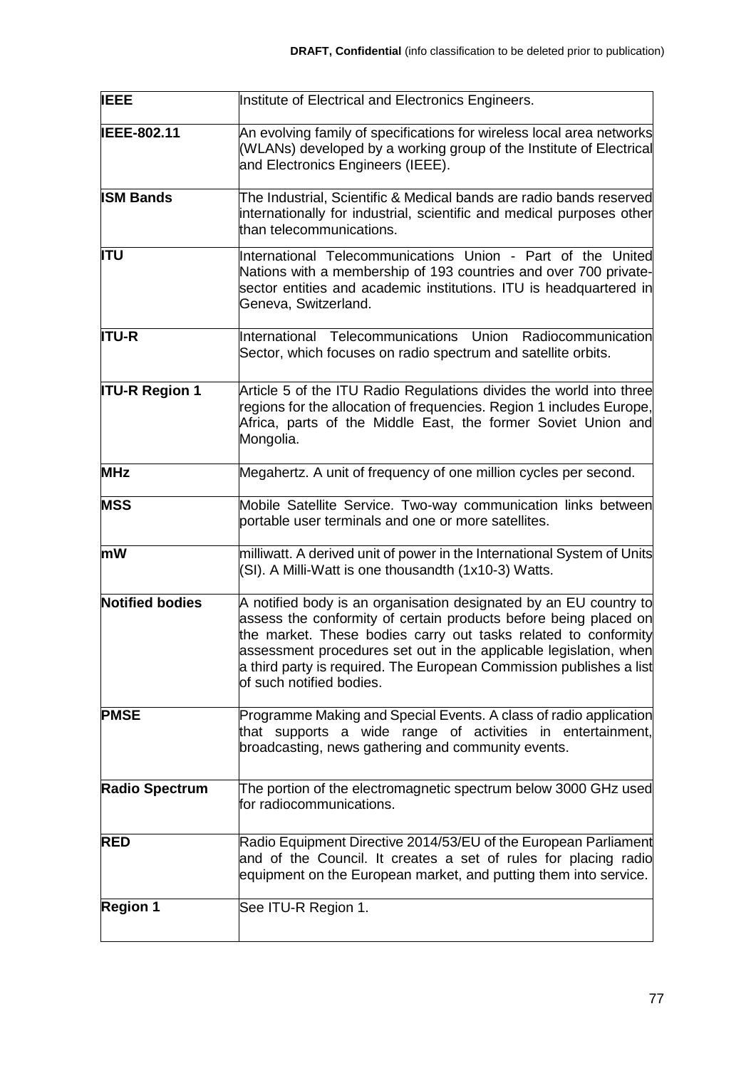| | |
|---|---|
| **IEEE** | Institute of Electrical and Electronics Engineers. |
| **IEEE-802.11** | An evolving family of specifications for wireless local area networks (WLANs) developed by a working group of the Institute of Electrical and Electronics Engineers (IEEE). |
| **ISM Bands** | The Industrial, Scientific & Medical bands are radio bands reserved internationally for industrial, scientific and medical purposes other than telecommunications. |
| **ITU** | International Telecommunications Union - Part of the United Nations with a membership of 193 countries and over 700 private-sector entities and academic institutions. ITU is headquartered in Geneva, Switzerland. |
| **ITU-R** | International Telecommunications Union Radiocommunication Sector, which focuses on radio spectrum and satellite orbits. |
| **ITU-R Region 1** | Article 5 of the ITU Radio Regulations divides the world into three regions for the allocation of frequencies. Region 1 includes Europe, Africa, parts of the Middle East, the former Soviet Union and Mongolia. |
| **MHz** | Megahertz. A unit of frequency of one million cycles per second. |
| **MSS** | Mobile Satellite Service. Two-way communication links between portable user terminals and one or more satellites. |
| **mW** | milliwatt. A derived unit of power in the International System of Units (SI). A Milli-Watt is one thousandth (1x10-3) Watts. |
| **Notified bodies** | A notified body is an organisation designated by an EU country to assess the conformity of certain products before being placed on the market. These bodies carry out tasks related to conformity assessment procedures set out in the applicable legislation, when a third party is required. The European Commission publishes a list of such notified bodies. |
| **PMSE** | Programme Making and Special Events. A class of radio application that supports a wide range of activities in entertainment, broadcasting, news gathering and community events. |
| **Radio Spectrum** | The portion of the electromagnetic spectrum below 3000 GHz used for radiocommunications. |
| **RED** | Radio Equipment Directive 2014/53/EU of the European Parliament and of the Council. It creates a set of rules for placing radio equipment on the European market, and putting them into service. |
| **Region 1** | See ITU-R Region 1. |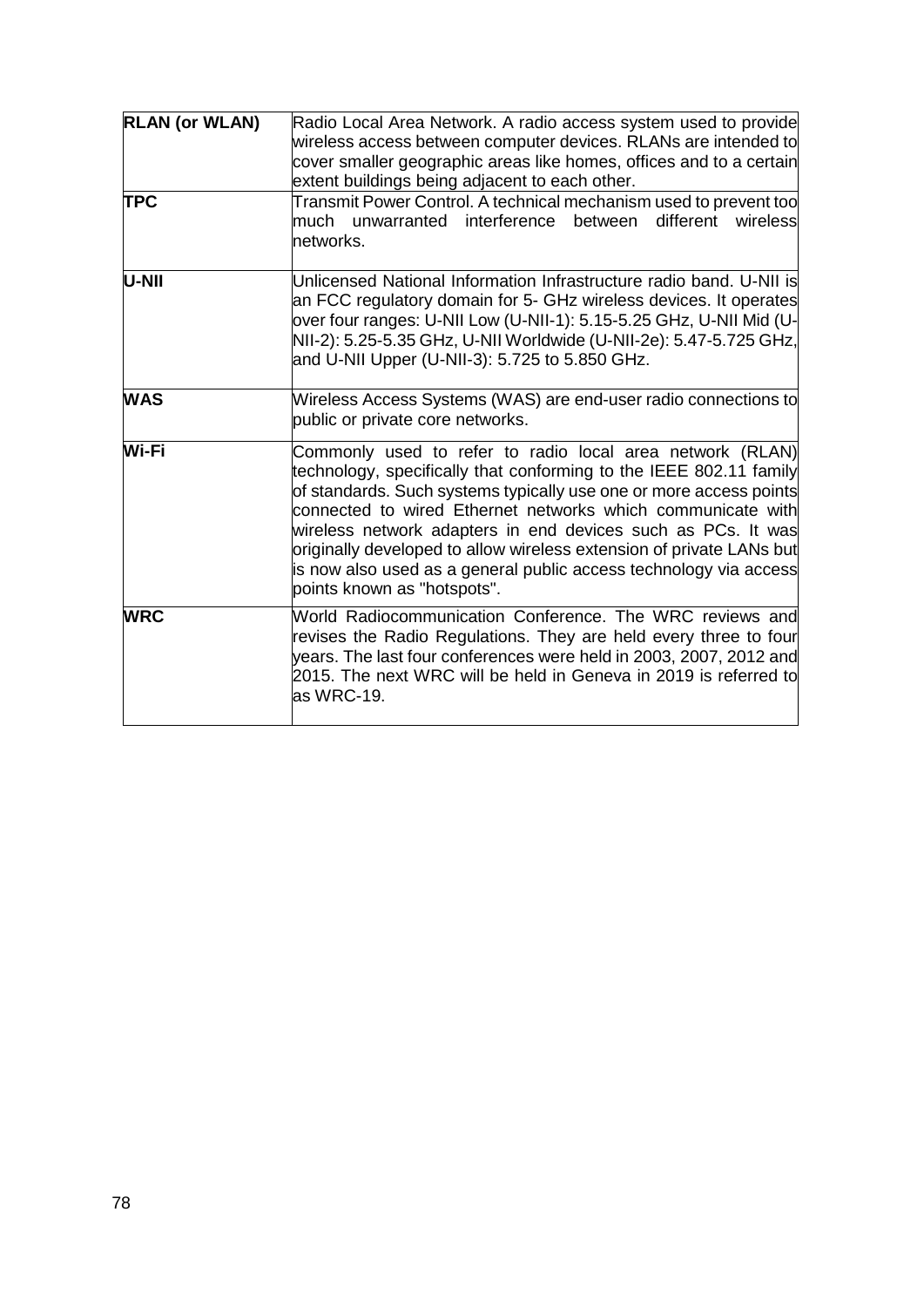| | |
|---|---|
| **RLAN (or WLAN)** | Radio Local Area Network. A radio access system used to provide wireless access between computer devices. RLANs are intended to cover smaller geographic areas like homes, offices and to a certain extent buildings being adjacent to each other. |
| **TPC** | Transmit Power Control. A technical mechanism used to prevent too much unwarranted interference between different wireless networks. |
| **U-NII** | Unlicensed National Information Infrastructure radio band. U-NII is an FCC regulatory domain for 5- GHz wireless devices. It operates over four ranges: U-NII Low (U-NII-1): 5.15-5.25 GHz, U-NII Mid (U-NII-2): 5.25-5.35 GHz, U-NII Worldwide (U-NII-2e): 5.47-5.725 GHz, and U-NII Upper (U-NII-3): 5.725 to 5.850 GHz. |
| **WAS** | Wireless Access Systems (WAS) are end-user radio connections to public or private core networks. |
| **Wi-Fi** | Commonly used to refer to radio local area network (RLAN) technology, specifically that conforming to the IEEE 802.11 family of standards. Such systems typically use one or more access points connected to wired Ethernet networks which communicate with wireless network adapters in end devices such as PCs. It was originally developed to allow wireless extension of private LANs but is now also used as a general public access technology via access points known as "hotspots". |
| **WRC** | World Radiocommunication Conference. The WRC reviews and revises the Radio Regulations. They are held every three to four years. The last four conferences were held in 2003, 2007, 2012 and 2015. The next WRC will be held in Geneva in 2019 is referred to as WRC-19. |